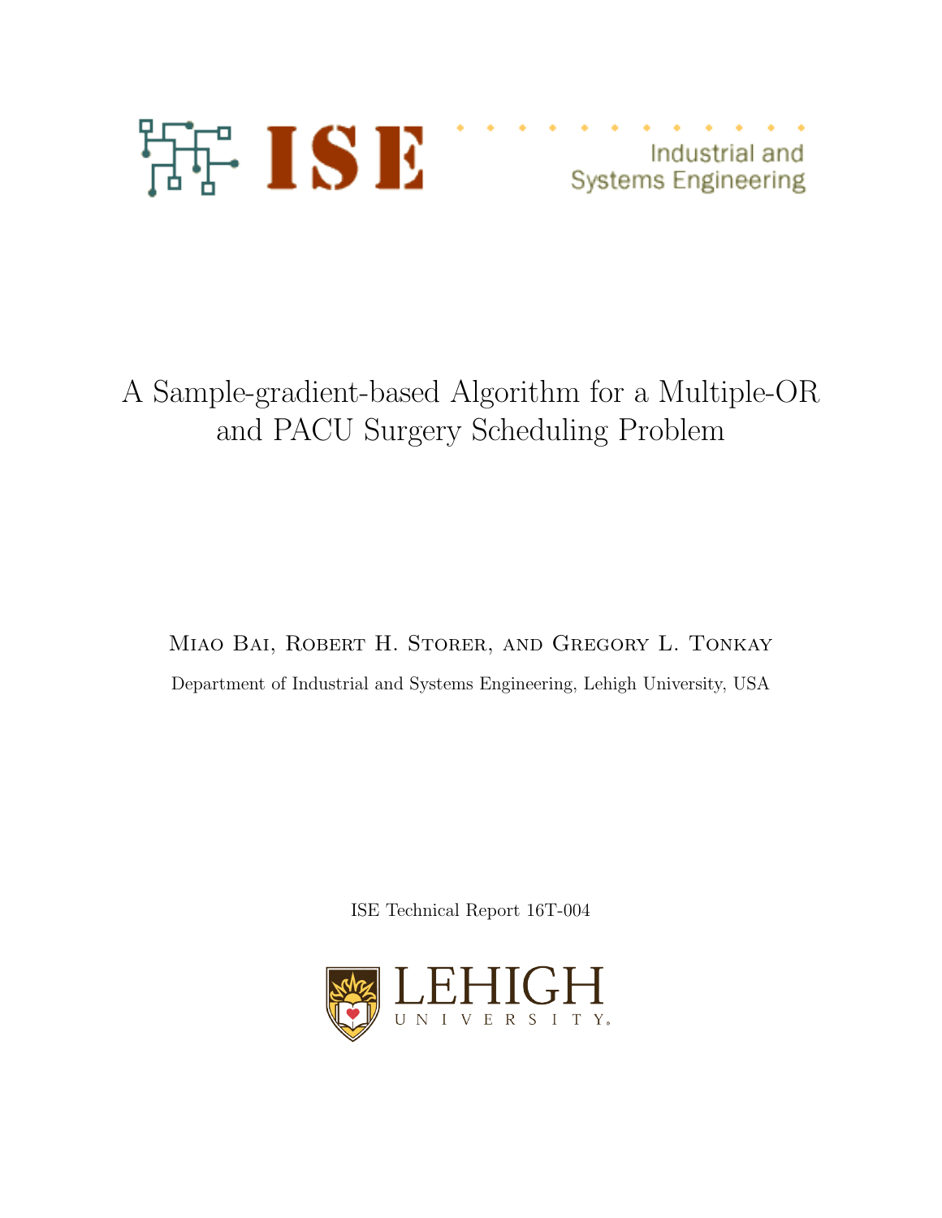ISE

Industrial and Systems Engineering

# A Sample-gradient-based Algorithm for a Multiple-OR and PACU Surgery Scheduling Problem

Miao Bai, Robert H. Storer, and Gregory L. Tonkay

Department of Industrial and Systems Engineering, Lehigh University, USA

ISE Technical Report 16T-004

LEHIGH UNIVERSITY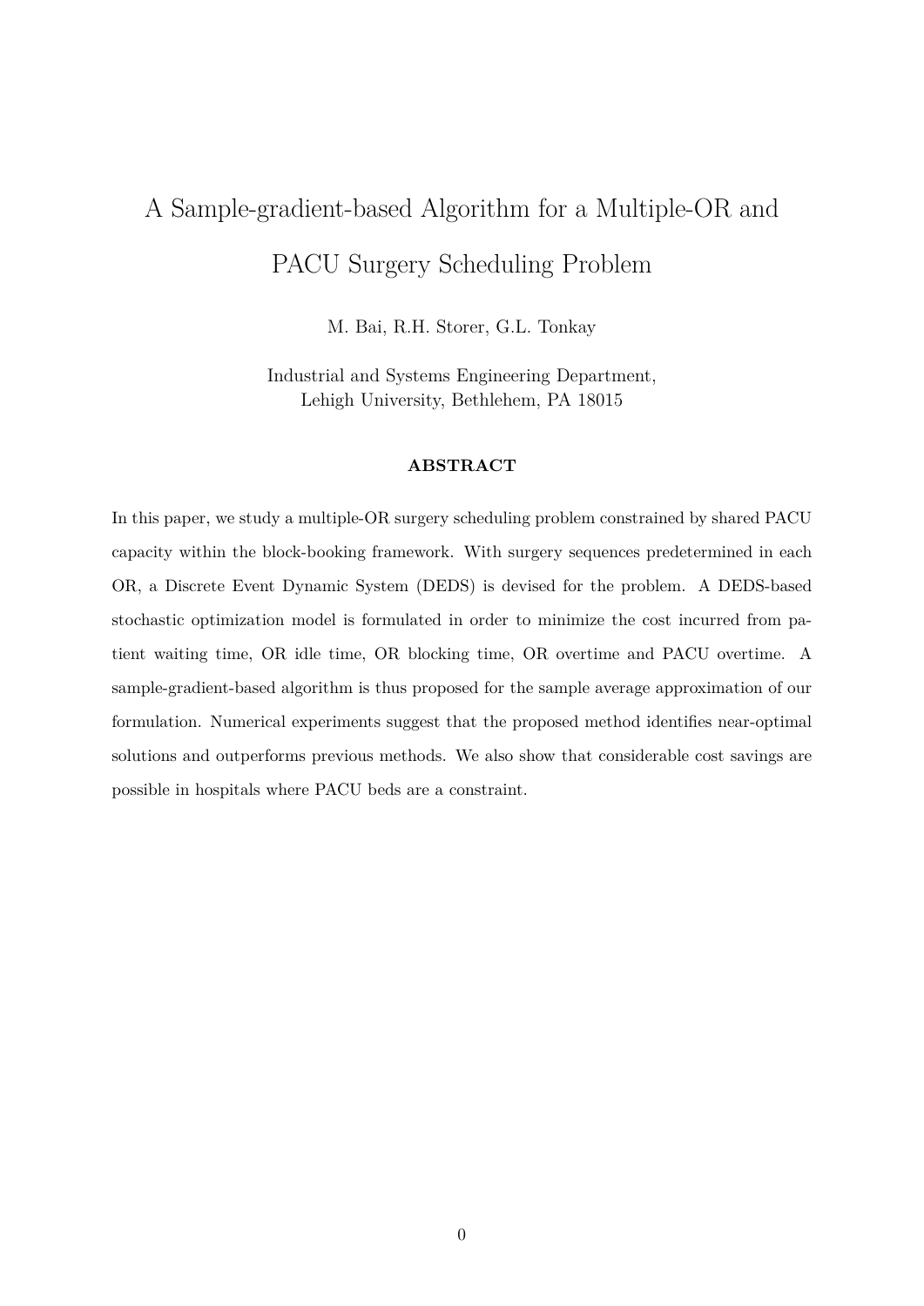# A Sample-gradient-based Algorithm for a Multiple-OR and PACU Surgery Scheduling Problem

M. Bai, R.H. Storer, G.L. Tonkay

Industrial and Systems Engineering Department,
Lehigh University, Bethlehem, PA 18015

### ABSTRACT

In this paper, we study a multiple-OR surgery scheduling problem constrained by shared PACU capacity within the block-booking framework. With surgery sequences predetermined in each OR, a Discrete Event Dynamic System (DEDS) is devised for the problem. A DEDS-based stochastic optimization model is formulated in order to minimize the cost incurred from patient waiting time, OR idle time, OR blocking time, OR overtime and PACU overtime. A sample-gradient-based algorithm is thus proposed for the sample average approximation of our formulation. Numerical experiments suggest that the proposed method identifies near-optimal solutions and outperforms previous methods. We also show that considerable cost savings are possible in hospitals where PACU beds are a constraint.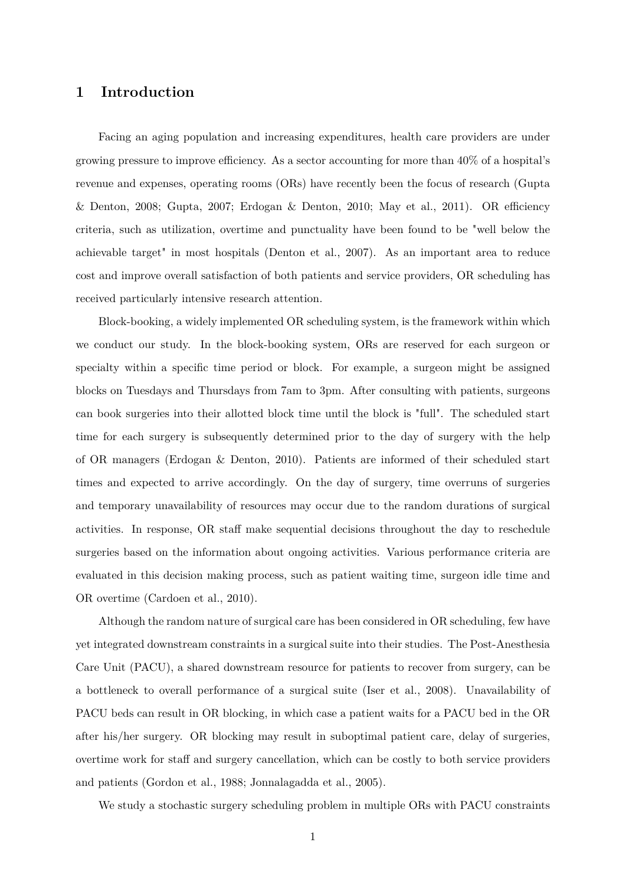# 1 Introduction

Facing an aging population and increasing expenditures, health care providers are under growing pressure to improve efficiency. As a sector accounting for more than 40% of a hospital's revenue and expenses, operating rooms (ORs) have recently been the focus of research (Gupta & Denton, 2008; Gupta, 2007; Erdogan & Denton, 2010; May et al., 2011). OR efficiency criteria, such as utilization, overtime and punctuality have been found to be "well below the achievable target" in most hospitals (Denton et al., 2007). As an important area to reduce cost and improve overall satisfaction of both patients and service providers, OR scheduling has received particularly intensive research attention.

Block-booking, a widely implemented OR scheduling system, is the framework within which we conduct our study. In the block-booking system, ORs are reserved for each surgeon or specialty within a specific time period or block. For example, a surgeon might be assigned blocks on Tuesdays and Thursdays from 7am to 3pm. After consulting with patients, surgeons can book surgeries into their allotted block time until the block is "full". The scheduled start time for each surgery is subsequently determined prior to the day of surgery with the help of OR managers (Erdogan & Denton, 2010). Patients are informed of their scheduled start times and expected to arrive accordingly. On the day of surgery, time overruns of surgeries and temporary unavailability of resources may occur due to the random durations of surgical activities. In response, OR staff make sequential decisions throughout the day to reschedule surgeries based on the information about ongoing activities. Various performance criteria are evaluated in this decision making process, such as patient waiting time, surgeon idle time and OR overtime (Cardoen et al., 2010).

Although the random nature of surgical care has been considered in OR scheduling, few have yet integrated downstream constraints in a surgical suite into their studies. The Post-Anesthesia Care Unit (PACU), a shared downstream resource for patients to recover from surgery, can be a bottleneck to overall performance of a surgical suite (Iser et al., 2008). Unavailability of PACU beds can result in OR blocking, in which case a patient waits for a PACU bed in the OR after his/her surgery. OR blocking may result in suboptimal patient care, delay of surgeries, overtime work for staff and surgery cancellation, which can be costly to both service providers and patients (Gordon et al., 1988; Jonnalagadda et al., 2005).

We study a stochastic surgery scheduling problem in multiple ORs with PACU constraints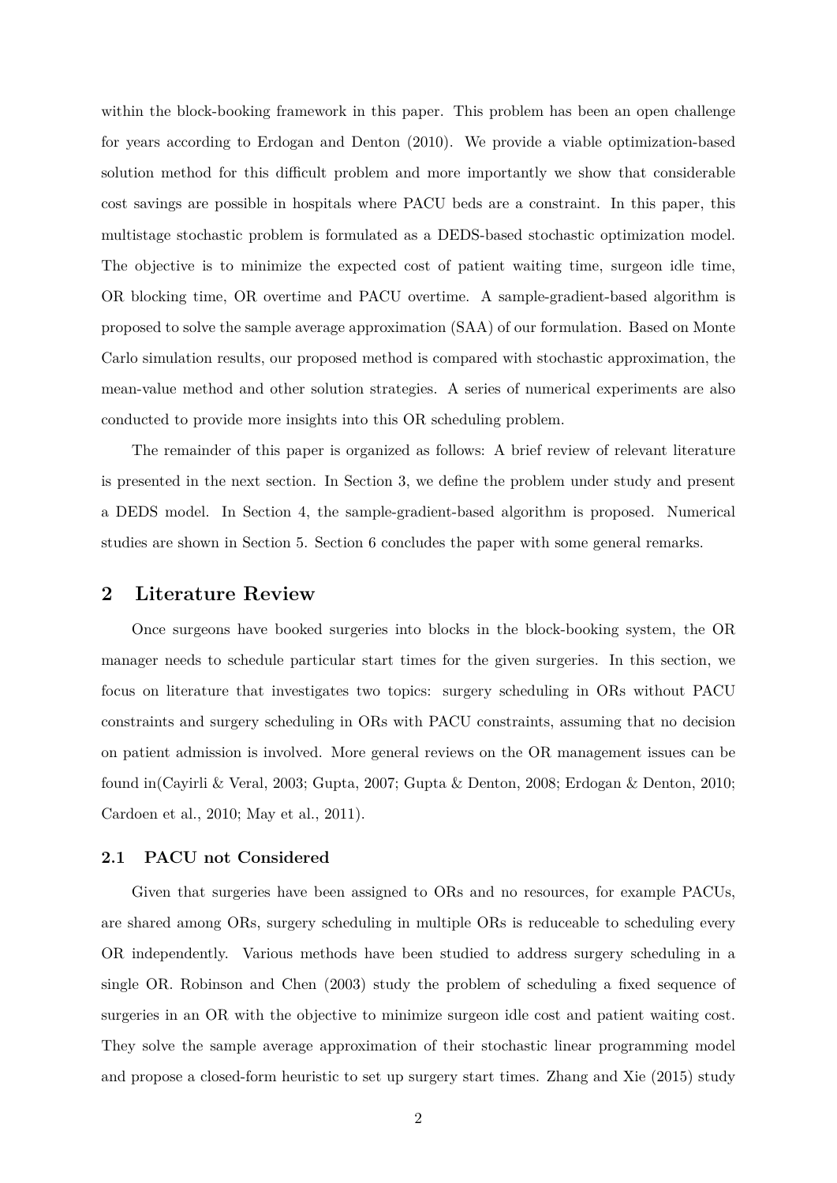within the block-booking framework in this paper. This problem has been an open challenge for years according to Erdogan and Denton (2010). We provide a viable optimization-based solution method for this difficult problem and more importantly we show that considerable cost savings are possible in hospitals where PACU beds are a constraint. In this paper, this multistage stochastic problem is formulated as a DEDS-based stochastic optimization model. The objective is to minimize the expected cost of patient waiting time, surgeon idle time, OR blocking time, OR overtime and PACU overtime. A sample-gradient-based algorithm is proposed to solve the sample average approximation (SAA) of our formulation. Based on Monte Carlo simulation results, our proposed method is compared with stochastic approximation, the mean-value method and other solution strategies. A series of numerical experiments are also conducted to provide more insights into this OR scheduling problem.

The remainder of this paper is organized as follows: A brief review of relevant literature is presented in the next section. In Section 3, we define the problem under study and present a DEDS model. In Section 4, the sample-gradient-based algorithm is proposed. Numerical studies are shown in Section 5. Section 6 concludes the paper with some general remarks.

## 2 Literature Review

Once surgeons have booked surgeries into blocks in the block-booking system, the OR manager needs to schedule particular start times for the given surgeries. In this section, we focus on literature that investigates two topics: surgery scheduling in ORs without PACU constraints and surgery scheduling in ORs with PACU constraints, assuming that no decision on patient admission is involved. More general reviews on the OR management issues can be found in(Cayirli & Veral, 2003; Gupta, 2007; Gupta & Denton, 2008; Erdogan & Denton, 2010; Cardoen et al., 2010; May et al., 2011).

### 2.1 PACU not Considered

Given that surgeries have been assigned to ORs and no resources, for example PACUs, are shared among ORs, surgery scheduling in multiple ORs is reduceable to scheduling every OR independently. Various methods have been studied to address surgery scheduling in a single OR. Robinson and Chen (2003) study the problem of scheduling a fixed sequence of surgeries in an OR with the objective to minimize surgeon idle cost and patient waiting cost. They solve the sample average approximation of their stochastic linear programming model and propose a closed-form heuristic to set up surgery start times. Zhang and Xie (2015) study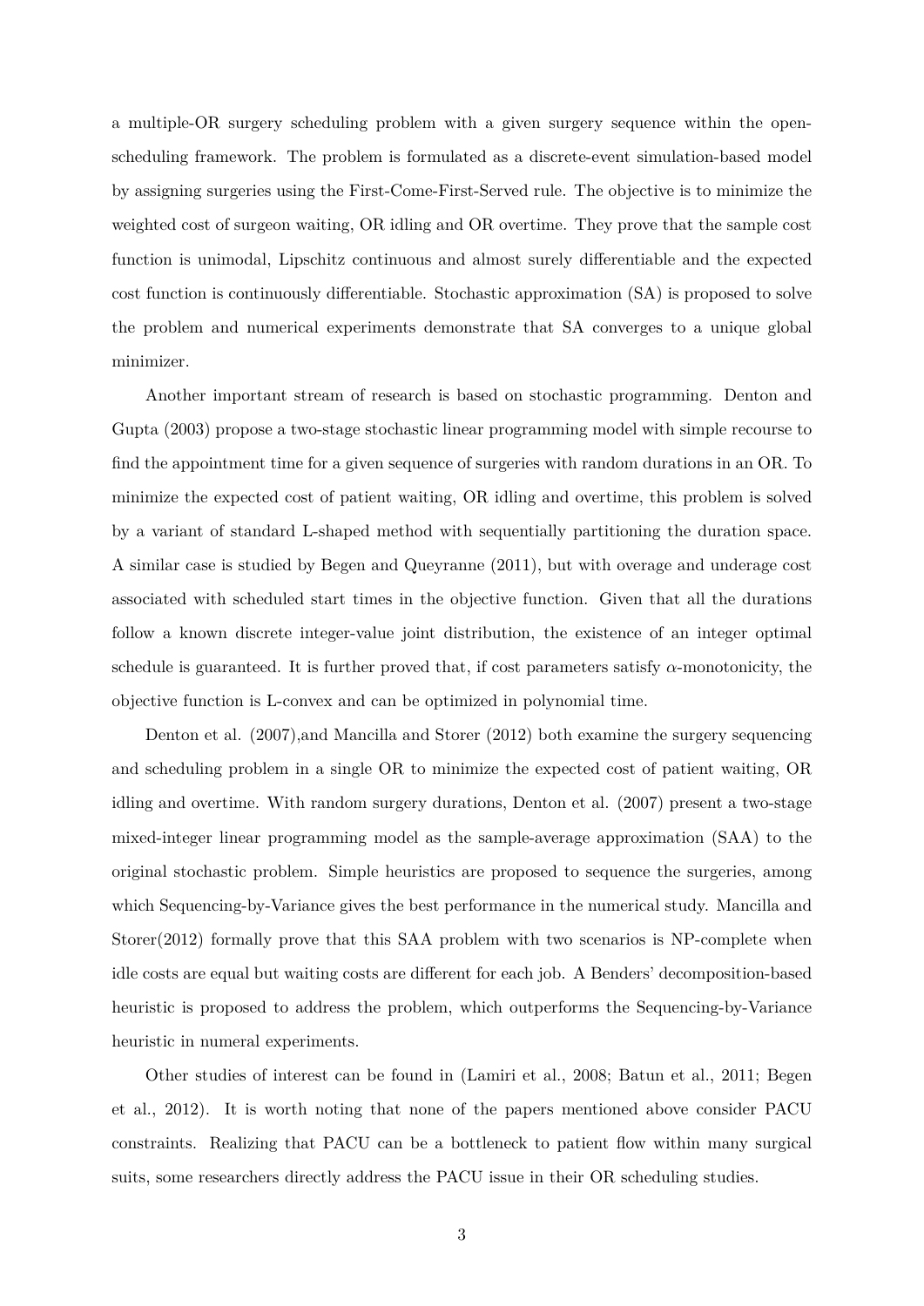a multiple-OR surgery scheduling problem with a given surgery sequence within the open-scheduling framework. The problem is formulated as a discrete-event simulation-based model by assigning surgeries using the First-Come-First-Served rule. The objective is to minimize the weighted cost of surgeon waiting, OR idling and OR overtime. They prove that the sample cost function is unimodal, Lipschitz continuous and almost surely differentiable and the expected cost function is continuously differentiable. Stochastic approximation (SA) is proposed to solve the problem and numerical experiments demonstrate that SA converges to a unique global minimizer.

Another important stream of research is based on stochastic programming. Denton and Gupta (2003) propose a two-stage stochastic linear programming model with simple recourse to find the appointment time for a given sequence of surgeries with random durations in an OR. To minimize the expected cost of patient waiting, OR idling and overtime, this problem is solved by a variant of standard L-shaped method with sequentially partitioning the duration space. A similar case is studied by Begen and Queyranne (2011), but with overage and underage cost associated with scheduled start times in the objective function. Given that all the durations follow a known discrete integer-value joint distribution, the existence of an integer optimal schedule is guaranteed. It is further proved that, if cost parameters satisfy $\alpha$-monotonicity, the objective function is L-convex and can be optimized in polynomial time.

Denton et al. (2007),and Mancilla and Storer (2012) both examine the surgery sequencing and scheduling problem in a single OR to minimize the expected cost of patient waiting, OR idling and overtime. With random surgery durations, Denton et al. (2007) present a two-stage mixed-integer linear programming model as the sample-average approximation (SAA) to the original stochastic problem. Simple heuristics are proposed to sequence the surgeries, among which Sequencing-by-Variance gives the best performance in the numerical study. Mancilla and Storer(2012) formally prove that this SAA problem with two scenarios is NP-complete when idle costs are equal but waiting costs are different for each job. A Benders' decomposition-based heuristic is proposed to address the problem, which outperforms the Sequencing-by-Variance heuristic in numeral experiments.

Other studies of interest can be found in (Lamiri et al., 2008; Batun et al., 2011; Begen et al., 2012). It is worth noting that none of the papers mentioned above consider PACU constraints. Realizing that PACU can be a bottleneck to patient flow within many surgical suits, some researchers directly address the PACU issue in their OR scheduling studies.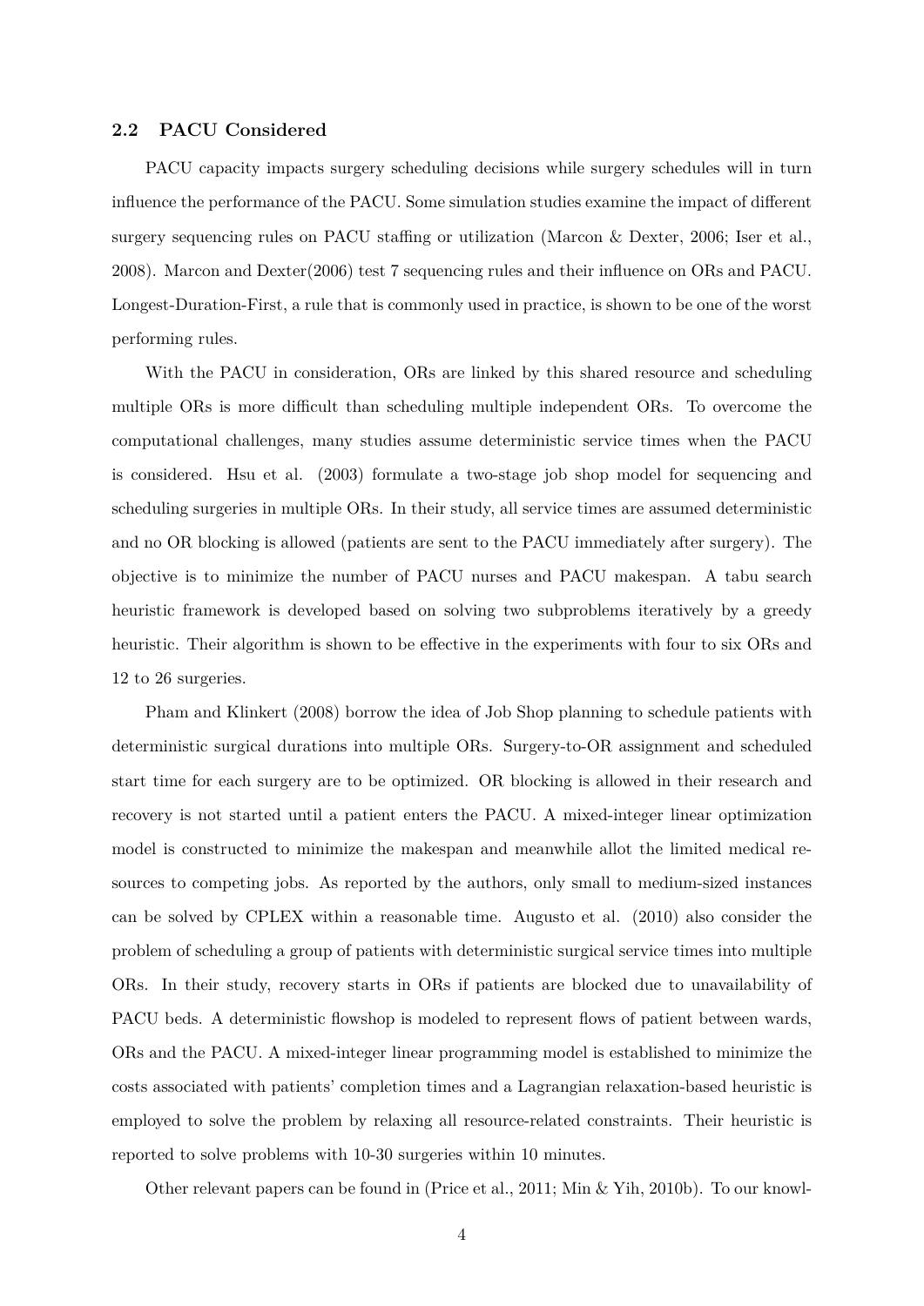### 2.2 PACU Considered

PACU capacity impacts surgery scheduling decisions while surgery schedules will in turn influence the performance of the PACU. Some simulation studies examine the impact of different surgery sequencing rules on PACU staffing or utilization (Marcon & Dexter, 2006; Iser et al., 2008). Marcon and Dexter(2006) test 7 sequencing rules and their influence on ORs and PACU. Longest-Duration-First, a rule that is commonly used in practice, is shown to be one of the worst performing rules.

With the PACU in consideration, ORs are linked by this shared resource and scheduling multiple ORs is more difficult than scheduling multiple independent ORs. To overcome the computational challenges, many studies assume deterministic service times when the PACU is considered. Hsu et al. (2003) formulate a two-stage job shop model for sequencing and scheduling surgeries in multiple ORs. In their study, all service times are assumed deterministic and no OR blocking is allowed (patients are sent to the PACU immediately after surgery). The objective is to minimize the number of PACU nurses and PACU makespan. A tabu search heuristic framework is developed based on solving two subproblems iteratively by a greedy heuristic. Their algorithm is shown to be effective in the experiments with four to six ORs and 12 to 26 surgeries.

Pham and Klinkert (2008) borrow the idea of Job Shop planning to schedule patients with deterministic surgical durations into multiple ORs. Surgery-to-OR assignment and scheduled start time for each surgery are to be optimized. OR blocking is allowed in their research and recovery is not started until a patient enters the PACU. A mixed-integer linear optimization model is constructed to minimize the makespan and meanwhile allot the limited medical resources to competing jobs. As reported by the authors, only small to medium-sized instances can be solved by CPLEX within a reasonable time. Augusto et al. (2010) also consider the problem of scheduling a group of patients with deterministic surgical service times into multiple ORs. In their study, recovery starts in ORs if patients are blocked due to unavailability of PACU beds. A deterministic flowshop is modeled to represent flows of patient between wards, ORs and the PACU. A mixed-integer linear programming model is established to minimize the costs associated with patients' completion times and a Lagrangian relaxation-based heuristic is employed to solve the problem by relaxing all resource-related constraints. Their heuristic is reported to solve problems with 10-30 surgeries within 10 minutes.

Other relevant papers can be found in (Price et al., 2011; Min & Yih, 2010b). To our knowl-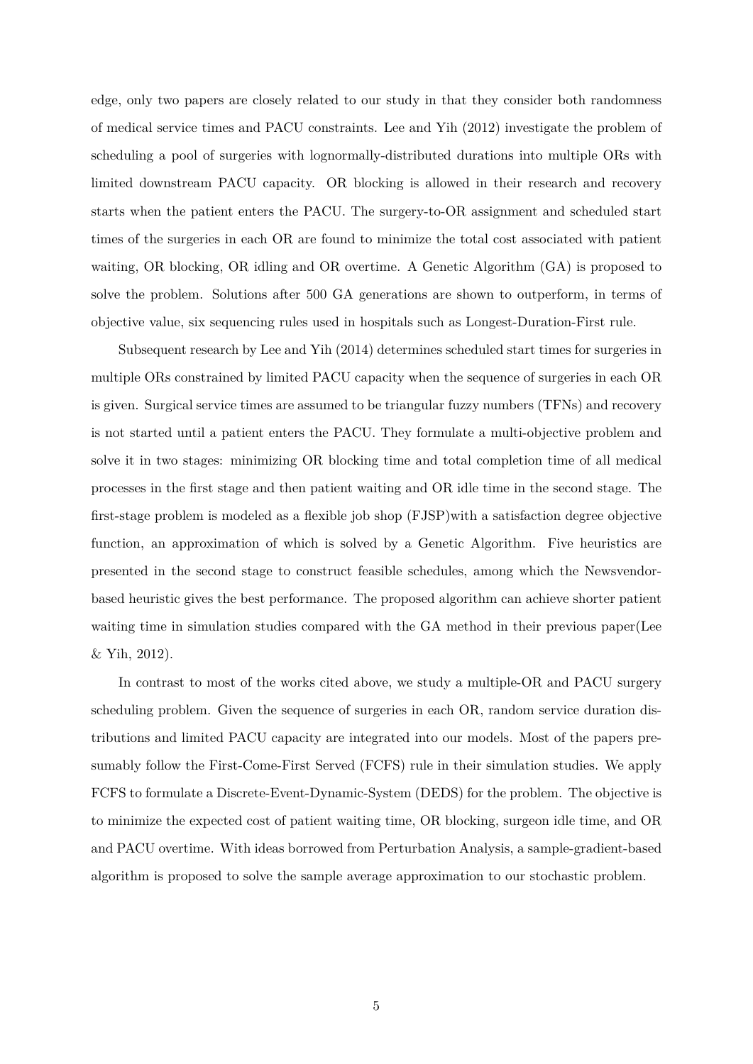edge, only two papers are closely related to our study in that they consider both randomness of medical service times and PACU constraints. Lee and Yih (2012) investigate the problem of scheduling a pool of surgeries with lognormally-distributed durations into multiple ORs with limited downstream PACU capacity. OR blocking is allowed in their research and recovery starts when the patient enters the PACU. The surgery-to-OR assignment and scheduled start times of the surgeries in each OR are found to minimize the total cost associated with patient waiting, OR blocking, OR idling and OR overtime. A Genetic Algorithm (GA) is proposed to solve the problem. Solutions after 500 GA generations are shown to outperform, in terms of objective value, six sequencing rules used in hospitals such as Longest-Duration-First rule.

Subsequent research by Lee and Yih (2014) determines scheduled start times for surgeries in multiple ORs constrained by limited PACU capacity when the sequence of surgeries in each OR is given. Surgical service times are assumed to be triangular fuzzy numbers (TFNs) and recovery is not started until a patient enters the PACU. They formulate a multi-objective problem and solve it in two stages: minimizing OR blocking time and total completion time of all medical processes in the first stage and then patient waiting and OR idle time in the second stage. The first-stage problem is modeled as a flexible job shop (FJSP)with a satisfaction degree objective function, an approximation of which is solved by a Genetic Algorithm. Five heuristics are presented in the second stage to construct feasible schedules, among which the Newsvendor-based heuristic gives the best performance. The proposed algorithm can achieve shorter patient waiting time in simulation studies compared with the GA method in their previous paper(Lee & Yih, 2012).

In contrast to most of the works cited above, we study a multiple-OR and PACU surgery scheduling problem. Given the sequence of surgeries in each OR, random service duration distributions and limited PACU capacity are integrated into our models. Most of the papers presumably follow the First-Come-First Served (FCFS) rule in their simulation studies. We apply FCFS to formulate a Discrete-Event-Dynamic-System (DEDS) for the problem. The objective is to minimize the expected cost of patient waiting time, OR blocking, surgeon idle time, and OR and PACU overtime. With ideas borrowed from Perturbation Analysis, a sample-gradient-based algorithm is proposed to solve the sample average approximation to our stochastic problem.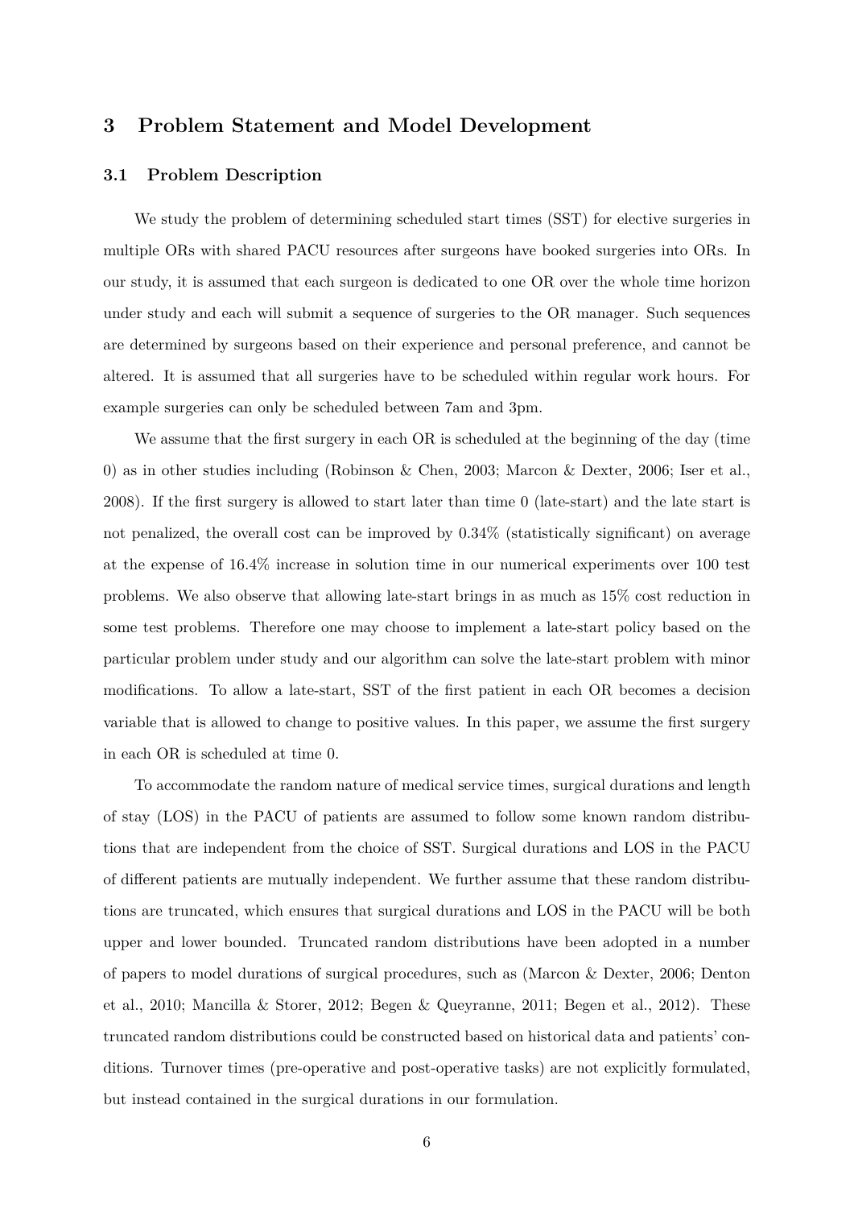## 3 Problem Statement and Model Development

### 3.1 Problem Description

We study the problem of determining scheduled start times (SST) for elective surgeries in multiple ORs with shared PACU resources after surgeons have booked surgeries into ORs. In our study, it is assumed that each surgeon is dedicated to one OR over the whole time horizon under study and each will submit a sequence of surgeries to the OR manager. Such sequences are determined by surgeons based on their experience and personal preference, and cannot be altered. It is assumed that all surgeries have to be scheduled within regular work hours. For example surgeries can only be scheduled between 7am and 3pm.

We assume that the first surgery in each OR is scheduled at the beginning of the day (time 0) as in other studies including (Robinson & Chen, 2003; Marcon & Dexter, 2006; Iser et al., 2008). If the first surgery is allowed to start later than time 0 (late-start) and the late start is not penalized, the overall cost can be improved by 0.34% (statistically significant) on average at the expense of 16.4% increase in solution time in our numerical experiments over 100 test problems. We also observe that allowing late-start brings in as much as 15% cost reduction in some test problems. Therefore one may choose to implement a late-start policy based on the particular problem under study and our algorithm can solve the late-start problem with minor modifications. To allow a late-start, SST of the first patient in each OR becomes a decision variable that is allowed to change to positive values. In this paper, we assume the first surgery in each OR is scheduled at time 0.

To accommodate the random nature of medical service times, surgical durations and length of stay (LOS) in the PACU of patients are assumed to follow some known random distributions that are independent from the choice of SST. Surgical durations and LOS in the PACU of different patients are mutually independent. We further assume that these random distributions are truncated, which ensures that surgical durations and LOS in the PACU will be both upper and lower bounded. Truncated random distributions have been adopted in a number of papers to model durations of surgical procedures, such as (Marcon & Dexter, 2006; Denton et al., 2010; Mancilla & Storer, 2012; Begen & Queyranne, 2011; Begen et al., 2012). These truncated random distributions could be constructed based on historical data and patients' conditions. Turnover times (pre-operative and post-operative tasks) are not explicitly formulated, but instead contained in the surgical durations in our formulation.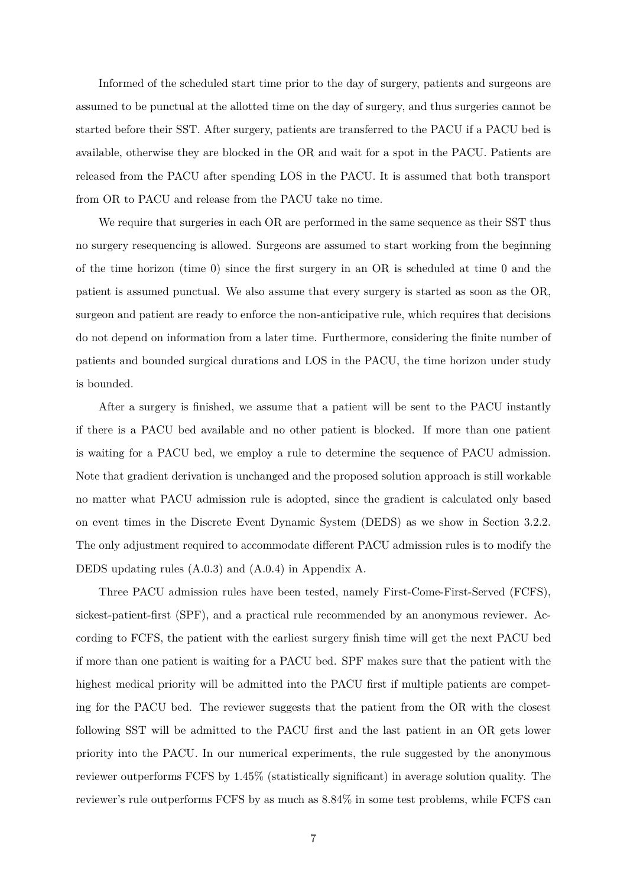Informed of the scheduled start time prior to the day of surgery, patients and surgeons are assumed to be punctual at the allotted time on the day of surgery, and thus surgeries cannot be started before their SST. After surgery, patients are transferred to the PACU if a PACU bed is available, otherwise they are blocked in the OR and wait for a spot in the PACU. Patients are released from the PACU after spending LOS in the PACU. It is assumed that both transport from OR to PACU and release from the PACU take no time.

We require that surgeries in each OR are performed in the same sequence as their SST thus no surgery resequencing is allowed. Surgeons are assumed to start working from the beginning of the time horizon (time 0) since the first surgery in an OR is scheduled at time 0 and the patient is assumed punctual. We also assume that every surgery is started as soon as the OR, surgeon and patient are ready to enforce the non-anticipative rule, which requires that decisions do not depend on information from a later time. Furthermore, considering the finite number of patients and bounded surgical durations and LOS in the PACU, the time horizon under study is bounded.

After a surgery is finished, we assume that a patient will be sent to the PACU instantly if there is a PACU bed available and no other patient is blocked. If more than one patient is waiting for a PACU bed, we employ a rule to determine the sequence of PACU admission. Note that gradient derivation is unchanged and the proposed solution approach is still workable no matter what PACU admission rule is adopted, since the gradient is calculated only based on event times in the Discrete Event Dynamic System (DEDS) as we show in Section 3.2.2. The only adjustment required to accommodate different PACU admission rules is to modify the DEDS updating rules (A.0.3) and (A.0.4) in Appendix A.

Three PACU admission rules have been tested, namely First-Come-First-Served (FCFS), sickest-patient-first (SPF), and a practical rule recommended by an anonymous reviewer. According to FCFS, the patient with the earliest surgery finish time will get the next PACU bed if more than one patient is waiting for a PACU bed. SPF makes sure that the patient with the highest medical priority will be admitted into the PACU first if multiple patients are competing for the PACU bed. The reviewer suggests that the patient from the OR with the closest following SST will be admitted to the PACU first and the last patient in an OR gets lower priority into the PACU. In our numerical experiments, the rule suggested by the anonymous reviewer outperforms FCFS by 1.45% (statistically significant) in average solution quality. The reviewer's rule outperforms FCFS by as much as 8.84% in some test problems, while FCFS can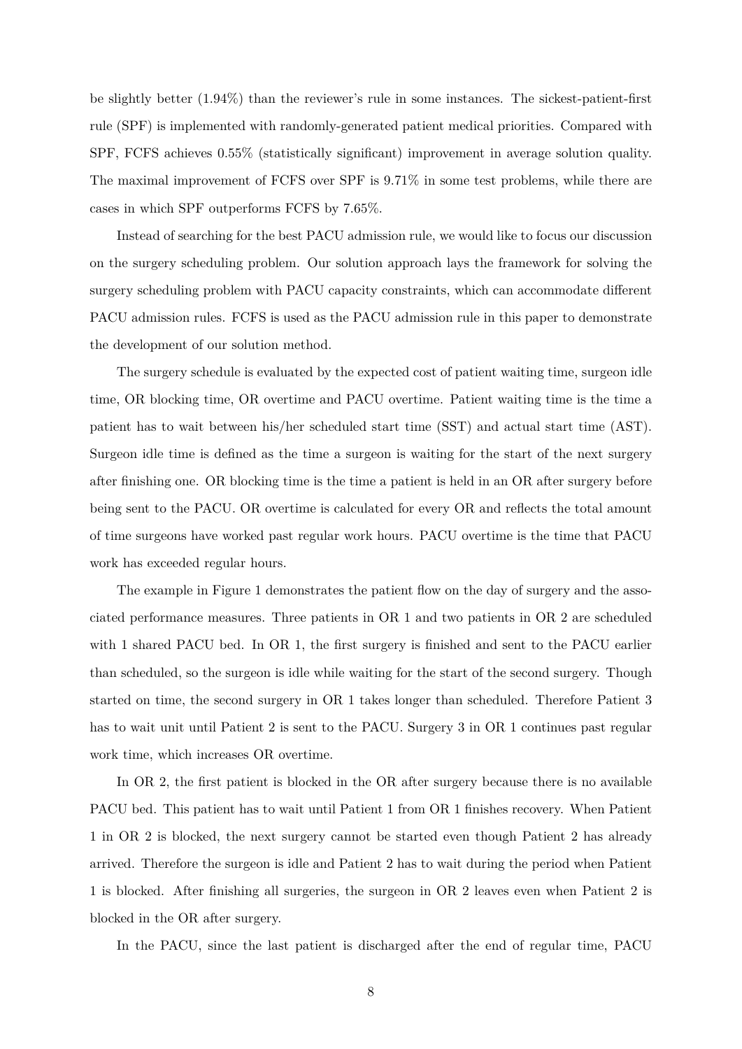be slightly better (1.94%) than the reviewer's rule in some instances. The sickest-patient-first rule (SPF) is implemented with randomly-generated patient medical priorities. Compared with SPF, FCFS achieves 0.55% (statistically significant) improvement in average solution quality. The maximal improvement of FCFS over SPF is 9.71% in some test problems, while there are cases in which SPF outperforms FCFS by 7.65%.

Instead of searching for the best PACU admission rule, we would like to focus our discussion on the surgery scheduling problem. Our solution approach lays the framework for solving the surgery scheduling problem with PACU capacity constraints, which can accommodate different PACU admission rules. FCFS is used as the PACU admission rule in this paper to demonstrate the development of our solution method.

The surgery schedule is evaluated by the expected cost of patient waiting time, surgeon idle time, OR blocking time, OR overtime and PACU overtime. Patient waiting time is the time a patient has to wait between his/her scheduled start time (SST) and actual start time (AST). Surgeon idle time is defined as the time a surgeon is waiting for the start of the next surgery after finishing one. OR blocking time is the time a patient is held in an OR after surgery before being sent to the PACU. OR overtime is calculated for every OR and reflects the total amount of time surgeons have worked past regular work hours. PACU overtime is the time that PACU work has exceeded regular hours.

The example in Figure 1 demonstrates the patient flow on the day of surgery and the associated performance measures. Three patients in OR 1 and two patients in OR 2 are scheduled with 1 shared PACU bed. In OR 1, the first surgery is finished and sent to the PACU earlier than scheduled, so the surgeon is idle while waiting for the start of the second surgery. Though started on time, the second surgery in OR 1 takes longer than scheduled. Therefore Patient 3 has to wait unit until Patient 2 is sent to the PACU. Surgery 3 in OR 1 continues past regular work time, which increases OR overtime.

In OR 2, the first patient is blocked in the OR after surgery because there is no available PACU bed. This patient has to wait until Patient 1 from OR 1 finishes recovery. When Patient 1 in OR 2 is blocked, the next surgery cannot be started even though Patient 2 has already arrived. Therefore the surgeon is idle and Patient 2 has to wait during the period when Patient 1 is blocked. After finishing all surgeries, the surgeon in OR 2 leaves even when Patient 2 is blocked in the OR after surgery.

In the PACU, since the last patient is discharged after the end of regular time, PACU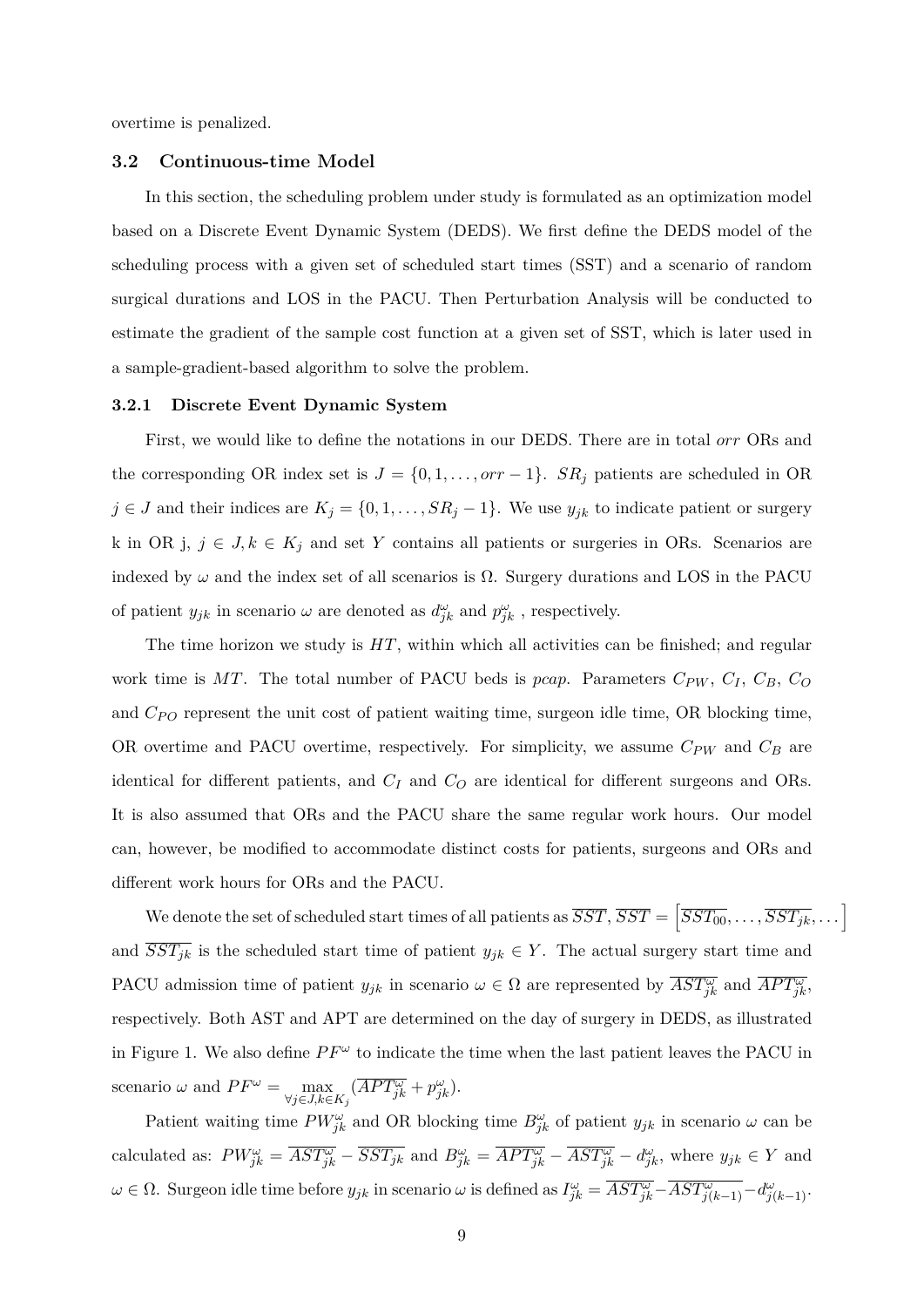overtime is penalized.

### 3.2 Continuous-time Model

In this section, the scheduling problem under study is formulated as an optimization model based on a Discrete Event Dynamic System (DEDS). We first define the DEDS model of the scheduling process with a given set of scheduled start times (SST) and a scenario of random surgical durations and LOS in the PACU. Then Perturbation Analysis will be conducted to estimate the gradient of the sample cost function at a given set of SST, which is later used in a sample-gradient-based algorithm to solve the problem.

#### 3.2.1 Discrete Event Dynamic System

First, we would like to define the notations in our DEDS. There are in total $orr$ ORs and the corresponding OR index set is $J = \{0, 1, \ldots, orr - 1\}$. $SR_j$ patients are scheduled in OR $j \in J$ and their indices are $K_j = \{0, 1, \ldots, SR_j - 1\}$. We use $y_{jk}$ to indicate patient or surgery k in OR j, $j \in J, k \in K_j$ and set $Y$ contains all patients or surgeries in ORs. Scenarios are indexed by $\omega$ and the index set of all scenarios is $\Omega$. Surgery durations and LOS in the PACU of patient $y_{jk}$ in scenario $\omega$ are denoted as $d^{\omega}_{jk}$ and $p^{\omega}_{jk}$ , respectively.

The time horizon we study is $HT$, within which all activities can be finished; and regular work time is $MT$. The total number of PACU beds is $pcap$. Parameters $C_{PW}$, $C_I$, $C_B$, $C_O$ and $C_{PO}$ represent the unit cost of patient waiting time, surgeon idle time, OR blocking time, OR overtime and PACU overtime, respectively. For simplicity, we assume $C_{PW}$ and $C_B$ are identical for different patients, and $C_I$ and $C_O$ are identical for different surgeons and ORs. It is also assumed that ORs and the PACU share the same regular work hours. Our model can, however, be modified to accommodate distinct costs for patients, surgeons and ORs and different work hours for ORs and the PACU.

We denote the set of scheduled start times of all patients as $\overline{SST}$, $\overline{SST} = \left[\overline{SST_{00}}, \ldots, \overline{SST_{jk}}, \ldots\right]$ and $\overline{SST_{jk}}$ is the scheduled start time of patient $y_{jk} \in Y$. The actual surgery start time and PACU admission time of patient $y_{jk}$ in scenario $\omega \in \Omega$ are represented by $\overline{AST^{\omega}_{jk}}$ and $\overline{APT^{\omega}_{jk}}$, respectively. Both AST and APT are determined on the day of surgery in DEDS, as illustrated in Figure 1. We also define $PF^{\omega}$ to indicate the time when the last patient leaves the PACU in scenario $\omega$ and $PF^{\omega} = \max_{\forall j \in J, k \in K_j} (\overline{APT^{\omega}_{jk}} + p^{\omega}_{jk})$.

Patient waiting time $PW^{\omega}_{jk}$ and OR blocking time $B^{\omega}_{jk}$ of patient $y_{jk}$ in scenario $\omega$ can be calculated as: $PW^{\omega}_{jk} = \overline{AST^{\omega}_{jk}} - \overline{SST_{jk}}$ and $B^{\omega}_{jk} = \overline{APT^{\omega}_{jk}} - \overline{AST^{\omega}_{jk}} - d^{\omega}_{jk}$, where $y_{jk} \in Y$ and $\omega \in \Omega$. Surgeon idle time before $y_{jk}$ in scenario $\omega$ is defined as $I^{\omega}_{jk} = \overline{AST^{\omega}_{jk}} - \overline{AST^{\omega}_{j(k-1)}} - d^{\omega}_{j(k-1)}$.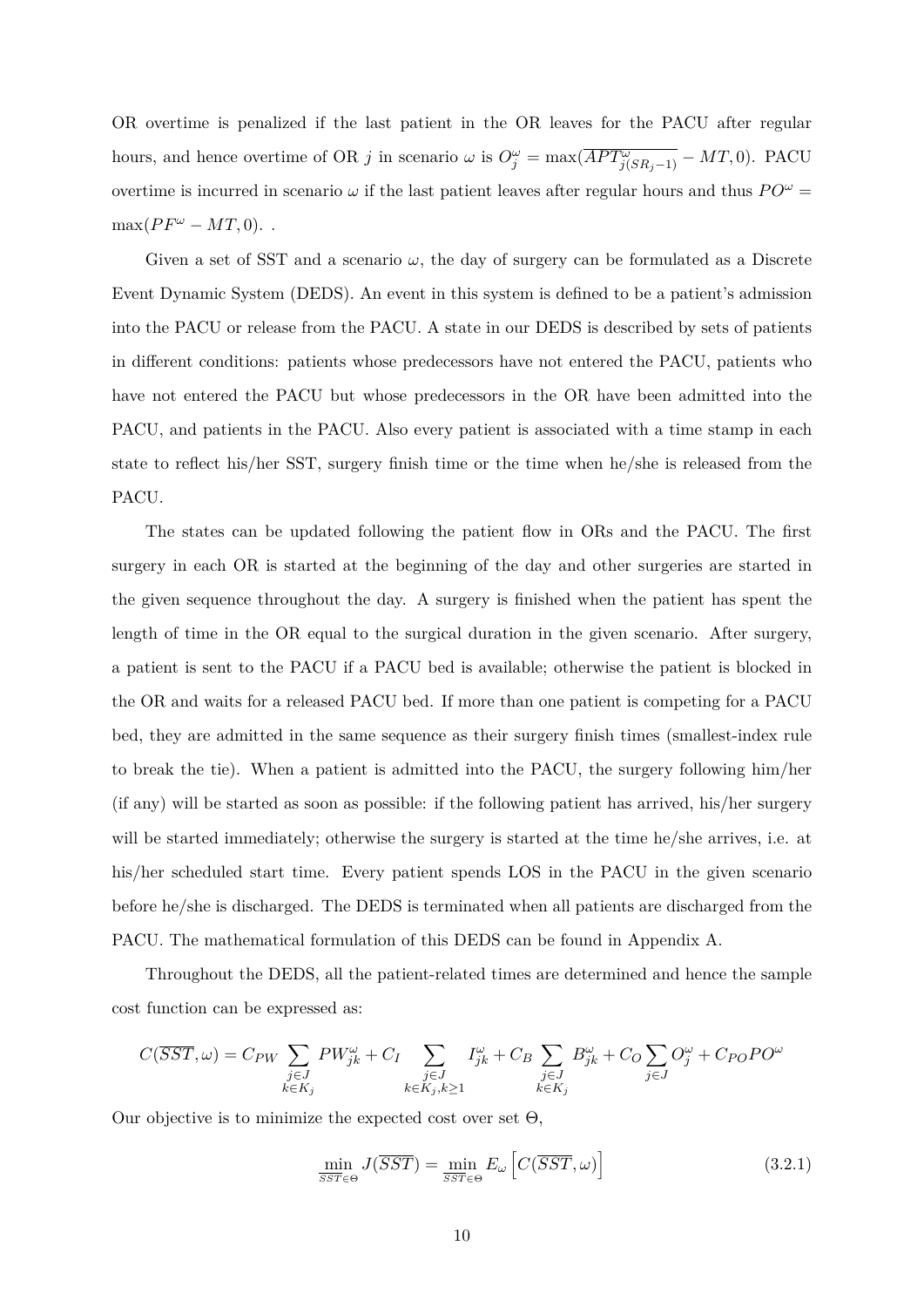OR overtime is penalized if the last patient in the OR leaves for the PACU after regular hours, and hence overtime of OR $j$ in scenario $\omega$ is $O_j^\omega = \max(\overline{APT_{j(SR_j-1)}^\omega} - MT, 0)$. PACU overtime is incurred in scenario $\omega$ if the last patient leaves after regular hours and thus $PO^\omega = \max(PF^\omega - MT, 0)$. .

Given a set of SST and a scenario $\omega$, the day of surgery can be formulated as a Discrete Event Dynamic System (DEDS). An event in this system is defined to be a patient's admission into the PACU or release from the PACU. A state in our DEDS is described by sets of patients in different conditions: patients whose predecessors have not entered the PACU, patients who have not entered the PACU but whose predecessors in the OR have been admitted into the PACU, and patients in the PACU. Also every patient is associated with a time stamp in each state to reflect his/her SST, surgery finish time or the time when he/she is released from the PACU.

The states can be updated following the patient flow in ORs and the PACU. The first surgery in each OR is started at the beginning of the day and other surgeries are started in the given sequence throughout the day. A surgery is finished when the patient has spent the length of time in the OR equal to the surgical duration in the given scenario. After surgery, a patient is sent to the PACU if a PACU bed is available; otherwise the patient is blocked in the OR and waits for a released PACU bed. If more than one patient is competing for a PACU bed, they are admitted in the same sequence as their surgery finish times (smallest-index rule to break the tie). When a patient is admitted into the PACU, the surgery following him/her (if any) will be started as soon as possible: if the following patient has arrived, his/her surgery will be started immediately; otherwise the surgery is started at the time he/she arrives, i.e. at his/her scheduled start time. Every patient spends LOS in the PACU in the given scenario before he/she is discharged. The DEDS is terminated when all patients are discharged from the PACU. The mathematical formulation of this DEDS can be found in Appendix A.

Throughout the DEDS, all the patient-related times are determined and hence the sample cost function can be expressed as:

$$C(\overline{SST}, \omega) = C_{PW} \sum_{\substack{j \in J \\ k \in K_j}} PW_{jk}^\omega + C_I \sum_{\substack{j \in J \\ k \in K_j, k \geq 1}} I_{jk}^\omega + C_B \sum_{\substack{j \in J \\ k \in K_j}} B_{jk}^\omega + C_O \sum_{j \in J} O_j^\omega + C_{PO} PO^\omega$$

Our objective is to minimize the expected cost over set $\Theta$,

$$\min_{\overline{SST} \in \Theta} J(\overline{SST}) = \min_{\overline{SST} \in \Theta} E_\omega \left[ C(\overline{SST}, \omega) \right] \tag{3.2.1}$$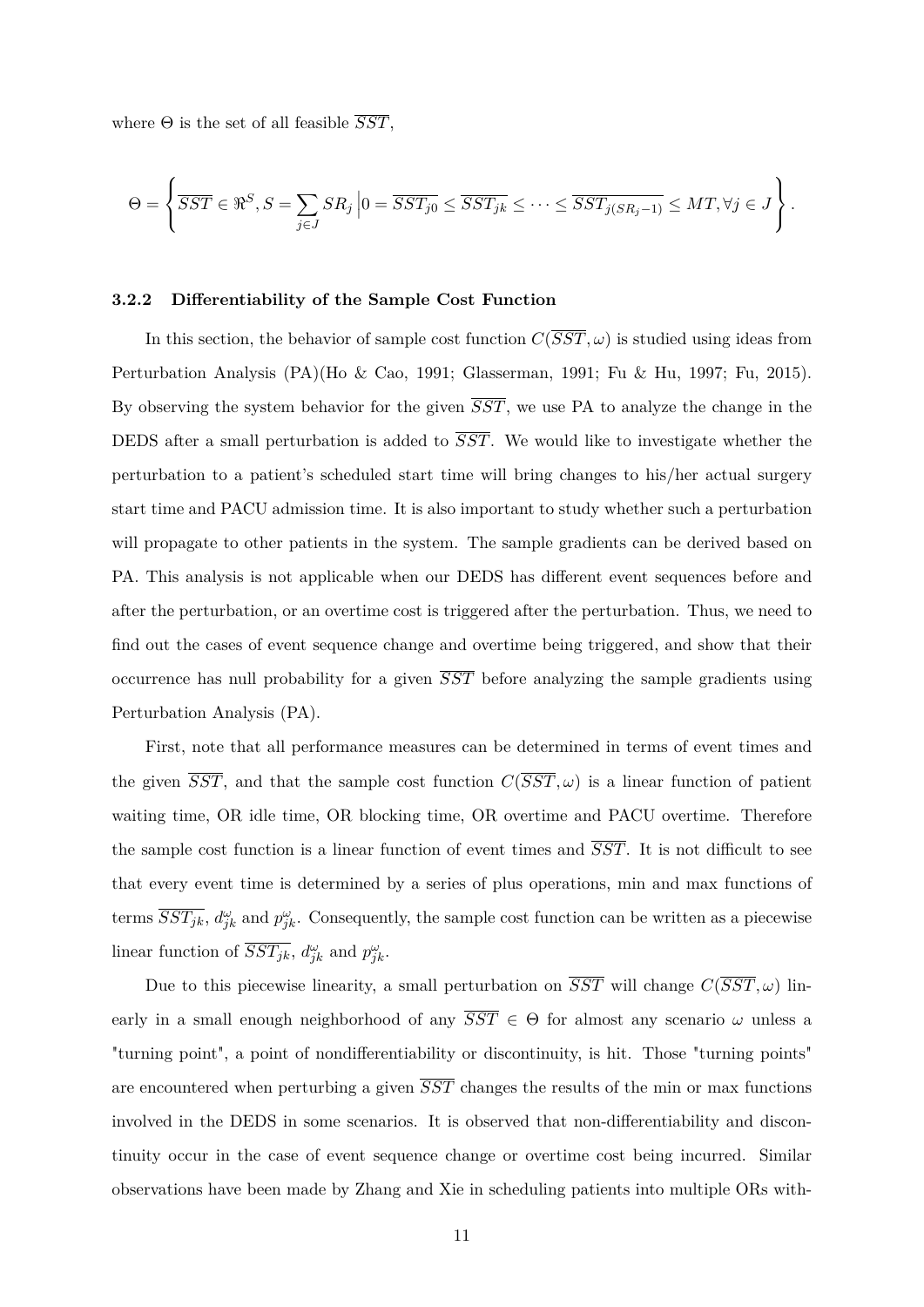where $\Theta$ is the set of all feasible $\overline{SST}$,

$$\Theta = \left\{ \overline{SST} \in \Re^S, S = \sum_{j \in J} SR_j \,\middle|\, 0 = \overline{SST_{j0}} \leq \overline{SST_{jk}} \leq \cdots \leq \overline{SST_{j(SR_j-1)}} \leq MT, \forall j \in J \right\}.$$

### 3.2.2 Differentiability of the Sample Cost Function

In this section, the behavior of sample cost function $C(\overline{SST}, \omega)$ is studied using ideas from Perturbation Analysis (PA)(Ho & Cao, 1991; Glasserman, 1991; Fu & Hu, 1997; Fu, 2015). By observing the system behavior for the given $\overline{SST}$, we use PA to analyze the change in the DEDS after a small perturbation is added to $\overline{SST}$. We would like to investigate whether the perturbation to a patient's scheduled start time will bring changes to his/her actual surgery start time and PACU admission time. It is also important to study whether such a perturbation will propagate to other patients in the system. The sample gradients can be derived based on PA. This analysis is not applicable when our DEDS has different event sequences before and after the perturbation, or an overtime cost is triggered after the perturbation. Thus, we need to find out the cases of event sequence change and overtime being triggered, and show that their occurrence has null probability for a given $\overline{SST}$ before analyzing the sample gradients using Perturbation Analysis (PA).

First, note that all performance measures can be determined in terms of event times and the given $\overline{SST}$, and that the sample cost function $C(\overline{SST}, \omega)$ is a linear function of patient waiting time, OR idle time, OR blocking time, OR overtime and PACU overtime. Therefore the sample cost function is a linear function of event times and $\overline{SST}$. It is not difficult to see that every event time is determined by a series of plus operations, min and max functions of terms $\overline{SST_{jk}}$, $d^{\omega}_{jk}$ and $p^{\omega}_{jk}$. Consequently, the sample cost function can be written as a piecewise linear function of $\overline{SST_{jk}}$, $d^{\omega}_{jk}$ and $p^{\omega}_{jk}$.

Due to this piecewise linearity, a small perturbation on $\overline{SST}$ will change $C(\overline{SST}, \omega)$ linearly in a small enough neighborhood of any $\overline{SST} \in \Theta$ for almost any scenario $\omega$ unless a "turning point", a point of nondifferentiability or discontinuity, is hit. Those "turning points" are encountered when perturbing a given $\overline{SST}$ changes the results of the min or max functions involved in the DEDS in some scenarios. It is observed that non-differentiability and discontinuity occur in the case of event sequence change or overtime cost being incurred. Similar observations have been made by Zhang and Xie in scheduling patients into multiple ORs with-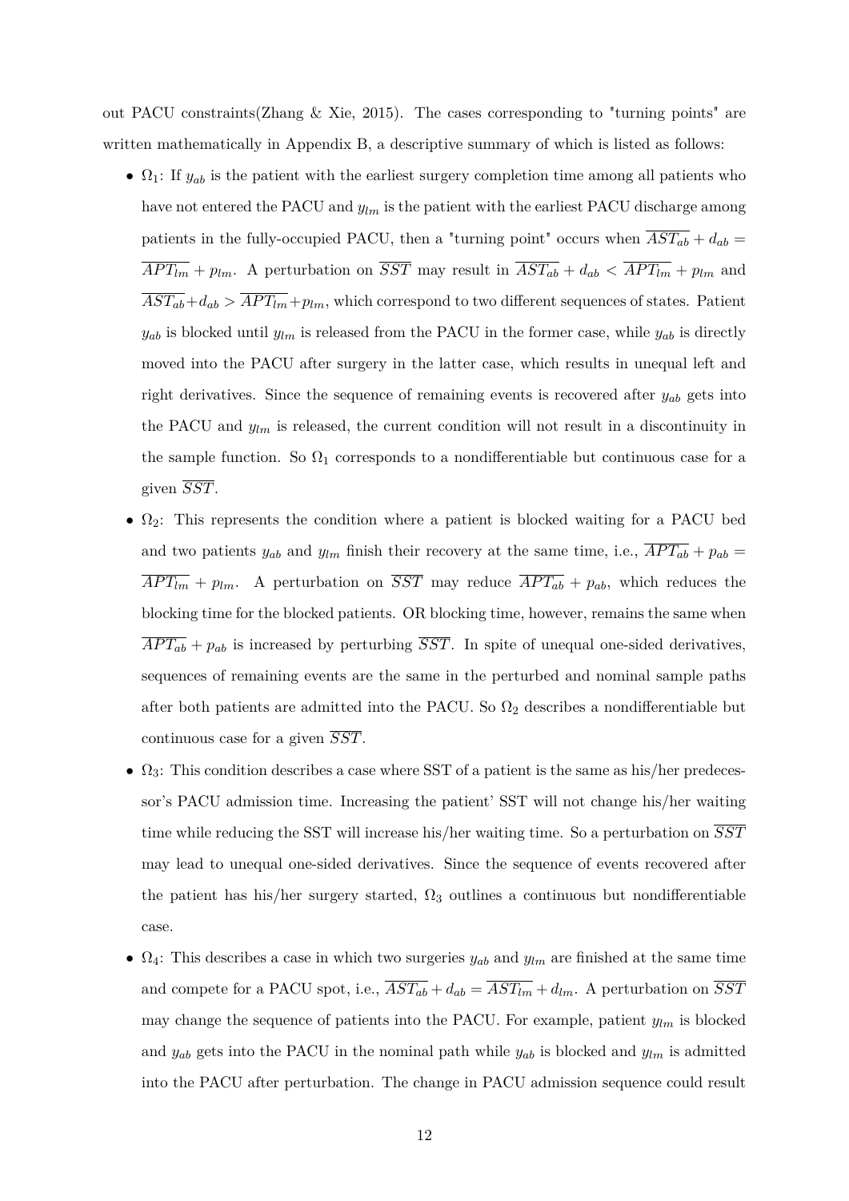out PACU constraints(Zhang & Xie, 2015). The cases corresponding to "turning points" are written mathematically in Appendix B, a descriptive summary of which is listed as follows:

- $\Omega_1$: If $y_{ab}$ is the patient with the earliest surgery completion time among all patients who have not entered the PACU and $y_{lm}$ is the patient with the earliest PACU discharge among patients in the fully-occupied PACU, then a "turning point" occurs when $\overline{AST_{ab}} + d_{ab} = \overline{APT_{lm}} + p_{lm}$. A perturbation on $\overline{SST}$ may result in $\overline{AST_{ab}} + d_{ab} < \overline{APT_{lm}} + p_{lm}$ and $\overline{AST_{ab}} + d_{ab} > \overline{APT_{lm}} + p_{lm}$, which correspond to two different sequences of states. Patient $y_{ab}$ is blocked until $y_{lm}$ is released from the PACU in the former case, while $y_{ab}$ is directly moved into the PACU after surgery in the latter case, which results in unequal left and right derivatives. Since the sequence of remaining events is recovered after $y_{ab}$ gets into the PACU and $y_{lm}$ is released, the current condition will not result in a discontinuity in the sample function. So $\Omega_1$ corresponds to a nondifferentiable but continuous case for a given $\overline{SST}$.
- $\Omega_2$: This represents the condition where a patient is blocked waiting for a PACU bed and two patients $y_{ab}$ and $y_{lm}$ finish their recovery at the same time, i.e., $\overline{APT_{ab}} + p_{ab} = \overline{APT_{lm}} + p_{lm}$. A perturbation on $\overline{SST}$ may reduce $\overline{APT_{ab}} + p_{ab}$, which reduces the blocking time for the blocked patients. OR blocking time, however, remains the same when $\overline{APT_{ab}} + p_{ab}$ is increased by perturbing $\overline{SST}$. In spite of unequal one-sided derivatives, sequences of remaining events are the same in the perturbed and nominal sample paths after both patients are admitted into the PACU. So $\Omega_2$ describes a nondifferentiable but continuous case for a given $\overline{SST}$.
- $\Omega_3$: This condition describes a case where SST of a patient is the same as his/her predecessor's PACU admission time. Increasing the patient' SST will not change his/her waiting time while reducing the SST will increase his/her waiting time. So a perturbation on $\overline{SST}$ may lead to unequal one-sided derivatives. Since the sequence of events recovered after the patient has his/her surgery started, $\Omega_3$ outlines a continuous but nondifferentiable case.
- $\Omega_4$: This describes a case in which two surgeries $y_{ab}$ and $y_{lm}$ are finished at the same time and compete for a PACU spot, i.e., $\overline{AST_{ab}} + d_{ab} = \overline{AST_{lm}} + d_{lm}$. A perturbation on $\overline{SST}$ may change the sequence of patients into the PACU. For example, patient $y_{lm}$ is blocked and $y_{ab}$ gets into the PACU in the nominal path while $y_{ab}$ is blocked and $y_{lm}$ is admitted into the PACU after perturbation. The change in PACU admission sequence could result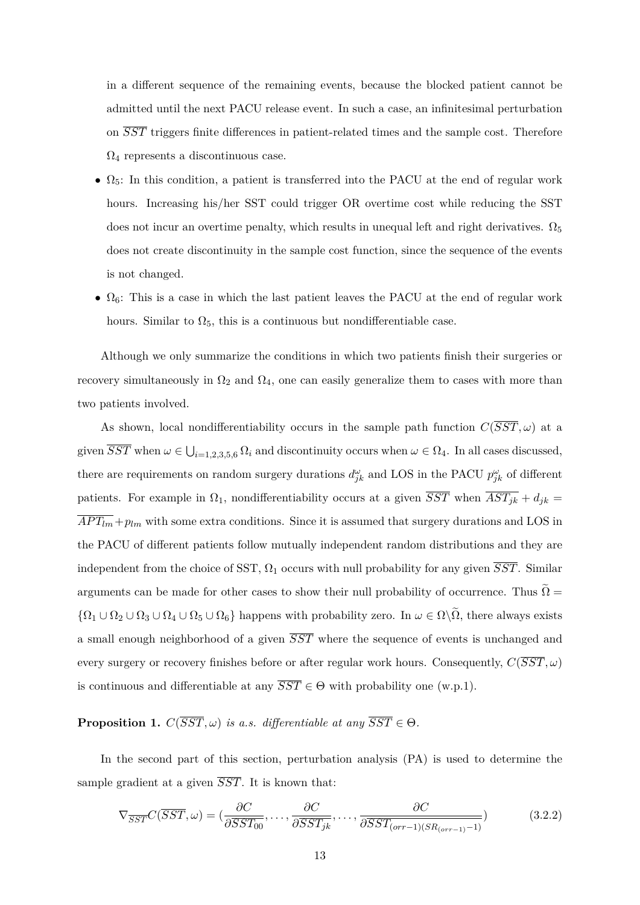in a different sequence of the remaining events, because the blocked patient cannot be admitted until the next PACU release event. In such a case, an infinitesimal perturbation on $\overline{SST}$ triggers finite differences in patient-related times and the sample cost. Therefore $\Omega_4$ represents a discontinuous case.

- $\Omega_5$: In this condition, a patient is transferred into the PACU at the end of regular work hours. Increasing his/her SST could trigger OR overtime cost while reducing the SST does not incur an overtime penalty, which results in unequal left and right derivatives. $\Omega_5$ does not create discontinuity in the sample cost function, since the sequence of the events is not changed.
- $\Omega_6$: This is a case in which the last patient leaves the PACU at the end of regular work hours. Similar to $\Omega_5$, this is a continuous but nondifferentiable case.

Although we only summarize the conditions in which two patients finish their surgeries or recovery simultaneously in $\Omega_2$ and $\Omega_4$, one can easily generalize them to cases with more than two patients involved.

As shown, local nondifferentiability occurs in the sample path function $C(\overline{SST}, \omega)$ at a given $\overline{SST}$ when $\omega \in \bigcup_{i=1,2,3,5,6} \Omega_i$ and discontinuity occurs when $\omega \in \Omega_4$. In all cases discussed, there are requirements on random surgery durations $d^{\omega}_{jk}$ and LOS in the PACU $p^{\omega}_{jk}$ of different patients. For example in $\Omega_1$, nondifferentiability occurs at a given $\overline{SST}$ when $\overline{AST_{jk}} + d_{jk} = \overline{APT_{lm}} + p_{lm}$ with some extra conditions. Since it is assumed that surgery durations and LOS in the PACU of different patients follow mutually independent random distributions and they are independent from the choice of SST, $\Omega_1$ occurs with null probability for any given $\overline{SST}$. Similar arguments can be made for other cases to show their null probability of occurrence. Thus $\widetilde{\Omega} = \{\Omega_1 \cup \Omega_2 \cup \Omega_3 \cup \Omega_4 \cup \Omega_5 \cup \Omega_6\}$ happens with probability zero. In $\omega \in \Omega \backslash \widetilde{\Omega}$, there always exists a small enough neighborhood of a given $\overline{SST}$ where the sequence of events is unchanged and every surgery or recovery finishes before or after regular work hours. Consequently, $C(\overline{SST}, \omega)$ is continuous and differentiable at any $\overline{SST} \in \Theta$ with probability one (w.p.1).

**Proposition 1.** *$C(\overline{SST}, \omega)$ is a.s. differentiable at any $\overline{SST} \in \Theta$.*

In the second part of this section, perturbation analysis (PA) is used to determine the sample gradient at a given $\overline{SST}$. It is known that:

$$\nabla_{\overline{SST}} C(\overline{SST}, \omega) = \left(\frac{\partial C}{\partial \overline{SST_{00}}}, \ldots, \frac{\partial C}{\partial \overline{SST_{jk}}}, \ldots, \frac{\partial C}{\partial \overline{SST_{(orr-1)(SR_{(orr-1)}-1)}}}\right) \tag{3.2.2}$$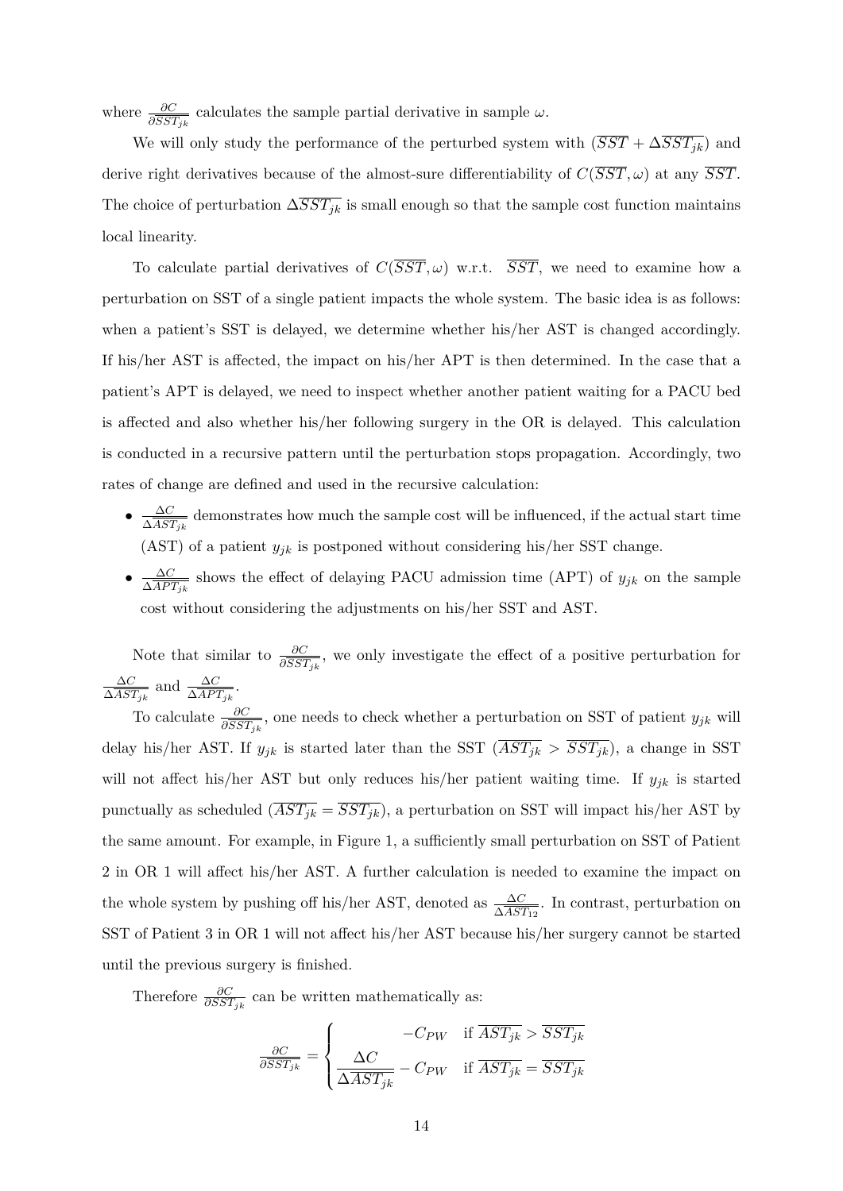where $\frac{\partial C}{\partial \overline{SST_{jk}}}$ calculates the sample partial derivative in sample $\omega$.

We will only study the performance of the perturbed system with $(\overline{SST} + \Delta\overline{SST_{jk}})$ and derive right derivatives because of the almost-sure differentiability of $C(\overline{SST}, \omega)$ at any $\overline{SST}$. The choice of perturbation $\Delta\overline{SST_{jk}}$ is small enough so that the sample cost function maintains local linearity.

To calculate partial derivatives of $C(\overline{SST}, \omega)$ w.r.t. $\overline{SST}$, we need to examine how a perturbation on SST of a single patient impacts the whole system. The basic idea is as follows: when a patient's SST is delayed, we determine whether his/her AST is changed accordingly. If his/her AST is affected, the impact on his/her APT is then determined. In the case that a patient's APT is delayed, we need to inspect whether another patient waiting for a PACU bed is affected and also whether his/her following surgery in the OR is delayed. This calculation is conducted in a recursive pattern until the perturbation stops propagation. Accordingly, two rates of change are defined and used in the recursive calculation:

- $\frac{\Delta C}{\Delta \overline{AST_{jk}}}$ demonstrates how much the sample cost will be influenced, if the actual start time (AST) of a patient $y_{jk}$ is postponed without considering his/her SST change.
- $\frac{\Delta C}{\Delta \overline{APT_{jk}}}$ shows the effect of delaying PACU admission time (APT) of $y_{jk}$ on the sample cost without considering the adjustments on his/her SST and AST.

Note that similar to $\frac{\partial C}{\partial \overline{SST_{jk}}}$, we only investigate the effect of a positive perturbation for $\frac{\Delta C}{\Delta \overline{AST_{jk}}}$ and $\frac{\Delta C}{\Delta \overline{APT_{jk}}}$.

To calculate $\frac{\partial C}{\partial \overline{SST_{jk}}}$, one needs to check whether a perturbation on SST of patient $y_{jk}$ will delay his/her AST. If $y_{jk}$ is started later than the SST ($\overline{AST_{jk}} > \overline{SST_{jk}}$), a change in SST will not affect his/her AST but only reduces his/her patient waiting time. If $y_{jk}$ is started punctually as scheduled ($\overline{AST_{jk}} = \overline{SST_{jk}}$), a perturbation on SST will impact his/her AST by the same amount. For example, in Figure 1, a sufficiently small perturbation on SST of Patient 2 in OR 1 will affect his/her AST. A further calculation is needed to examine the impact on the whole system by pushing off his/her AST, denoted as $\frac{\Delta C}{\Delta \overline{AST_{12}}}$. In contrast, perturbation on SST of Patient 3 in OR 1 will not affect his/her AST because his/her surgery cannot be started until the previous surgery is finished.

Therefore $\frac{\partial C}{\partial \overline{SST_{jk}}}$ can be written mathematically as:

$$
\frac{\partial C}{\partial \overline{SST_{jk}}} = \begin{cases} -C_{PW} & \text{if } \overline{AST_{jk}} > \overline{SST_{jk}} \\ \dfrac{\Delta C}{\Delta \overline{AST_{jk}}} - C_{PW} & \text{if } \overline{AST_{jk}} = \overline{SST_{jk}} \end{cases}
$$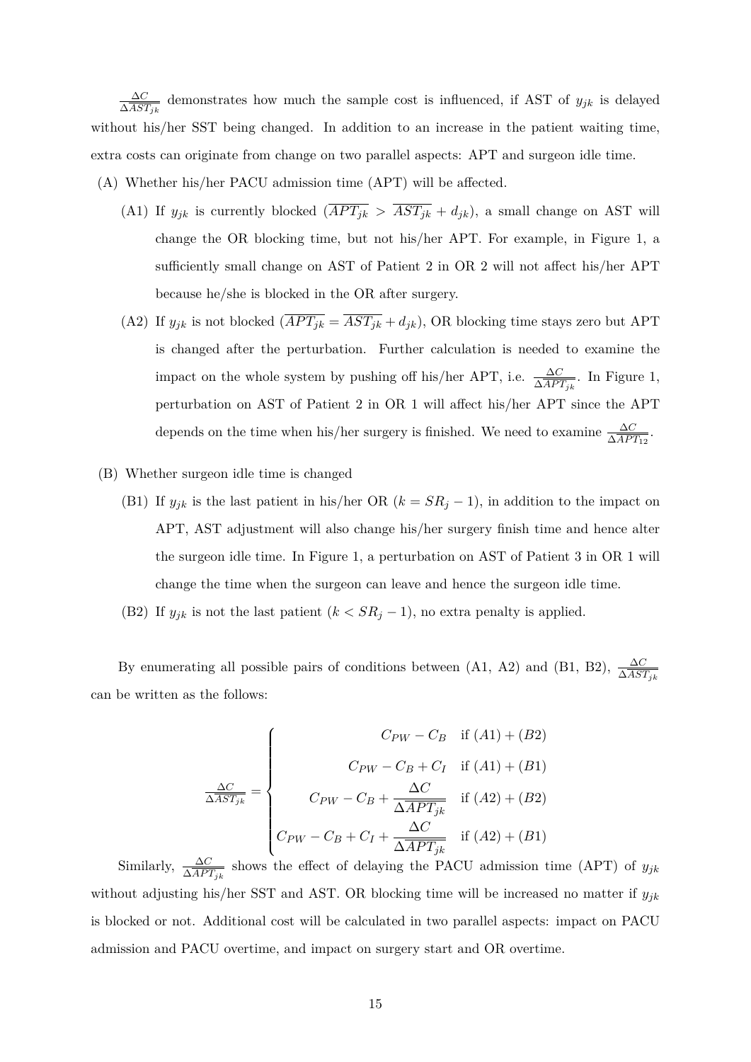$\frac{\Delta C}{\Delta \overline{AST_{jk}}}$ demonstrates how much the sample cost is influenced, if AST of $y_{jk}$ is delayed without his/her SST being changed. In addition to an increase in the patient waiting time, extra costs can originate from change on two parallel aspects: APT and surgeon idle time.

(A) Whether his/her PACU admission time (APT) will be affected.

(A1) If $y_{jk}$ is currently blocked ($\overline{APT_{jk}} > \overline{AST_{jk}} + d_{jk}$), a small change on AST will change the OR blocking time, but not his/her APT. For example, in Figure 1, a sufficiently small change on AST of Patient 2 in OR 2 will not affect his/her APT because he/she is blocked in the OR after surgery.

(A2) If $y_{jk}$ is not blocked ($\overline{APT_{jk}} = \overline{AST_{jk}} + d_{jk}$), OR blocking time stays zero but APT is changed after the perturbation. Further calculation is needed to examine the impact on the whole system by pushing off his/her APT, i.e. $\frac{\Delta C}{\Delta \overline{APT_{jk}}}$. In Figure 1, perturbation on AST of Patient 2 in OR 1 will affect his/her APT since the APT depends on the time when his/her surgery is finished. We need to examine $\frac{\Delta C}{\Delta \overline{APT_{12}}}$.

(B) Whether surgeon idle time is changed

(B1) If $y_{jk}$ is the last patient in his/her OR ($k = SR_j - 1$), in addition to the impact on APT, AST adjustment will also change his/her surgery finish time and hence alter the surgeon idle time. In Figure 1, a perturbation on AST of Patient 3 in OR 1 will change the time when the surgeon can leave and hence the surgeon idle time.

(B2) If $y_{jk}$ is not the last patient ($k < SR_j - 1$), no extra penalty is applied.

By enumerating all possible pairs of conditions between (A1, A2) and (B1, B2), $\frac{\Delta C}{\Delta \overline{AST_{jk}}}$ can be written as the follows:

$$
\frac{\Delta C}{\Delta \overline{AST_{jk}}} = \begin{cases} C_{PW} - C_B & \text{if } (A1) + (B2) \\ C_{PW} - C_B + C_I & \text{if } (A1) + (B1) \\ C_{PW} - C_B + \dfrac{\Delta C}{\Delta \overline{APT_{jk}}} & \text{if } (A2) + (B2) \\ C_{PW} - C_B + C_I + \dfrac{\Delta C}{\Delta \overline{APT_{jk}}} & \text{if } (A2) + (B1) \end{cases}
$$

Similarly, $\frac{\Delta C}{\Delta \overline{APT_{jk}}}$ shows the effect of delaying the PACU admission time (APT) of $y_{jk}$ without adjusting his/her SST and AST. OR blocking time will be increased no matter if $y_{jk}$ is blocked or not. Additional cost will be calculated in two parallel aspects: impact on PACU admission and PACU overtime, and impact on surgery start and OR overtime.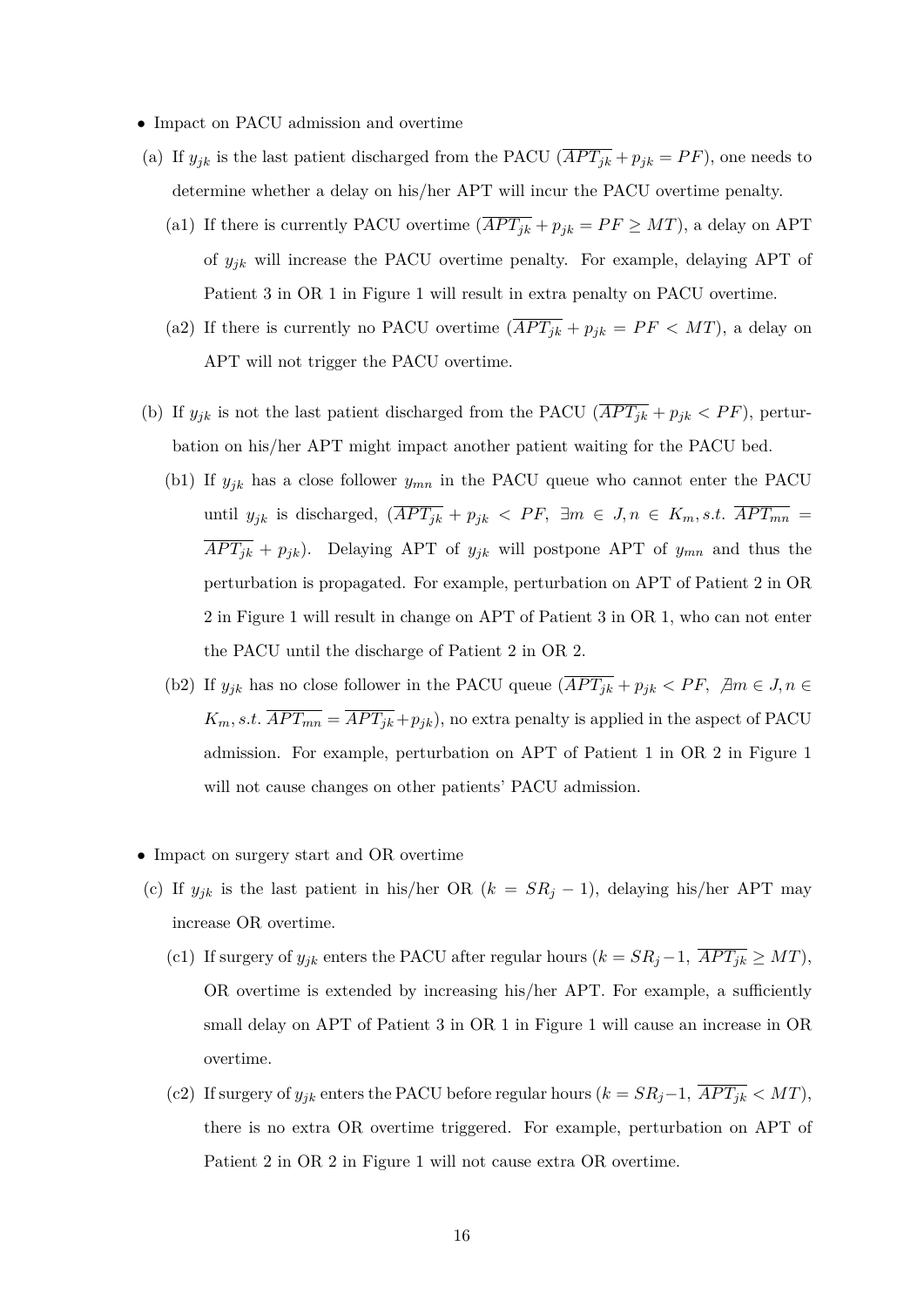- Impact on PACU admission and overtime

(a) If $y_{jk}$ is the last patient discharged from the PACU ($\overline{APT_{jk}} + p_{jk} = PF$), one needs to determine whether a delay on his/her APT will incur the PACU overtime penalty.

  (a1) If there is currently PACU overtime ($\overline{APT_{jk}} + p_{jk} = PF \geq MT$), a delay on APT of $y_{jk}$ will increase the PACU overtime penalty. For example, delaying APT of Patient 3 in OR 1 in Figure 1 will result in extra penalty on PACU overtime.

  (a2) If there is currently no PACU overtime ($\overline{APT_{jk}} + p_{jk} = PF < MT$), a delay on APT will not trigger the PACU overtime.

(b) If $y_{jk}$ is not the last patient discharged from the PACU ($\overline{APT_{jk}} + p_{jk} < PF$), perturbation on his/her APT might impact another patient waiting for the PACU bed.

  (b1) If $y_{jk}$ has a close follower $y_{mn}$ in the PACU queue who cannot enter the PACU until $y_{jk}$ is discharged, ($\overline{APT_{jk}} + p_{jk} < PF,\ \exists m \in J, n \in K_m, s.t.\ \overline{APT_{mn}} = \overline{APT_{jk}} + p_{jk}$). Delaying APT of $y_{jk}$ will postpone APT of $y_{mn}$ and thus the perturbation is propagated. For example, perturbation on APT of Patient 2 in OR 2 in Figure 1 will result in change on APT of Patient 3 in OR 1, who can not enter the PACU until the discharge of Patient 2 in OR 2.

  (b2) If $y_{jk}$ has no close follower in the PACU queue ($\overline{APT_{jk}} + p_{jk} < PF,\ \nexists m \in J, n \in K_m, s.t.\ \overline{APT_{mn}} = \overline{APT_{jk}} + p_{jk}$), no extra penalty is applied in the aspect of PACU admission. For example, perturbation on APT of Patient 1 in OR 2 in Figure 1 will not cause changes on other patients' PACU admission.

- Impact on surgery start and OR overtime

(c) If $y_{jk}$ is the last patient in his/her OR ($k = SR_j - 1$), delaying his/her APT may increase OR overtime.

  (c1) If surgery of $y_{jk}$ enters the PACU after regular hours ($k = SR_j - 1,\ \overline{APT_{jk}} \geq MT$), OR overtime is extended by increasing his/her APT. For example, a sufficiently small delay on APT of Patient 3 in OR 1 in Figure 1 will cause an increase in OR overtime.

  (c2) If surgery of $y_{jk}$ enters the PACU before regular hours ($k = SR_j - 1,\ \overline{APT_{jk}} < MT$), there is no extra OR overtime triggered. For example, perturbation on APT of Patient 2 in OR 2 in Figure 1 will not cause extra OR overtime.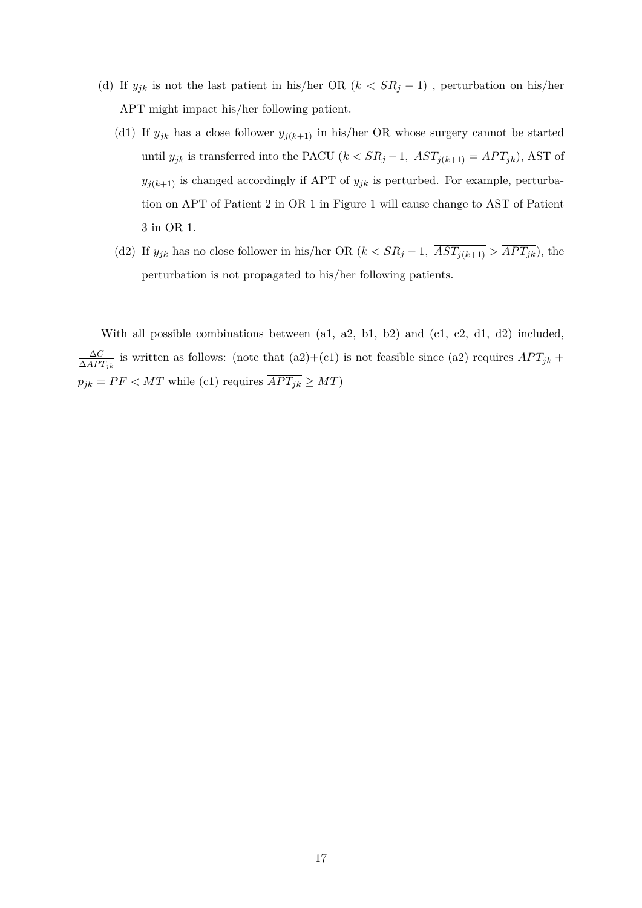(d) If $y_{jk}$ is not the last patient in his/her OR ($k < SR_j - 1$) , perturbation on his/her APT might impact his/her following patient.

(d1) If $y_{jk}$ has a close follower $y_{j(k+1)}$ in his/her OR whose surgery cannot be started until $y_{jk}$ is transferred into the PACU ($k < SR_j - 1$, $\overline{AST_{j(k+1)}} = \overline{APT_{jk}}$), AST of $y_{j(k+1)}$ is changed accordingly if APT of $y_{jk}$ is perturbed. For example, perturbation on APT of Patient 2 in OR 1 in Figure 1 will cause change to AST of Patient 3 in OR 1.

(d2) If $y_{jk}$ has no close follower in his/her OR ($k < SR_j - 1$, $\overline{AST_{j(k+1)}} > \overline{APT_{jk}}$), the perturbation is not propagated to his/her following patients.

With all possible combinations between (a1, a2, b1, b2) and (c1, c2, d1, d2) included, $\frac{\Delta C}{\Delta \overline{APT_{jk}}}$ is written as follows: (note that (a2)+(c1) is not feasible since (a2) requires $\overline{APT_{jk}} + p_{jk} = PF < MT$ while (c1) requires $\overline{APT_{jk}} \geq MT$)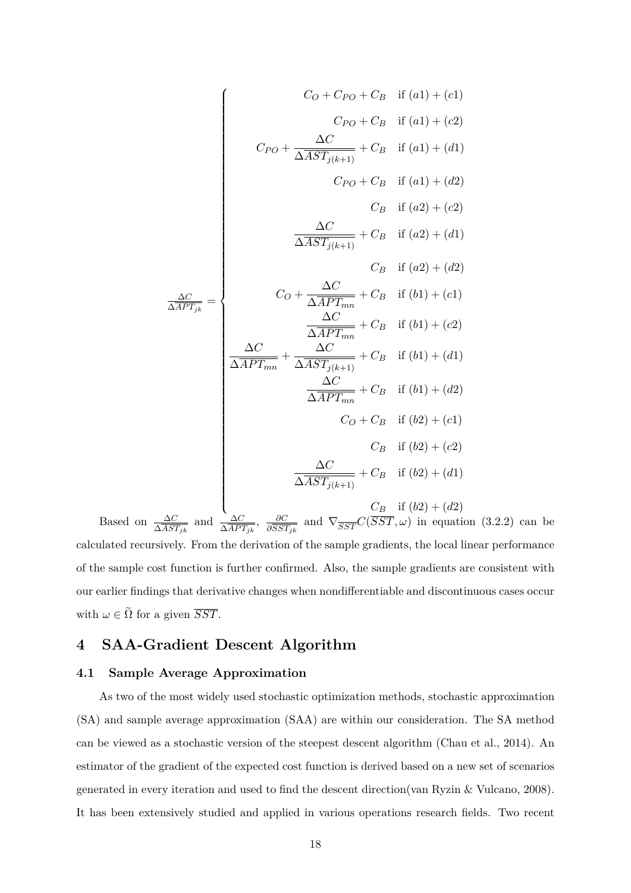$$
\frac{\Delta C}{\Delta \overline{APT}_{jk}} = \begin{cases}
C_O + C_{PO} + C_B & \text{if } (a1)+(c1) \\
C_{PO} + C_B & \text{if } (a1)+(c2) \\
C_{PO} + \dfrac{\Delta C}{\Delta \overline{AST}_{j(k+1)}} + C_B & \text{if } (a1)+(d1) \\
C_{PO} + C_B & \text{if } (a1)+(d2) \\
C_B & \text{if } (a2)+(c2) \\
\dfrac{\Delta C}{\Delta \overline{AST}_{j(k+1)}} + C_B & \text{if } (a2)+(d1) \\
C_B & \text{if } (a2)+(d2) \\
C_O + \dfrac{\Delta C}{\Delta \overline{APT}_{mn}} + C_B & \text{if } (b1)+(c1) \\
\dfrac{\Delta C}{\Delta \overline{APT}_{mn}} + C_B & \text{if } (b1)+(c2) \\
\dfrac{\Delta C}{\Delta \overline{APT}_{mn}} + \dfrac{\Delta C}{\Delta \overline{AST}_{j(k+1)}} + C_B & \text{if } (b1)+(d1) \\
\dfrac{\Delta C}{\Delta \overline{APT}_{mn}} + C_B & \text{if } (b1)+(d2) \\
C_O + C_B & \text{if } (b2)+(c1) \\
C_B & \text{if } (b2)+(c2) \\
\dfrac{\Delta C}{\Delta \overline{AST}_{j(k+1)}} + C_B & \text{if } (b2)+(d1) \\
C_B & \text{if } (b2)+(d2)
\end{cases}
$$

Based on $\frac{\Delta C}{\Delta \overline{AST}_{jk}}$ and $\frac{\Delta C}{\Delta \overline{APT}_{jk}}$, $\frac{\partial C}{\partial \overline{SST}_{jk}}$ and $\nabla_{\overline{SST}} C(\overline{SST}, \omega)$ in equation (3.2.2) can be calculated recursively. From the derivation of the sample gradients, the local linear performance of the sample cost function is further confirmed. Also, the sample gradients are consistent with our earlier findings that derivative changes when nondifferentiable and discontinuous cases occur with $\omega \in \widetilde{\Omega}$ for a given $\overline{SST}$.

# 4 SAA-Gradient Descent Algorithm

## 4.1 Sample Average Approximation

As two of the most widely used stochastic optimization methods, stochastic approximation (SA) and sample average approximation (SAA) are within our consideration. The SA method can be viewed as a stochastic version of the steepest descent algorithm (Chau et al., 2014). An estimator of the gradient of the expected cost function is derived based on a new set of scenarios generated in every iteration and used to find the descent direction(van Ryzin & Vulcano, 2008). It has been extensively studied and applied in various operations research fields. Two recent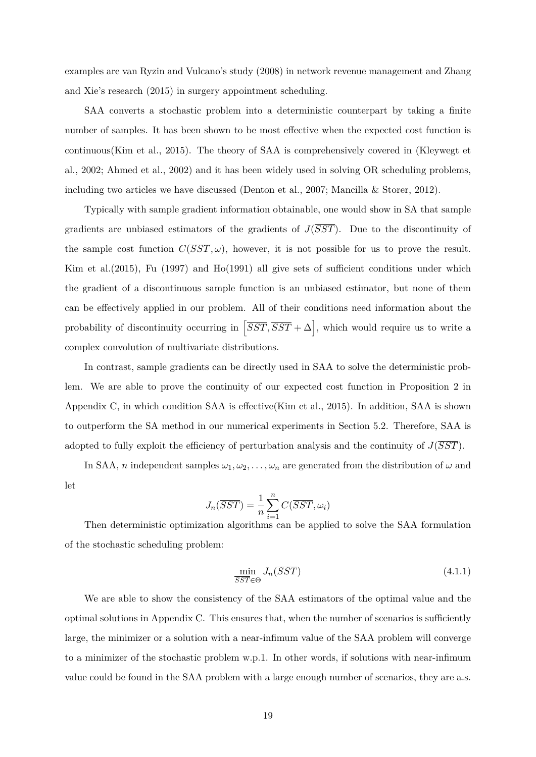examples are van Ryzin and Vulcano's study (2008) in network revenue management and Zhang and Xie's research (2015) in surgery appointment scheduling.

SAA converts a stochastic problem into a deterministic counterpart by taking a finite number of samples. It has been shown to be most effective when the expected cost function is continuous(Kim et al., 2015). The theory of SAA is comprehensively covered in (Kleywegt et al., 2002; Ahmed et al., 2002) and it has been widely used in solving OR scheduling problems, including two articles we have discussed (Denton et al., 2007; Mancilla & Storer, 2012).

Typically with sample gradient information obtainable, one would show in SA that sample gradients are unbiased estimators of the gradients of $J(\overline{SST})$. Due to the discontinuity of the sample cost function $C(\overline{SST}, \omega)$, however, it is not possible for us to prove the result. Kim et al.(2015), Fu (1997) and Ho(1991) all give sets of sufficient conditions under which the gradient of a discontinuous sample function is an unbiased estimator, but none of them can be effectively applied in our problem. All of their conditions need information about the probability of discontinuity occurring in $\left[\overline{SST}, \overline{SST} + \Delta\right]$, which would require us to write a complex convolution of multivariate distributions.

In contrast, sample gradients can be directly used in SAA to solve the deterministic problem. We are able to prove the continuity of our expected cost function in Proposition 2 in Appendix C, in which condition SAA is effective(Kim et al., 2015). In addition, SAA is shown to outperform the SA method in our numerical experiments in Section 5.2. Therefore, SAA is adopted to fully exploit the efficiency of perturbation analysis and the continuity of $J(\overline{SST})$.

In SAA, $n$ independent samples $\omega_1, \omega_2, \ldots, \omega_n$ are generated from the distribution of $\omega$ and let

$$J_n(\overline{SST}) = \frac{1}{n}\sum_{i=1}^{n} C(\overline{SST}, \omega_i)$$

Then deterministic optimization algorithms can be applied to solve the SAA formulation of the stochastic scheduling problem:

$$\min_{\overline{SST} \in \Theta} J_n(\overline{SST}) \tag{4.1.1}$$

We are able to show the consistency of the SAA estimators of the optimal value and the optimal solutions in Appendix C. This ensures that, when the number of scenarios is sufficiently large, the minimizer or a solution with a near-infimum value of the SAA problem will converge to a minimizer of the stochastic problem w.p.1. In other words, if solutions with near-infimum value could be found in the SAA problem with a large enough number of scenarios, they are a.s.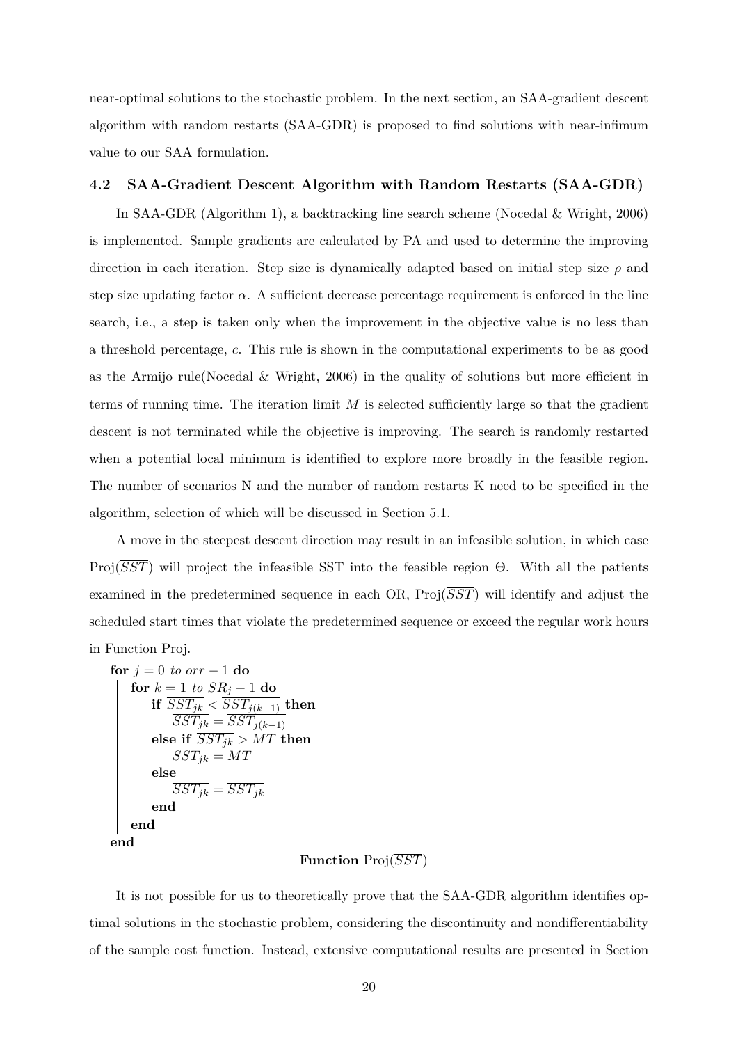near-optimal solutions to the stochastic problem. In the next section, an SAA-gradient descent algorithm with random restarts (SAA-GDR) is proposed to find solutions with near-infimum value to our SAA formulation.

### 4.2 SAA-Gradient Descent Algorithm with Random Restarts (SAA-GDR)

In SAA-GDR (Algorithm 1), a backtracking line search scheme (Nocedal & Wright, 2006) is implemented. Sample gradients are calculated by PA and used to determine the improving direction in each iteration. Step size is dynamically adapted based on initial step size $\rho$ and step size updating factor $\alpha$. A sufficient decrease percentage requirement is enforced in the line search, i.e., a step is taken only when the improvement in the objective value is no less than a threshold percentage, $c$. This rule is shown in the computational experiments to be as good as the Armijo rule(Nocedal & Wright, 2006) in the quality of solutions but more efficient in terms of running time. The iteration limit $M$ is selected sufficiently large so that the gradient descent is not terminated while the objective is improving. The search is randomly restarted when a potential local minimum is identified to explore more broadly in the feasible region. The number of scenarios N and the number of random restarts K need to be specified in the algorithm, selection of which will be discussed in Section 5.1.

A move in the steepest descent direction may result in an infeasible solution, in which case $\text{Proj}(\overline{SST})$ will project the infeasible SST into the feasible region $\Theta$. With all the patients examined in the predetermined sequence in each OR, $\text{Proj}(\overline{SST})$ will identify and adjust the scheduled start times that violate the predetermined sequence or exceed the regular work hours in Function Proj.

```
for j = 0 to orr − 1 do
    for k = 1 to SR_j − 1 do
        if SST_jk < SST_j(k−1) then
            SST_jk = SST_j(k−1)
        else if SST_jk > MT then
            SST_jk = MT
        else
            SST_jk = SST_jk
        end
    end
end
```

**Function** $\text{Proj}(\overline{SST})$

It is not possible for us to theoretically prove that the SAA-GDR algorithm identifies optimal solutions in the stochastic problem, considering the discontinuity and nondifferentiability of the sample cost function. Instead, extensive computational results are presented in Section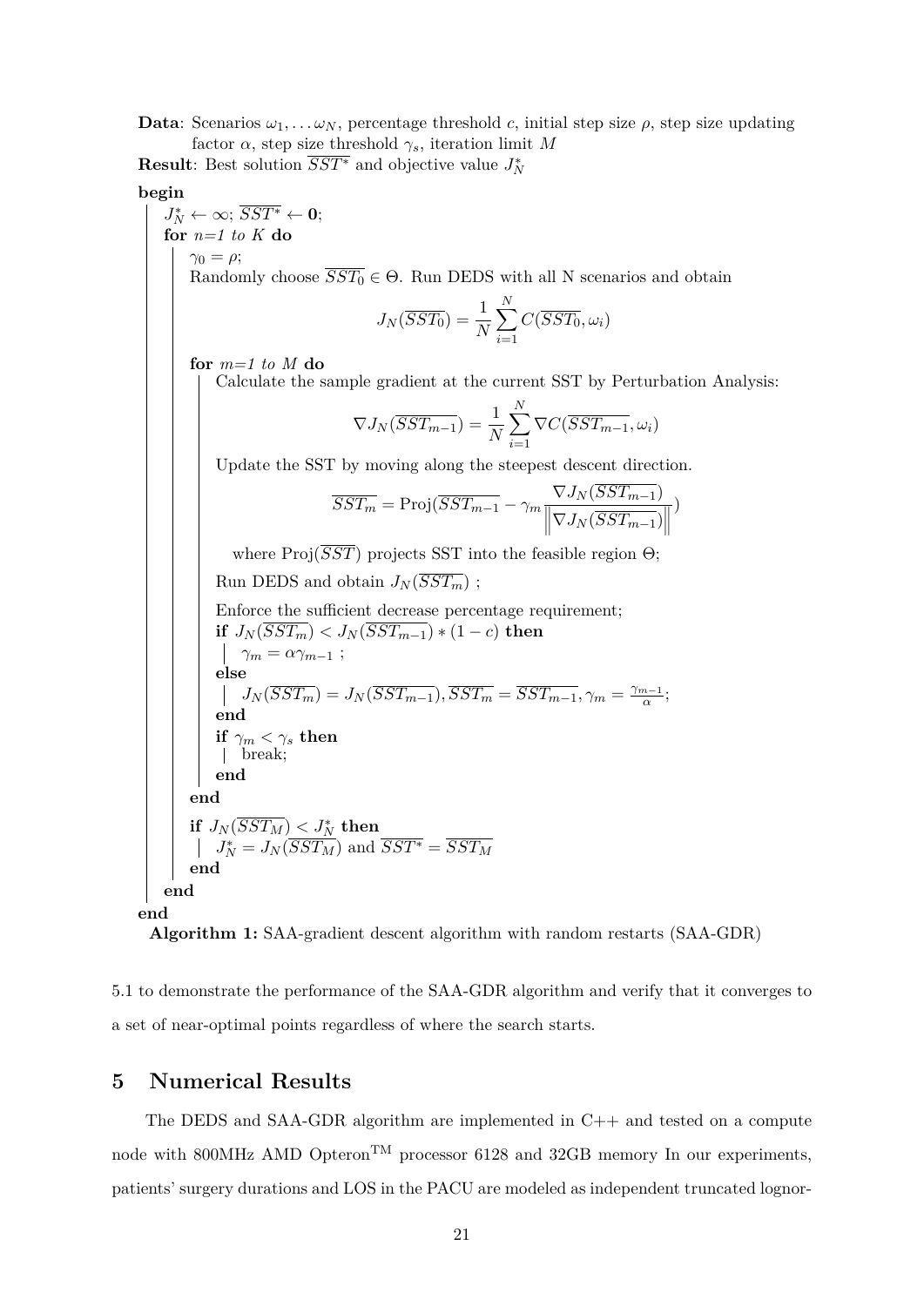**Data**: Scenarios $\omega_1, \dots \omega_N$, percentage threshold $c$, initial step size $\rho$, step size updating factor $\alpha$, step size threshold $\gamma_s$, iteration limit $M$

**Result**: Best solution $\overline{SST^*}$ and objective value $J_N^*$

**begin**

  $J_N^* \leftarrow \infty$; $\overline{SST^*} \leftarrow \mathbf{0}$;

  **for** *n=1 to K* **do**

    $\gamma_0 = \rho$;

    Randomly choose $\overline{SST_0} \in \Theta$. Run DEDS with all N scenarios and obtain

$$J_N(\overline{SST_0}) = \frac{1}{N}\sum_{i=1}^{N} C(\overline{SST_0}, \omega_i)$$

    **for** *m=1 to M* **do**

      Calculate the sample gradient at the current SST by Perturbation Analysis:

$$\nabla J_N(\overline{SST_{m-1}}) = \frac{1}{N}\sum_{i=1}^{N} \nabla C(\overline{SST_{m-1}}, \omega_i)$$

      Update the SST by moving along the steepest descent direction.

$$\overline{SST_m} = \text{Proj}(\overline{SST_{m-1}} - \gamma_m \frac{\nabla J_N(\overline{SST_{m-1}})}{\left\|\nabla J_N(\overline{SST_{m-1}})\right\|})$$

      where $\text{Proj}(\overline{SST})$ projects SST into the feasible region $\Theta$;

      Run DEDS and obtain $J_N(\overline{SST_m})$ ;

      Enforce the sufficient decrease percentage requirement;

      **if** $J_N(\overline{SST_m}) < J_N(\overline{SST_{m-1}}) * (1-c)$ **then**

        $\gamma_m = \alpha\gamma_{m-1}$ ;

      **else**

        $J_N(\overline{SST_m}) = J_N(\overline{SST_{m-1}}), \overline{SST_m} = \overline{SST_{m-1}}, \gamma_m = \frac{\gamma_{m-1}}{\alpha}$;

      **end**

      **if** $\gamma_m < \gamma_s$ **then**

        break;

      **end**

    **end**

    **if** $J_N(\overline{SST_M}) < J_N^*$ **then**

      $J_N^* = J_N(\overline{SST_M})$ and $\overline{SST^*} = \overline{SST_M}$

    **end**

  **end**

**end**

**Algorithm 1:** SAA-gradient descent algorithm with random restarts (SAA-GDR)

5.1 to demonstrate the performance of the SAA-GDR algorithm and verify that it converges to a set of near-optimal points regardless of where the search starts.

## 5 Numerical Results

The DEDS and SAA-GDR algorithm are implemented in C++ and tested on a compute node with 800MHz AMD Opteron$^{\text{TM}}$ processor 6128 and 32GB memory In our experiments, patients' surgery durations and LOS in the PACU are modeled as independent truncated lognor-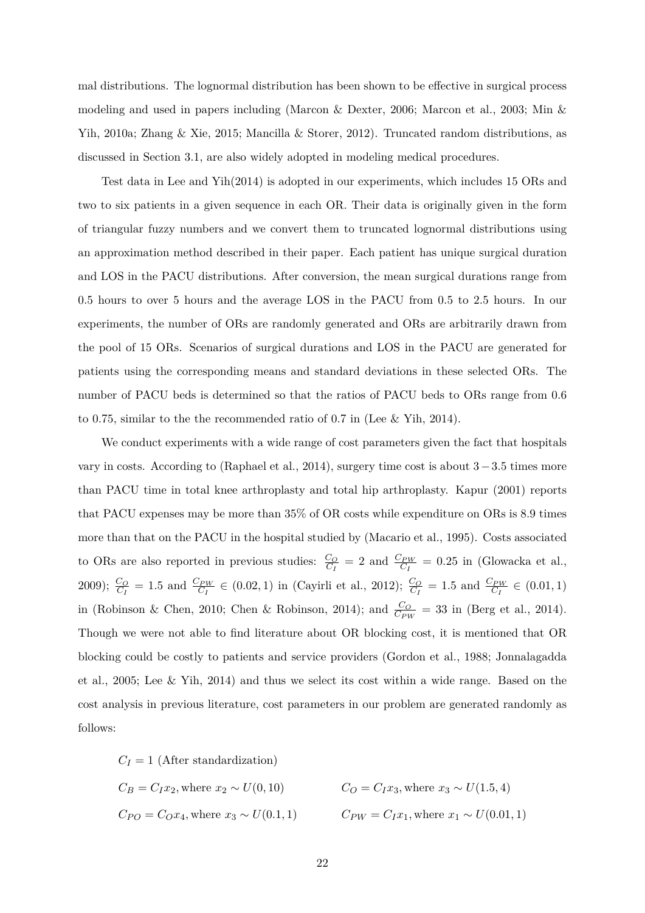mal distributions. The lognormal distribution has been shown to be effective in surgical process modeling and used in papers including (Marcon & Dexter, 2006; Marcon et al., 2003; Min & Yih, 2010a; Zhang & Xie, 2015; Mancilla & Storer, 2012). Truncated random distributions, as discussed in Section 3.1, are also widely adopted in modeling medical procedures.

Test data in Lee and Yih(2014) is adopted in our experiments, which includes 15 ORs and two to six patients in a given sequence in each OR. Their data is originally given in the form of triangular fuzzy numbers and we convert them to truncated lognormal distributions using an approximation method described in their paper. Each patient has unique surgical duration and LOS in the PACU distributions. After conversion, the mean surgical durations range from 0.5 hours to over 5 hours and the average LOS in the PACU from 0.5 to 2.5 hours. In our experiments, the number of ORs are randomly generated and ORs are arbitrarily drawn from the pool of 15 ORs. Scenarios of surgical durations and LOS in the PACU are generated for patients using the corresponding means and standard deviations in these selected ORs. The number of PACU beds is determined so that the ratios of PACU beds to ORs range from 0.6 to 0.75, similar to the the recommended ratio of 0.7 in (Lee & Yih, 2014).

We conduct experiments with a wide range of cost parameters given the fact that hospitals vary in costs. According to (Raphael et al., 2014), surgery time cost is about $3-3.5$ times more than PACU time in total knee arthroplasty and total hip arthroplasty. Kapur (2001) reports that PACU expenses may be more than 35% of OR costs while expenditure on ORs is 8.9 times more than that on the PACU in the hospital studied by (Macario et al., 1995). Costs associated to ORs are also reported in previous studies: $\frac{C_O}{C_I} = 2$ and $\frac{C_{PW}}{C_I} = 0.25$ in (Glowacka et al., 2009); $\frac{C_O}{C_I} = 1.5$ and $\frac{C_{PW}}{C_I} \in (0.02, 1)$ in (Cayirli et al., 2012); $\frac{C_O}{C_I} = 1.5$ and $\frac{C_{PW}}{C_I} \in (0.01, 1)$ in (Robinson & Chen, 2010; Chen & Robinson, 2014); and $\frac{C_O}{C_{PW}} = 33$ in (Berg et al., 2014). Though we were not able to find literature about OR blocking cost, it is mentioned that OR blocking could be costly to patients and service providers (Gordon et al., 1988; Jonnalagadda et al., 2005; Lee & Yih, 2014) and thus we select its cost within a wide range. Based on the cost analysis in previous literature, cost parameters in our problem are generated randomly as follows:

$C_I = 1$ (After standardization)

$C_B = C_I x_2$, where $x_2 \sim U(0, 10)$ $\quad\quad$ $C_O = C_I x_3$, where $x_3 \sim U(1.5, 4)$

$C_{PO} = C_O x_4$, where $x_3 \sim U(0.1, 1)$ $\quad\quad$ $C_{PW} = C_I x_1$, where $x_1 \sim U(0.01, 1)$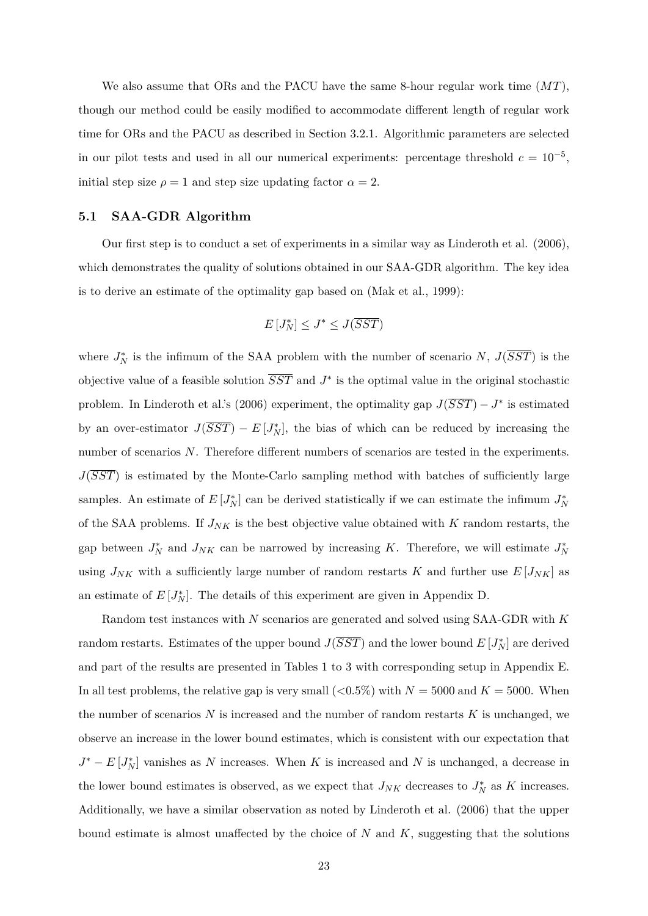We also assume that ORs and the PACU have the same 8-hour regular work time ($MT$), though our method could be easily modified to accommodate different length of regular work time for ORs and the PACU as described in Section 3.2.1. Algorithmic parameters are selected in our pilot tests and used in all our numerical experiments: percentage threshold $c = 10^{-5}$, initial step size $\rho = 1$ and step size updating factor $\alpha = 2$.

### 5.1 SAA-GDR Algorithm

Our first step is to conduct a set of experiments in a similar way as Linderoth et al. (2006), which demonstrates the quality of solutions obtained in our SAA-GDR algorithm. The key idea is to derive an estimate of the optimality gap based on (Mak et al., 1999):

$$E\left[J_N^*\right] \leq J^* \leq J(\overline{SST})$$

where $J_N^*$ is the infimum of the SAA problem with the number of scenario $N$, $J(\overline{SST})$ is the objective value of a feasible solution $\overline{SST}$ and $J^*$ is the optimal value in the original stochastic problem. In Linderoth et al.'s (2006) experiment, the optimality gap $J(\overline{SST}) - J^*$ is estimated by an over-estimator $J(\overline{SST}) - E\left[J_N^*\right]$, the bias of which can be reduced by increasing the number of scenarios $N$. Therefore different numbers of scenarios are tested in the experiments. $J(\overline{SST})$ is estimated by the Monte-Carlo sampling method with batches of sufficiently large samples. An estimate of $E\left[J_N^*\right]$ can be derived statistically if we can estimate the infimum $J_N^*$ of the SAA problems. If $J_{NK}$ is the best objective value obtained with $K$ random restarts, the gap between $J_N^*$ and $J_{NK}$ can be narrowed by increasing $K$. Therefore, we will estimate $J_N^*$ using $J_{NK}$ with a sufficiently large number of random restarts $K$ and further use $E\left[J_{NK}\right]$ as an estimate of $E\left[J_N^*\right]$. The details of this experiment are given in Appendix D.

Random test instances with $N$ scenarios are generated and solved using SAA-GDR with $K$ random restarts. Estimates of the upper bound $J(\overline{SST})$ and the lower bound $E\left[J_N^*\right]$ are derived and part of the results are presented in Tables 1 to 3 with corresponding setup in Appendix E. In all test problems, the relative gap is very small (<0.5%) with $N = 5000$ and $K = 5000$. When the number of scenarios $N$ is increased and the number of random restarts $K$ is unchanged, we observe an increase in the lower bound estimates, which is consistent with our expectation that $J^* - E\left[J_N^*\right]$ vanishes as $N$ increases. When $K$ is increased and $N$ is unchanged, a decrease in the lower bound estimates is observed, as we expect that $J_{NK}$ decreases to $J_N^*$ as $K$ increases. Additionally, we have a similar observation as noted by Linderoth et al. (2006) that the upper bound estimate is almost unaffected by the choice of $N$ and $K$, suggesting that the solutions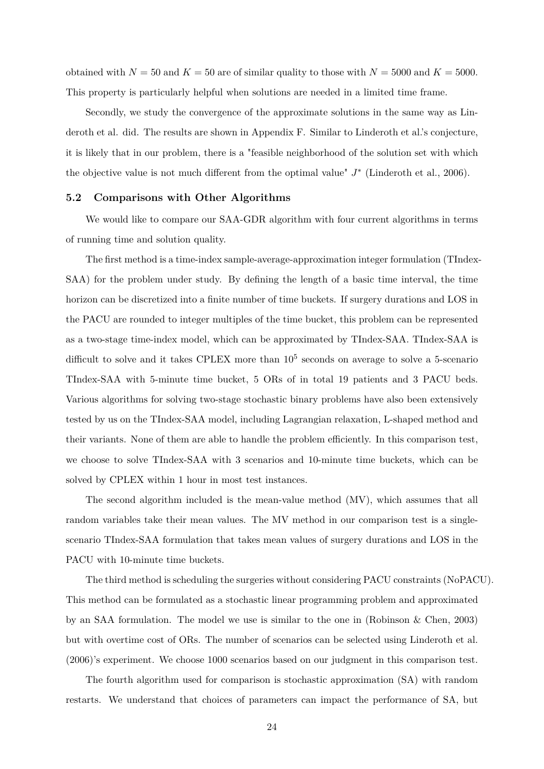obtained with $N = 50$ and $K = 50$ are of similar quality to those with $N = 5000$ and $K = 5000$. This property is particularly helpful when solutions are needed in a limited time frame.

Secondly, we study the convergence of the approximate solutions in the same way as Linderoth et al. did. The results are shown in Appendix F. Similar to Linderoth et al.'s conjecture, it is likely that in our problem, there is a "feasible neighborhood of the solution set with which the objective value is not much different from the optimal value" $J^*$ (Linderoth et al., 2006).

### 5.2 Comparisons with Other Algorithms

We would like to compare our SAA-GDR algorithm with four current algorithms in terms of running time and solution quality.

The first method is a time-index sample-average-approximation integer formulation (TIndex-SAA) for the problem under study. By defining the length of a basic time interval, the time horizon can be discretized into a finite number of time buckets. If surgery durations and LOS in the PACU are rounded to integer multiples of the time bucket, this problem can be represented as a two-stage time-index model, which can be approximated by TIndex-SAA. TIndex-SAA is difficult to solve and it takes CPLEX more than $10^5$ seconds on average to solve a 5-scenario TIndex-SAA with 5-minute time bucket, 5 ORs of in total 19 patients and 3 PACU beds. Various algorithms for solving two-stage stochastic binary problems have also been extensively tested by us on the TIndex-SAA model, including Lagrangian relaxation, L-shaped method and their variants. None of them are able to handle the problem efficiently. In this comparison test, we choose to solve TIndex-SAA with 3 scenarios and 10-minute time buckets, which can be solved by CPLEX within 1 hour in most test instances.

The second algorithm included is the mean-value method (MV), which assumes that all random variables take their mean values. The MV method in our comparison test is a single-scenario TIndex-SAA formulation that takes mean values of surgery durations and LOS in the PACU with 10-minute time buckets.

The third method is scheduling the surgeries without considering PACU constraints (NoPACU). This method can be formulated as a stochastic linear programming problem and approximated by an SAA formulation. The model we use is similar to the one in (Robinson & Chen, 2003) but with overtime cost of ORs. The number of scenarios can be selected using Linderoth et al. (2006)'s experiment. We choose 1000 scenarios based on our judgment in this comparison test.

The fourth algorithm used for comparison is stochastic approximation (SA) with random restarts. We understand that choices of parameters can impact the performance of SA, but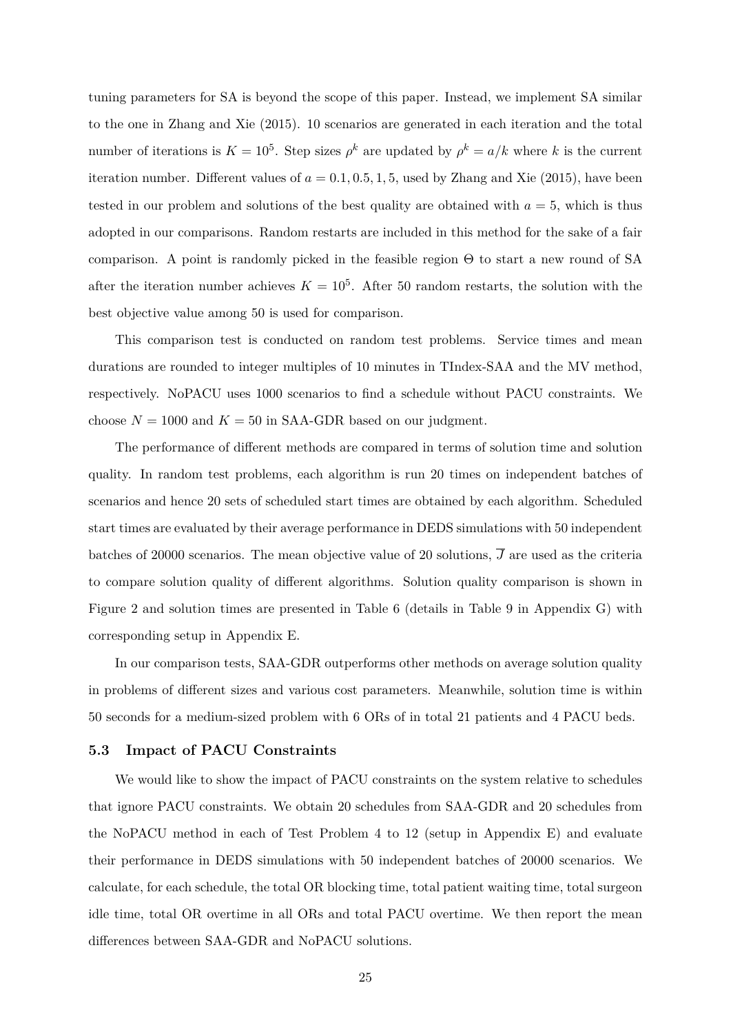tuning parameters for SA is beyond the scope of this paper. Instead, we implement SA similar to the one in Zhang and Xie (2015). 10 scenarios are generated in each iteration and the total number of iterations is $K = 10^5$. Step sizes $\rho^k$ are updated by $\rho^k = a/k$ where $k$ is the current iteration number. Different values of $a = 0.1, 0.5, 1, 5$, used by Zhang and Xie (2015), have been tested in our problem and solutions of the best quality are obtained with $a = 5$, which is thus adopted in our comparisons. Random restarts are included in this method for the sake of a fair comparison. A point is randomly picked in the feasible region $\Theta$ to start a new round of SA after the iteration number achieves $K = 10^5$. After 50 random restarts, the solution with the best objective value among 50 is used for comparison.

This comparison test is conducted on random test problems. Service times and mean durations are rounded to integer multiples of 10 minutes in TIndex-SAA and the MV method, respectively. NoPACU uses 1000 scenarios to find a schedule without PACU constraints. We choose $N = 1000$ and $K = 50$ in SAA-GDR based on our judgment.

The performance of different methods are compared in terms of solution time and solution quality. In random test problems, each algorithm is run 20 times on independent batches of scenarios and hence 20 sets of scheduled start times are obtained by each algorithm. Scheduled start times are evaluated by their average performance in DEDS simulations with 50 independent batches of 20000 scenarios. The mean objective value of 20 solutions, $\overline{\mathcal{J}}$ are used as the criteria to compare solution quality of different algorithms. Solution quality comparison is shown in Figure 2 and solution times are presented in Table 6 (details in Table 9 in Appendix G) with corresponding setup in Appendix E.

In our comparison tests, SAA-GDR outperforms other methods on average solution quality in problems of different sizes and various cost parameters. Meanwhile, solution time is within 50 seconds for a medium-sized problem with 6 ORs of in total 21 patients and 4 PACU beds.

### 5.3 Impact of PACU Constraints

We would like to show the impact of PACU constraints on the system relative to schedules that ignore PACU constraints. We obtain 20 schedules from SAA-GDR and 20 schedules from the NoPACU method in each of Test Problem 4 to 12 (setup in Appendix E) and evaluate their performance in DEDS simulations with 50 independent batches of 20000 scenarios. We calculate, for each schedule, the total OR blocking time, total patient waiting time, total surgeon idle time, total OR overtime in all ORs and total PACU overtime. We then report the mean differences between SAA-GDR and NoPACU solutions.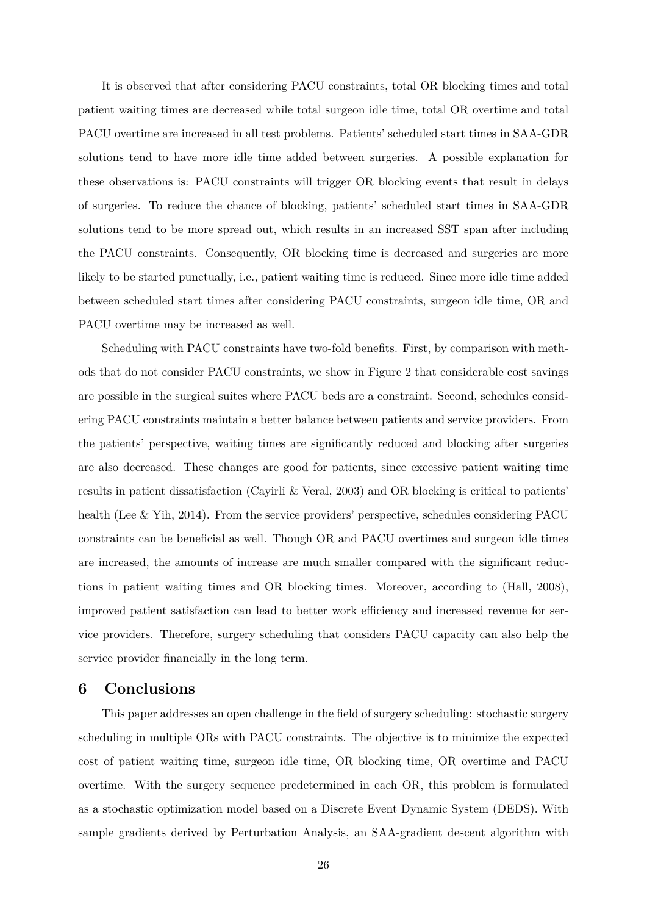It is observed that after considering PACU constraints, total OR blocking times and total patient waiting times are decreased while total surgeon idle time, total OR overtime and total PACU overtime are increased in all test problems. Patients' scheduled start times in SAA-GDR solutions tend to have more idle time added between surgeries. A possible explanation for these observations is: PACU constraints will trigger OR blocking events that result in delays of surgeries. To reduce the chance of blocking, patients' scheduled start times in SAA-GDR solutions tend to be more spread out, which results in an increased SST span after including the PACU constraints. Consequently, OR blocking time is decreased and surgeries are more likely to be started punctually, i.e., patient waiting time is reduced. Since more idle time added between scheduled start times after considering PACU constraints, surgeon idle time, OR and PACU overtime may be increased as well.

Scheduling with PACU constraints have two-fold benefits. First, by comparison with methods that do not consider PACU constraints, we show in Figure 2 that considerable cost savings are possible in the surgical suites where PACU beds are a constraint. Second, schedules considering PACU constraints maintain a better balance between patients and service providers. From the patients' perspective, waiting times are significantly reduced and blocking after surgeries are also decreased. These changes are good for patients, since excessive patient waiting time results in patient dissatisfaction (Cayirli & Veral, 2003) and OR blocking is critical to patients' health (Lee & Yih, 2014). From the service providers' perspective, schedules considering PACU constraints can be beneficial as well. Though OR and PACU overtimes and surgeon idle times are increased, the amounts of increase are much smaller compared with the significant reductions in patient waiting times and OR blocking times. Moreover, according to (Hall, 2008), improved patient satisfaction can lead to better work efficiency and increased revenue for service providers. Therefore, surgery scheduling that considers PACU capacity can also help the service provider financially in the long term.

## 6 Conclusions

This paper addresses an open challenge in the field of surgery scheduling: stochastic surgery scheduling in multiple ORs with PACU constraints. The objective is to minimize the expected cost of patient waiting time, surgeon idle time, OR blocking time, OR overtime and PACU overtime. With the surgery sequence predetermined in each OR, this problem is formulated as a stochastic optimization model based on a Discrete Event Dynamic System (DEDS). With sample gradients derived by Perturbation Analysis, an SAA-gradient descent algorithm with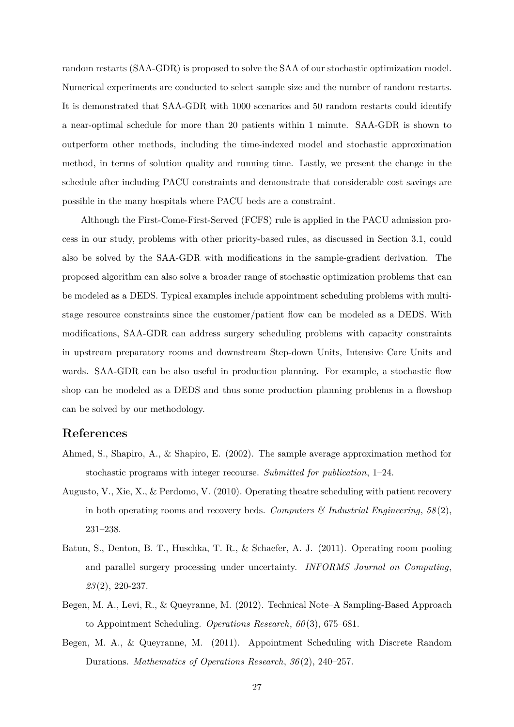random restarts (SAA-GDR) is proposed to solve the SAA of our stochastic optimization model. Numerical experiments are conducted to select sample size and the number of random restarts. It is demonstrated that SAA-GDR with 1000 scenarios and 50 random restarts could identify a near-optimal schedule for more than 20 patients within 1 minute. SAA-GDR is shown to outperform other methods, including the time-indexed model and stochastic approximation method, in terms of solution quality and running time. Lastly, we present the change in the schedule after including PACU constraints and demonstrate that considerable cost savings are possible in the many hospitals where PACU beds are a constraint.

Although the First-Come-First-Served (FCFS) rule is applied in the PACU admission process in our study, problems with other priority-based rules, as discussed in Section 3.1, could also be solved by the SAA-GDR with modifications in the sample-gradient derivation. The proposed algorithm can also solve a broader range of stochastic optimization problems that can be modeled as a DEDS. Typical examples include appointment scheduling problems with multi-stage resource constraints since the customer/patient flow can be modeled as a DEDS. With modifications, SAA-GDR can address surgery scheduling problems with capacity constraints in upstream preparatory rooms and downstream Step-down Units, Intensive Care Units and wards. SAA-GDR can be also useful in production planning. For example, a stochastic flow shop can be modeled as a DEDS and thus some production planning problems in a flowshop can be solved by our methodology.

## References

Ahmed, S., Shapiro, A., & Shapiro, E. (2002). The sample average approximation method for stochastic programs with integer recourse. *Submitted for publication*, 1–24.

Augusto, V., Xie, X., & Perdomo, V. (2010). Operating theatre scheduling with patient recovery in both operating rooms and recovery beds. *Computers & Industrial Engineering*, *58*(2), 231–238.

Batun, S., Denton, B. T., Huschka, T. R., & Schaefer, A. J. (2011). Operating room pooling and parallel surgery processing under uncertainty. *INFORMS Journal on Computing*, *23*(2), 220-237.

Begen, M. A., Levi, R., & Queyranne, M. (2012). Technical Note–A Sampling-Based Approach to Appointment Scheduling. *Operations Research*, *60*(3), 675–681.

Begen, M. A., & Queyranne, M. (2011). Appointment Scheduling with Discrete Random Durations. *Mathematics of Operations Research*, *36*(2), 240–257.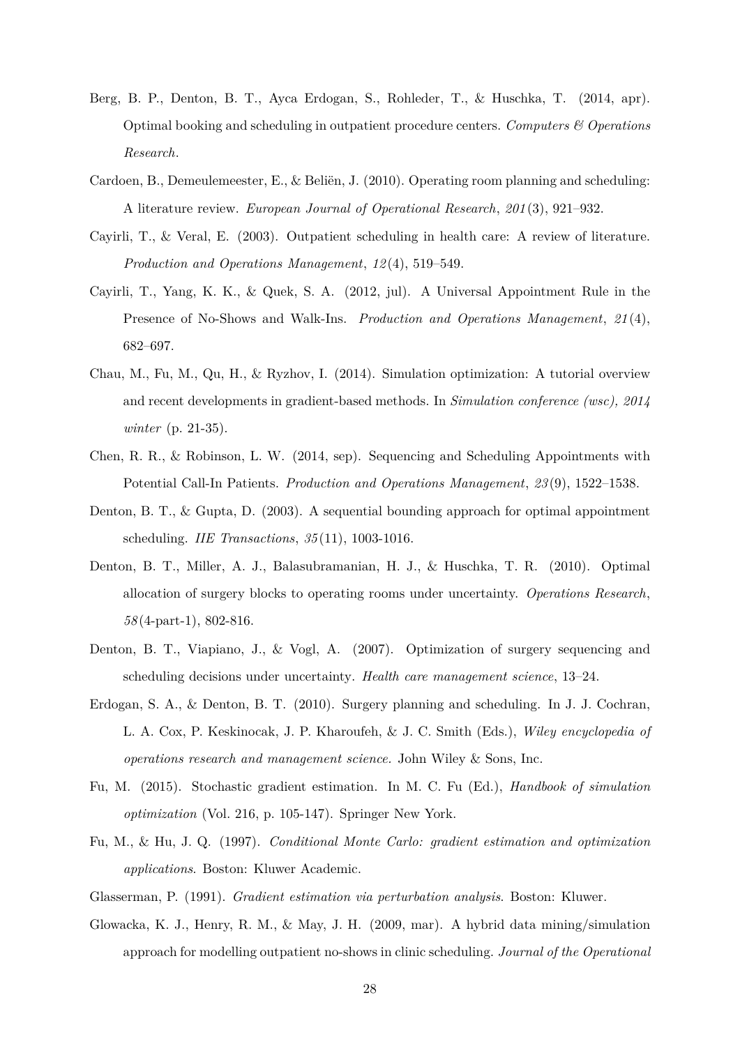Berg, B. P., Denton, B. T., Ayca Erdogan, S., Rohleder, T., & Huschka, T. (2014, apr). Optimal booking and scheduling in outpatient procedure centers. *Computers & Operations Research*.

Cardoen, B., Demeulemeester, E., & Beliën, J. (2010). Operating room planning and scheduling: A literature review. *European Journal of Operational Research*, *201*(3), 921–932.

Cayirli, T., & Veral, E. (2003). Outpatient scheduling in health care: A review of literature. *Production and Operations Management*, *12*(4), 519–549.

Cayirli, T., Yang, K. K., & Quek, S. A. (2012, jul). A Universal Appointment Rule in the Presence of No-Shows and Walk-Ins. *Production and Operations Management*, *21*(4), 682–697.

Chau, M., Fu, M., Qu, H., & Ryzhov, I. (2014). Simulation optimization: A tutorial overview and recent developments in gradient-based methods. In *Simulation conference (wsc), 2014 winter* (p. 21-35).

Chen, R. R., & Robinson, L. W. (2014, sep). Sequencing and Scheduling Appointments with Potential Call-In Patients. *Production and Operations Management*, *23*(9), 1522–1538.

Denton, B. T., & Gupta, D. (2003). A sequential bounding approach for optimal appointment scheduling. *IIE Transactions*, *35*(11), 1003-1016.

Denton, B. T., Miller, A. J., Balasubramanian, H. J., & Huschka, T. R. (2010). Optimal allocation of surgery blocks to operating rooms under uncertainty. *Operations Research*, *58*(4-part-1), 802-816.

Denton, B. T., Viapiano, J., & Vogl, A. (2007). Optimization of surgery sequencing and scheduling decisions under uncertainty. *Health care management science*, 13–24.

Erdogan, S. A., & Denton, B. T. (2010). Surgery planning and scheduling. In J. J. Cochran, L. A. Cox, P. Keskinocak, J. P. Kharoufeh, & J. C. Smith (Eds.), *Wiley encyclopedia of operations research and management science.* John Wiley & Sons, Inc.

Fu, M. (2015). Stochastic gradient estimation. In M. C. Fu (Ed.), *Handbook of simulation optimization* (Vol. 216, p. 105-147). Springer New York.

Fu, M., & Hu, J. Q. (1997). *Conditional Monte Carlo: gradient estimation and optimization applications*. Boston: Kluwer Academic.

Glasserman, P. (1991). *Gradient estimation via perturbation analysis*. Boston: Kluwer.

Glowacka, K. J., Henry, R. M., & May, J. H. (2009, mar). A hybrid data mining/simulation approach for modelling outpatient no-shows in clinic scheduling. *Journal of the Operational*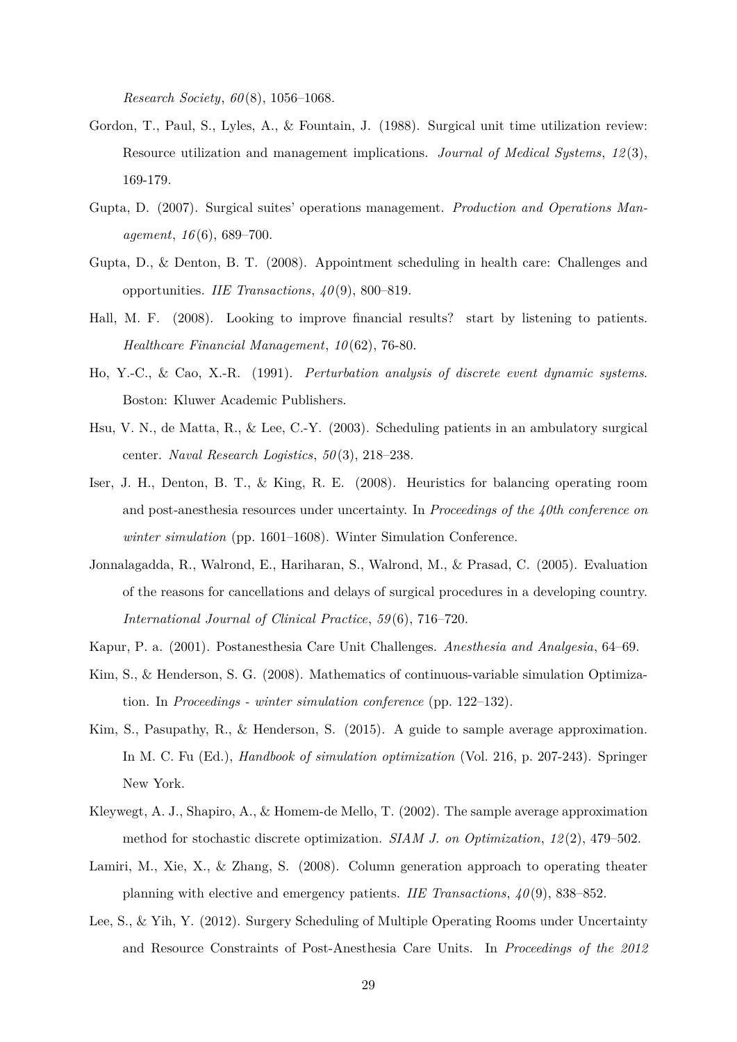*Research Society*, *60*(8), 1056–1068.

Gordon, T., Paul, S., Lyles, A., & Fountain, J. (1988). Surgical unit time utilization review: Resource utilization and management implications. *Journal of Medical Systems*, *12*(3), 169-179.

Gupta, D. (2007). Surgical suites' operations management. *Production and Operations Management*, *16*(6), 689–700.

Gupta, D., & Denton, B. T. (2008). Appointment scheduling in health care: Challenges and opportunities. *IIE Transactions*, *40*(9), 800–819.

Hall, M. F. (2008). Looking to improve financial results? start by listening to patients. *Healthcare Financial Management*, *10*(62), 76-80.

Ho, Y.-C., & Cao, X.-R. (1991). *Perturbation analysis of discrete event dynamic systems*. Boston: Kluwer Academic Publishers.

Hsu, V. N., de Matta, R., & Lee, C.-Y. (2003). Scheduling patients in an ambulatory surgical center. *Naval Research Logistics*, *50*(3), 218–238.

Iser, J. H., Denton, B. T., & King, R. E. (2008). Heuristics for balancing operating room and post-anesthesia resources under uncertainty. In *Proceedings of the 40th conference on winter simulation* (pp. 1601–1608). Winter Simulation Conference.

Jonnalagadda, R., Walrond, E., Hariharan, S., Walrond, M., & Prasad, C. (2005). Evaluation of the reasons for cancellations and delays of surgical procedures in a developing country. *International Journal of Clinical Practice*, *59*(6), 716–720.

Kapur, P. a. (2001). Postanesthesia Care Unit Challenges. *Anesthesia and Analgesia*, 64–69.

Kim, S., & Henderson, S. G. (2008). Mathematics of continuous-variable simulation Optimization. In *Proceedings - winter simulation conference* (pp. 122–132).

Kim, S., Pasupathy, R., & Henderson, S. (2015). A guide to sample average approximation. In M. C. Fu (Ed.), *Handbook of simulation optimization* (Vol. 216, p. 207-243). Springer New York.

Kleywegt, A. J., Shapiro, A., & Homem-de Mello, T. (2002). The sample average approximation method for stochastic discrete optimization. *SIAM J. on Optimization*, *12*(2), 479–502.

Lamiri, M., Xie, X., & Zhang, S. (2008). Column generation approach to operating theater planning with elective and emergency patients. *IIE Transactions*, *40*(9), 838–852.

Lee, S., & Yih, Y. (2012). Surgery Scheduling of Multiple Operating Rooms under Uncertainty and Resource Constraints of Post-Anesthesia Care Units. In *Proceedings of the 2012*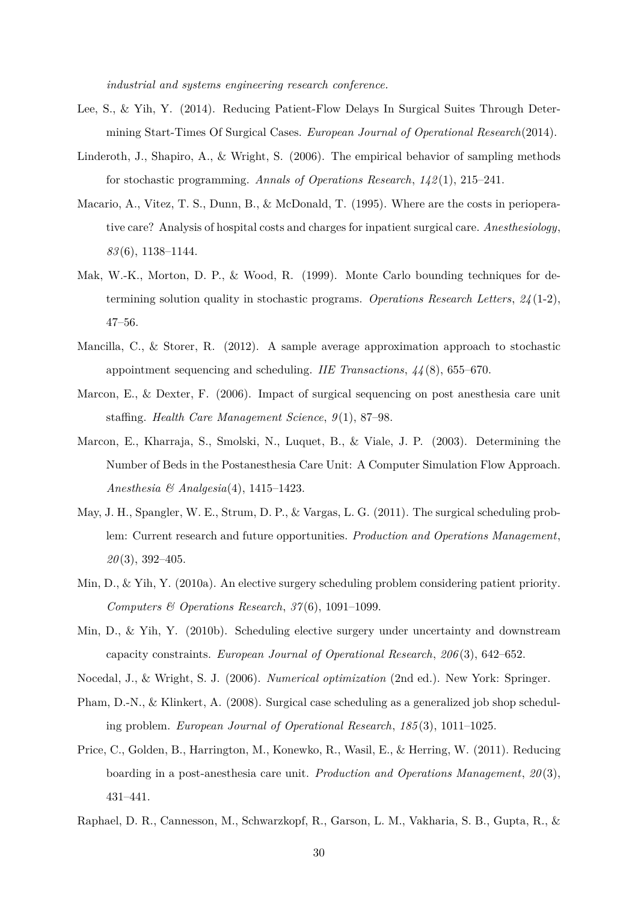*industrial and systems engineering research conference.*

Lee, S., & Yih, Y. (2014). Reducing Patient-Flow Delays In Surgical Suites Through Determining Start-Times Of Surgical Cases. *European Journal of Operational Research*(2014).

Linderoth, J., Shapiro, A., & Wright, S. (2006). The empirical behavior of sampling methods for stochastic programming. *Annals of Operations Research*, *142*(1), 215–241.

Macario, A., Vitez, T. S., Dunn, B., & McDonald, T. (1995). Where are the costs in perioperative care? Analysis of hospital costs and charges for inpatient surgical care. *Anesthesiology*, *83*(6), 1138–1144.

Mak, W.-K., Morton, D. P., & Wood, R. (1999). Monte Carlo bounding techniques for determining solution quality in stochastic programs. *Operations Research Letters*, *24*(1-2), 47–56.

Mancilla, C., & Storer, R. (2012). A sample average approximation approach to stochastic appointment sequencing and scheduling. *IIE Transactions*, *44*(8), 655–670.

Marcon, E., & Dexter, F. (2006). Impact of surgical sequencing on post anesthesia care unit staffing. *Health Care Management Science*, *9*(1), 87–98.

Marcon, E., Kharraja, S., Smolski, N., Luquet, B., & Viale, J. P. (2003). Determining the Number of Beds in the Postanesthesia Care Unit: A Computer Simulation Flow Approach. *Anesthesia & Analgesia*(4), 1415–1423.

May, J. H., Spangler, W. E., Strum, D. P., & Vargas, L. G. (2011). The surgical scheduling problem: Current research and future opportunities. *Production and Operations Management*, *20*(3), 392–405.

Min, D., & Yih, Y. (2010a). An elective surgery scheduling problem considering patient priority. *Computers & Operations Research*, *37*(6), 1091–1099.

Min, D., & Yih, Y. (2010b). Scheduling elective surgery under uncertainty and downstream capacity constraints. *European Journal of Operational Research*, *206*(3), 642–652.

Nocedal, J., & Wright, S. J. (2006). *Numerical optimization* (2nd ed.). New York: Springer.

Pham, D.-N., & Klinkert, A. (2008). Surgical case scheduling as a generalized job shop scheduling problem. *European Journal of Operational Research*, *185*(3), 1011–1025.

Price, C., Golden, B., Harrington, M., Konewko, R., Wasil, E., & Herring, W. (2011). Reducing boarding in a post-anesthesia care unit. *Production and Operations Management*, *20*(3), 431–441.

Raphael, D. R., Cannesson, M., Schwarzkopf, R., Garson, L. M., Vakharia, S. B., Gupta, R., &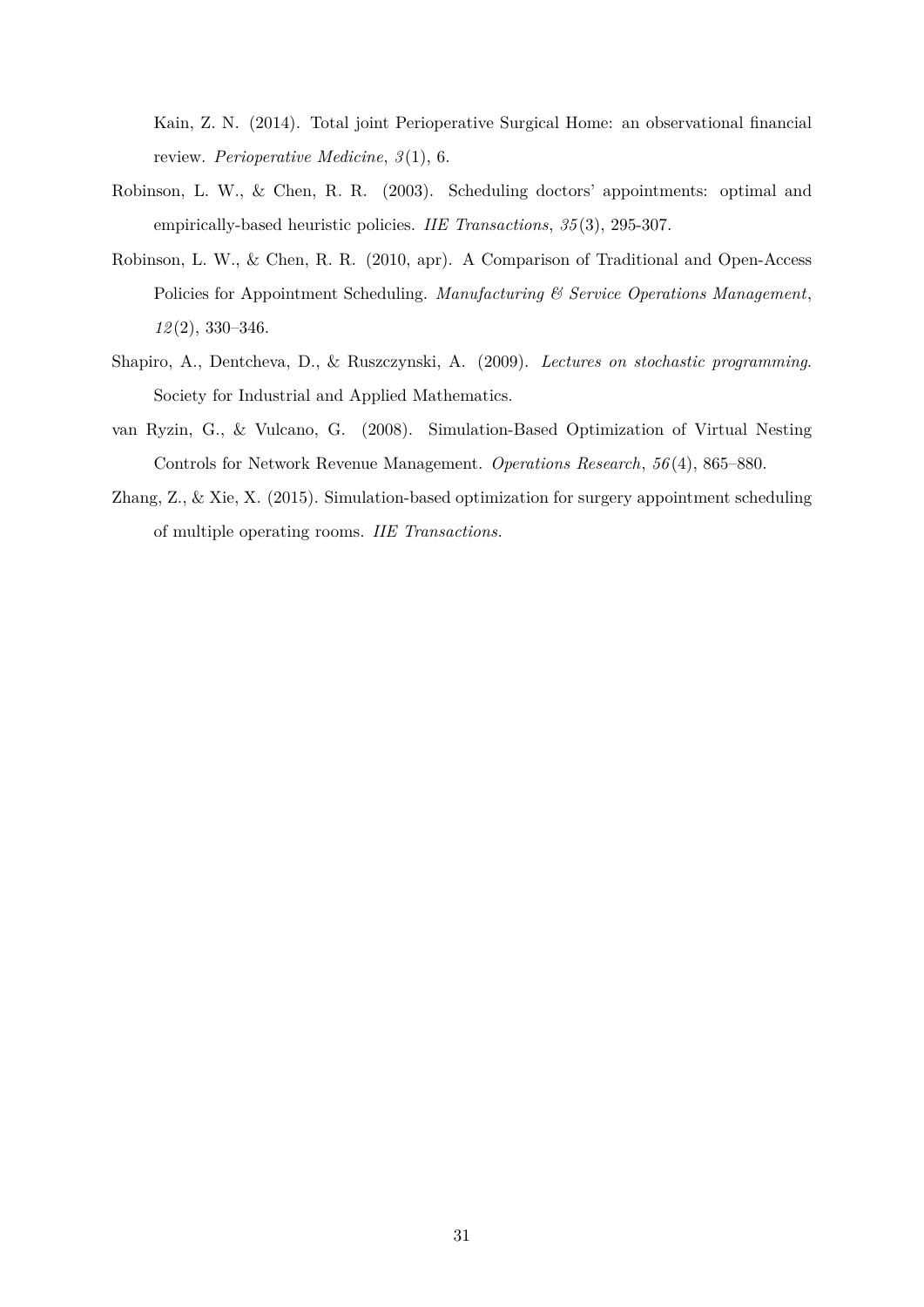Kain, Z. N. (2014). Total joint Perioperative Surgical Home: an observational financial review. *Perioperative Medicine*, *3*(1), 6.

Robinson, L. W., & Chen, R. R. (2003). Scheduling doctors' appointments: optimal and empirically-based heuristic policies. *IIE Transactions*, *35*(3), 295-307.

Robinson, L. W., & Chen, R. R. (2010, apr). A Comparison of Traditional and Open-Access Policies for Appointment Scheduling. *Manufacturing & Service Operations Management*, *12*(2), 330–346.

Shapiro, A., Dentcheva, D., & Ruszczynski, A. (2009). *Lectures on stochastic programming*. Society for Industrial and Applied Mathematics.

van Ryzin, G., & Vulcano, G. (2008). Simulation-Based Optimization of Virtual Nesting Controls for Network Revenue Management. *Operations Research*, *56*(4), 865–880.

Zhang, Z., & Xie, X. (2015). Simulation-based optimization for surgery appointment scheduling of multiple operating rooms. *IIE Transactions*.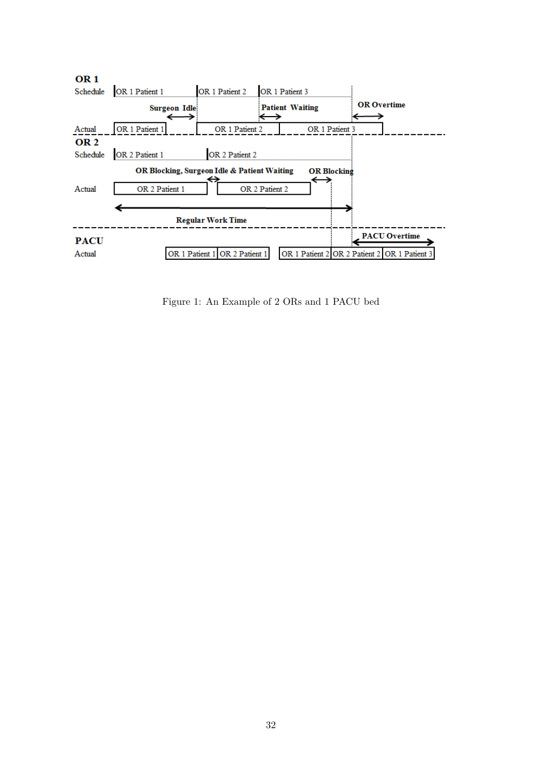Figure 1: An Example of 2 ORs and 1 PACU bed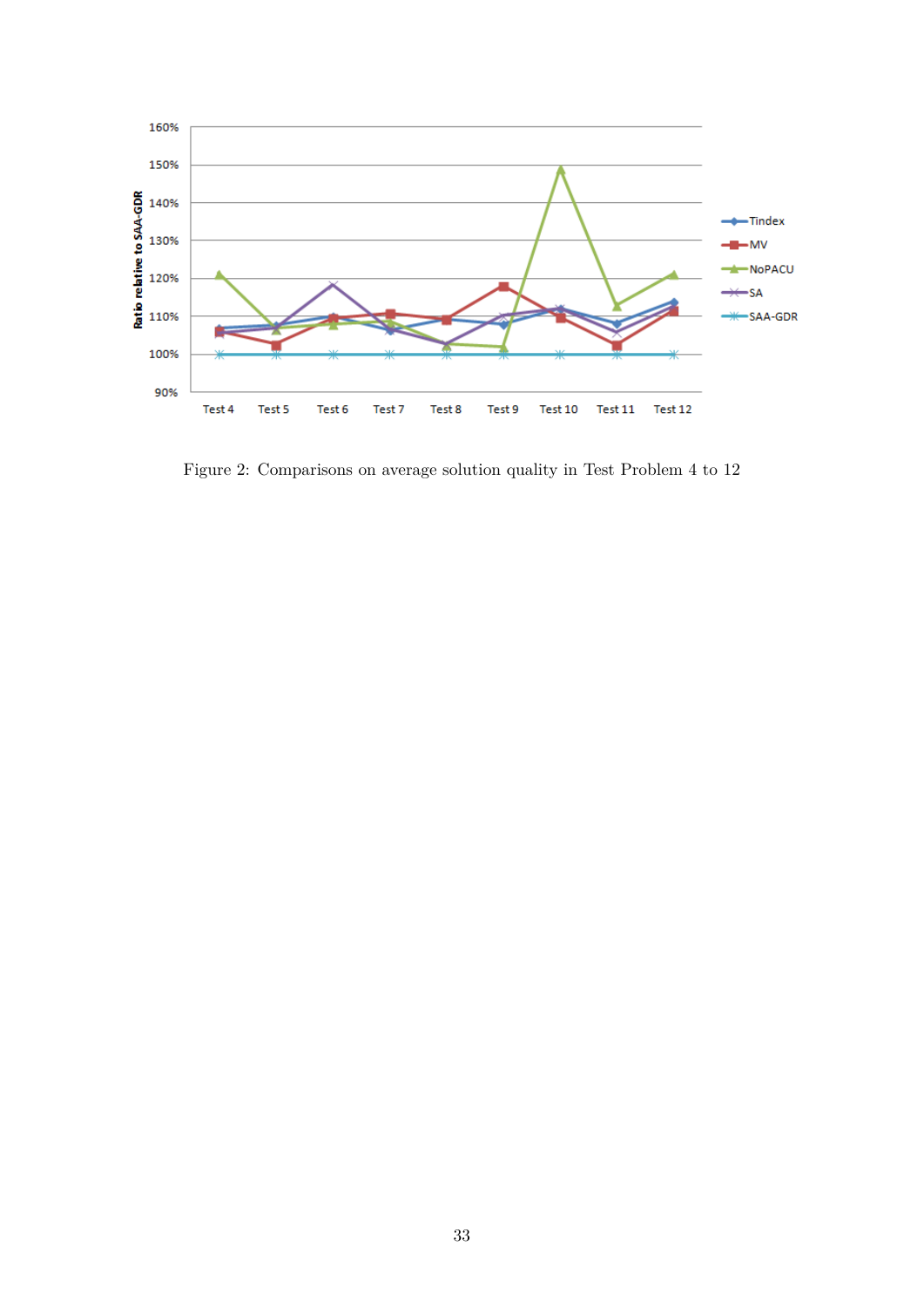Figure 2: Comparisons on average solution quality in Test Problem 4 to 12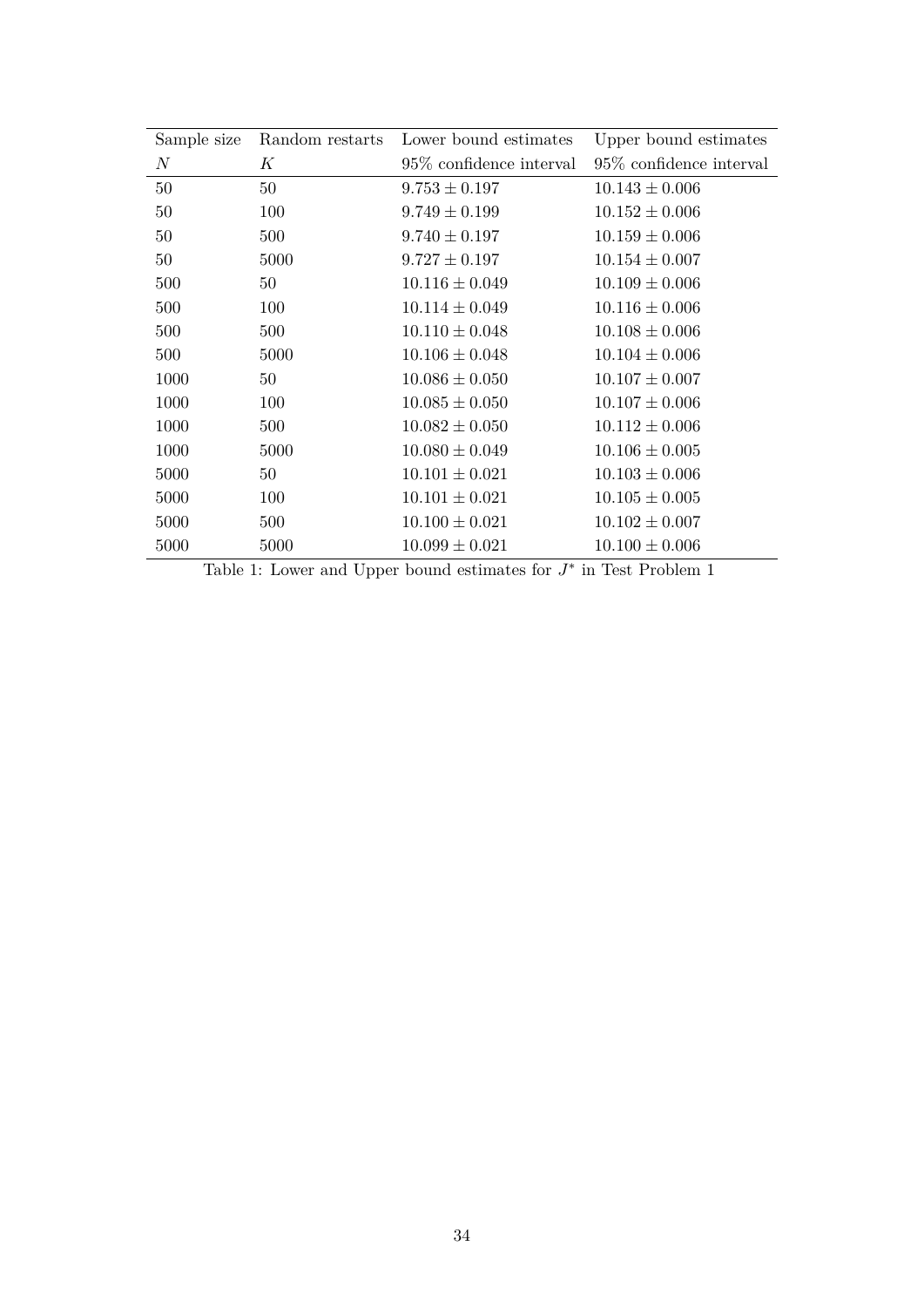| Sample size | Random restarts | Lower bound estimates | Upper bound estimates |
|---|---|---|---|
| $N$ | $K$ | 95% confidence interval | 95% confidence interval |
| 50 | 50 | $9.753 \pm 0.197$ | $10.143 \pm 0.006$ |
| 50 | 100 | $9.749 \pm 0.199$ | $10.152 \pm 0.006$ |
| 50 | 500 | $9.740 \pm 0.197$ | $10.159 \pm 0.006$ |
| 50 | 5000 | $9.727 \pm 0.197$ | $10.154 \pm 0.007$ |
| 500 | 50 | $10.116 \pm 0.049$ | $10.109 \pm 0.006$ |
| 500 | 100 | $10.114 \pm 0.049$ | $10.116 \pm 0.006$ |
| 500 | 500 | $10.110 \pm 0.048$ | $10.108 \pm 0.006$ |
| 500 | 5000 | $10.106 \pm 0.048$ | $10.104 \pm 0.006$ |
| 1000 | 50 | $10.086 \pm 0.050$ | $10.107 \pm 0.007$ |
| 1000 | 100 | $10.085 \pm 0.050$ | $10.107 \pm 0.006$ |
| 1000 | 500 | $10.082 \pm 0.050$ | $10.112 \pm 0.006$ |
| 1000 | 5000 | $10.080 \pm 0.049$ | $10.106 \pm 0.005$ |
| 5000 | 50 | $10.101 \pm 0.021$ | $10.103 \pm 0.006$ |
| 5000 | 100 | $10.101 \pm 0.021$ | $10.105 \pm 0.005$ |
| 5000 | 500 | $10.100 \pm 0.021$ | $10.102 \pm 0.007$ |
| 5000 | 5000 | $10.099 \pm 0.021$ | $10.100 \pm 0.006$ |

Table 1: Lower and Upper bound estimates for $J^*$ in Test Problem 1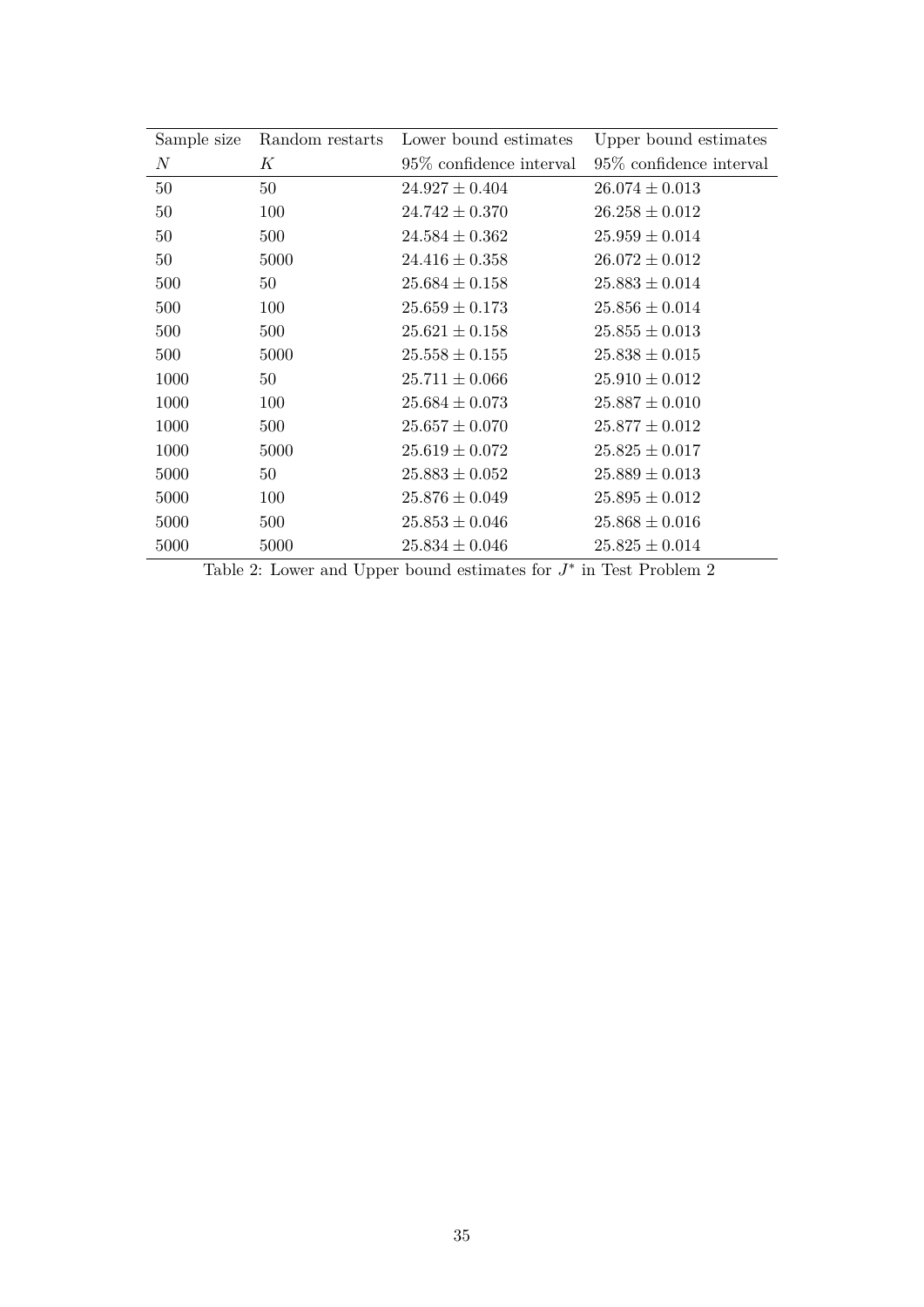| Sample size | Random restarts | Lower bound estimates | Upper bound estimates |
|---|---|---|---|
| $N$ | $K$ | 95% confidence interval | 95% confidence interval |
| 50 | 50 | $24.927 \pm 0.404$ | $26.074 \pm 0.013$ |
| 50 | 100 | $24.742 \pm 0.370$ | $26.258 \pm 0.012$ |
| 50 | 500 | $24.584 \pm 0.362$ | $25.959 \pm 0.014$ |
| 50 | 5000 | $24.416 \pm 0.358$ | $26.072 \pm 0.012$ |
| 500 | 50 | $25.684 \pm 0.158$ | $25.883 \pm 0.014$ |
| 500 | 100 | $25.659 \pm 0.173$ | $25.856 \pm 0.014$ |
| 500 | 500 | $25.621 \pm 0.158$ | $25.855 \pm 0.013$ |
| 500 | 5000 | $25.558 \pm 0.155$ | $25.838 \pm 0.015$ |
| 1000 | 50 | $25.711 \pm 0.066$ | $25.910 \pm 0.012$ |
| 1000 | 100 | $25.684 \pm 0.073$ | $25.887 \pm 0.010$ |
| 1000 | 500 | $25.657 \pm 0.070$ | $25.877 \pm 0.012$ |
| 1000 | 5000 | $25.619 \pm 0.072$ | $25.825 \pm 0.017$ |
| 5000 | 50 | $25.883 \pm 0.052$ | $25.889 \pm 0.013$ |
| 5000 | 100 | $25.876 \pm 0.049$ | $25.895 \pm 0.012$ |
| 5000 | 500 | $25.853 \pm 0.046$ | $25.868 \pm 0.016$ |
| 5000 | 5000 | $25.834 \pm 0.046$ | $25.825 \pm 0.014$ |

Table 2: Lower and Upper bound estimates for $J^*$ in Test Problem 2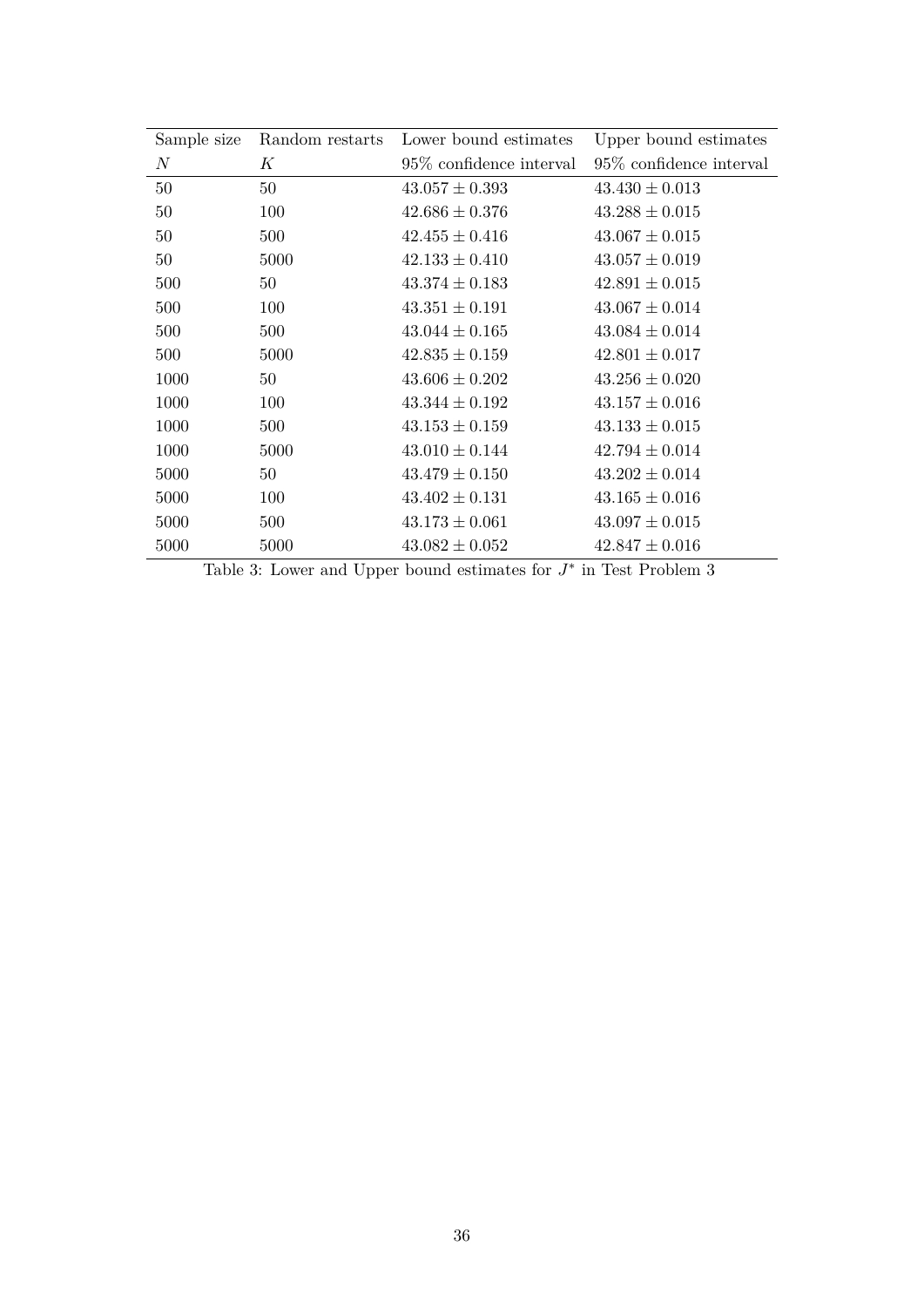| Sample size | Random restarts | Lower bound estimates | Upper bound estimates |
| --- | --- | --- | --- |
| $N$ | $K$ | 95% confidence interval | 95% confidence interval |
| 50 | 50 | $43.057 \pm 0.393$ | $43.430 \pm 0.013$ |
| 50 | 100 | $42.686 \pm 0.376$ | $43.288 \pm 0.015$ |
| 50 | 500 | $42.455 \pm 0.416$ | $43.067 \pm 0.015$ |
| 50 | 5000 | $42.133 \pm 0.410$ | $43.057 \pm 0.019$ |
| 500 | 50 | $43.374 \pm 0.183$ | $42.891 \pm 0.015$ |
| 500 | 100 | $43.351 \pm 0.191$ | $43.067 \pm 0.014$ |
| 500 | 500 | $43.044 \pm 0.165$ | $43.084 \pm 0.014$ |
| 500 | 5000 | $42.835 \pm 0.159$ | $42.801 \pm 0.017$ |
| 1000 | 50 | $43.606 \pm 0.202$ | $43.256 \pm 0.020$ |
| 1000 | 100 | $43.344 \pm 0.192$ | $43.157 \pm 0.016$ |
| 1000 | 500 | $43.153 \pm 0.159$ | $43.133 \pm 0.015$ |
| 1000 | 5000 | $43.010 \pm 0.144$ | $42.794 \pm 0.014$ |
| 5000 | 50 | $43.479 \pm 0.150$ | $43.202 \pm 0.014$ |
| 5000 | 100 | $43.402 \pm 0.131$ | $43.165 \pm 0.016$ |
| 5000 | 500 | $43.173 \pm 0.061$ | $43.097 \pm 0.015$ |
| 5000 | 5000 | $43.082 \pm 0.052$ | $42.847 \pm 0.016$ |

Table 3: Lower and Upper bound estimates for $J^*$ in Test Problem 3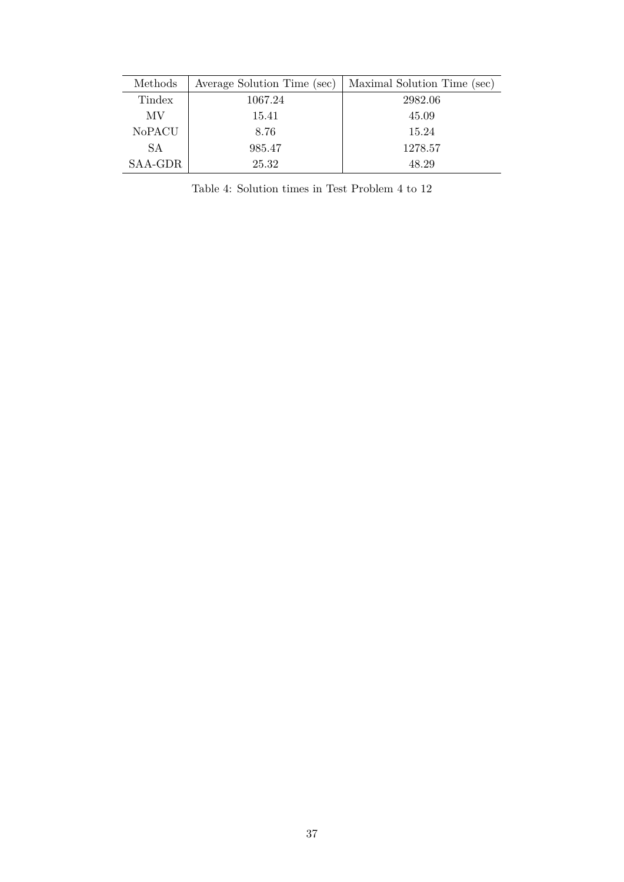| Methods | Average Solution Time (sec) | Maximal Solution Time (sec) |
|---|---|---|
| Tindex | 1067.24 | 2982.06 |
| MV | 15.41 | 45.09 |
| NoPACU | 8.76 | 15.24 |
| SA | 985.47 | 1278.57 |
| SAA-GDR | 25.32 | 48.29 |

Table 4: Solution times in Test Problem 4 to 12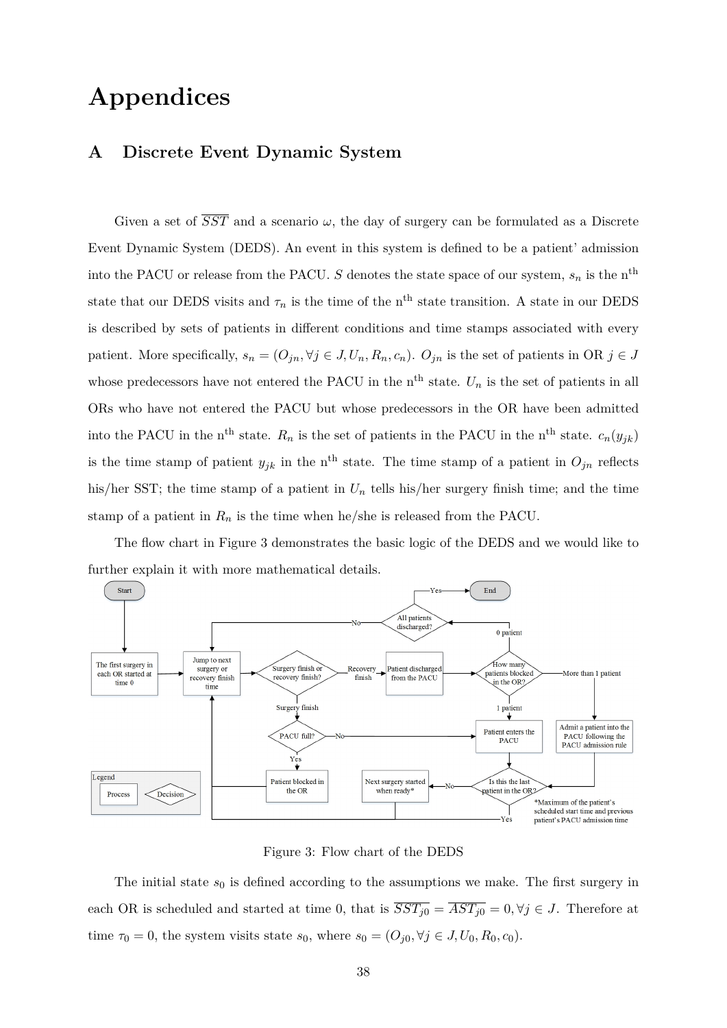# Appendices

## A Discrete Event Dynamic System

Given a set of $\overline{SST}$ and a scenario $\omega$, the day of surgery can be formulated as a Discrete Event Dynamic System (DEDS). An event in this system is defined to be a patient' admission into the PACU or release from the PACU. $S$ denotes the state space of our system, $s_n$ is the n$^{\text{th}}$ state that our DEDS visits and $\tau_n$ is the time of the n$^{\text{th}}$ state transition. A state in our DEDS is described by sets of patients in different conditions and time stamps associated with every patient. More specifically, $s_n = (O_{jn}, \forall j \in J, U_n, R_n, c_n)$. $O_{jn}$ is the set of patients in OR $j \in J$ whose predecessors have not entered the PACU in the n$^{\text{th}}$ state. $U_n$ is the set of patients in all ORs who have not entered the PACU but whose predecessors in the OR have been admitted into the PACU in the n$^{\text{th}}$ state. $R_n$ is the set of patients in the PACU in the n$^{\text{th}}$ state. $c_n(y_{jk})$ is the time stamp of patient $y_{jk}$ in the n$^{\text{th}}$ state. The time stamp of a patient in $O_{jn}$ reflects his/her SST; the time stamp of a patient in $U_n$ tells his/her surgery finish time; and the time stamp of a patient in $R_n$ is the time when he/she is released from the PACU.

The flow chart in Figure 3 demonstrates the basic logic of the DEDS and we would like to further explain it with more mathematical details.

Figure 3: Flow chart of the DEDS

The initial state $s_0$ is defined according to the assumptions we make. The first surgery in each OR is scheduled and started at time 0, that is $\overline{SST_{j0}} = \overline{AST_{j0}} = 0, \forall j \in J$. Therefore at time $\tau_0 = 0$, the system visits state $s_0$, where $s_0 = (O_{j0}, \forall j \in J, U_0, R_0, c_0)$.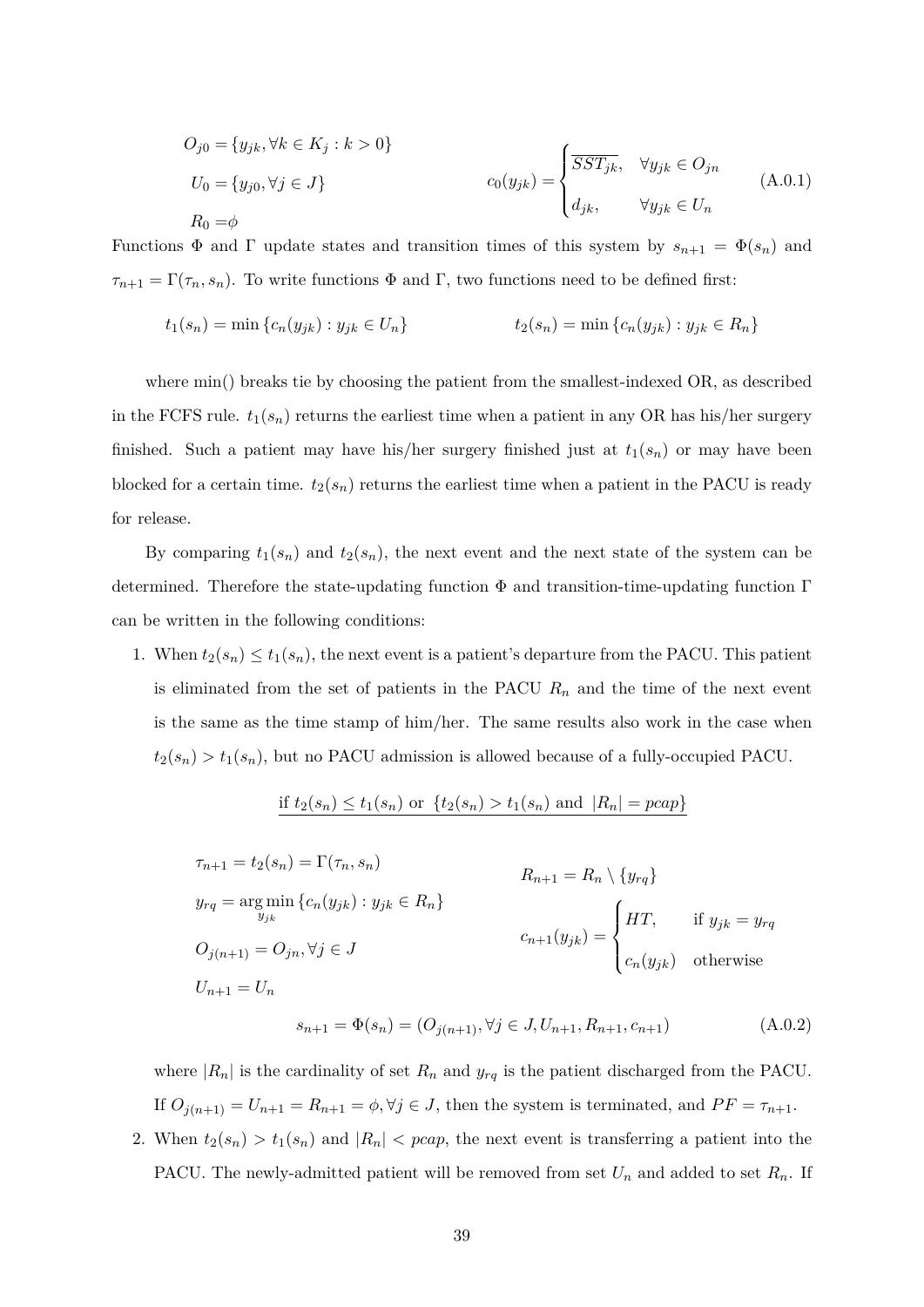$$O_{j0} = \{y_{jk}, \forall k \in K_j : k > 0\}$$

$$U_0 = \{y_{j0}, \forall j \in J\}$$

$$R_0 = \phi$$

$$c_0(y_{jk}) = \begin{cases} \overline{SST_{jk}}, & \forall y_{jk} \in O_{jn} \\ d_{jk}, & \forall y_{jk} \in U_n \end{cases} \tag{A.0.1}$$

Functions $\Phi$ and $\Gamma$ update states and transition times of this system by $s_{n+1} = \Phi(s_n)$ and $\tau_{n+1} = \Gamma(\tau_n, s_n)$. To write functions $\Phi$ and $\Gamma$, two functions need to be defined first:

$$t_1(s_n) = \min \{c_n(y_{jk}) : y_{jk} \in U_n\} \qquad t_2(s_n) = \min \{c_n(y_{jk}) : y_{jk} \in R_n\}$$

where min() breaks tie by choosing the patient from the smallest-indexed OR, as described in the FCFS rule. $t_1(s_n)$ returns the earliest time when a patient in any OR has his/her surgery finished. Such a patient may have his/her surgery finished just at $t_1(s_n)$ or may have been blocked for a certain time. $t_2(s_n)$ returns the earliest time when a patient in the PACU is ready for release.

By comparing $t_1(s_n)$ and $t_2(s_n)$, the next event and the next state of the system can be determined. Therefore the state-updating function $\Phi$ and transition-time-updating function $\Gamma$ can be written in the following conditions:

1. When $t_2(s_n) \leq t_1(s_n)$, the next event is a patient's departure from the PACU. This patient is eliminated from the set of patients in the PACU $R_n$ and the time of the next event is the same as the time stamp of him/her. The same results also work in the case when $t_2(s_n) > t_1(s_n)$, but no PACU admission is allowed because of a fully-occupied PACU.

   <u>if $t_2(s_n) \leq t_1(s_n)$ or $\{t_2(s_n) > t_1(s_n)$ and $|R_n| = pcap\}$</u>

   $$\tau_{n+1} = t_2(s_n) = \Gamma(\tau_n, s_n)$$

   $$y_{rq} = \underset{y_{jk}}{\arg\min} \{c_n(y_{jk}) : y_{jk} \in R_n\}$$

   $$O_{j(n+1)} = O_{jn}, \forall j \in J$$

   $$U_{n+1} = U_n$$

   $$R_{n+1} = R_n \setminus \{y_{rq}\}$$

   $$c_{n+1}(y_{jk}) = \begin{cases} HT, & \text{if } y_{jk} = y_{rq} \\ c_n(y_{jk}) & \text{otherwise} \end{cases}$$

   $$s_{n+1} = \Phi(s_n) = (O_{j(n+1)}, \forall j \in J, U_{n+1}, R_{n+1}, c_{n+1}) \tag{A.0.2}$$

   where $|R_n|$ is the cardinality of set $R_n$ and $y_{rq}$ is the patient discharged from the PACU. If $O_{j(n+1)} = U_{n+1} = R_{n+1} = \phi, \forall j \in J$, then the system is terminated, and $PF = \tau_{n+1}$.

2. When $t_2(s_n) > t_1(s_n)$ and $|R_n| < pcap$, the next event is transferring a patient into the PACU. The newly-admitted patient will be removed from set $U_n$ and added to set $R_n$. If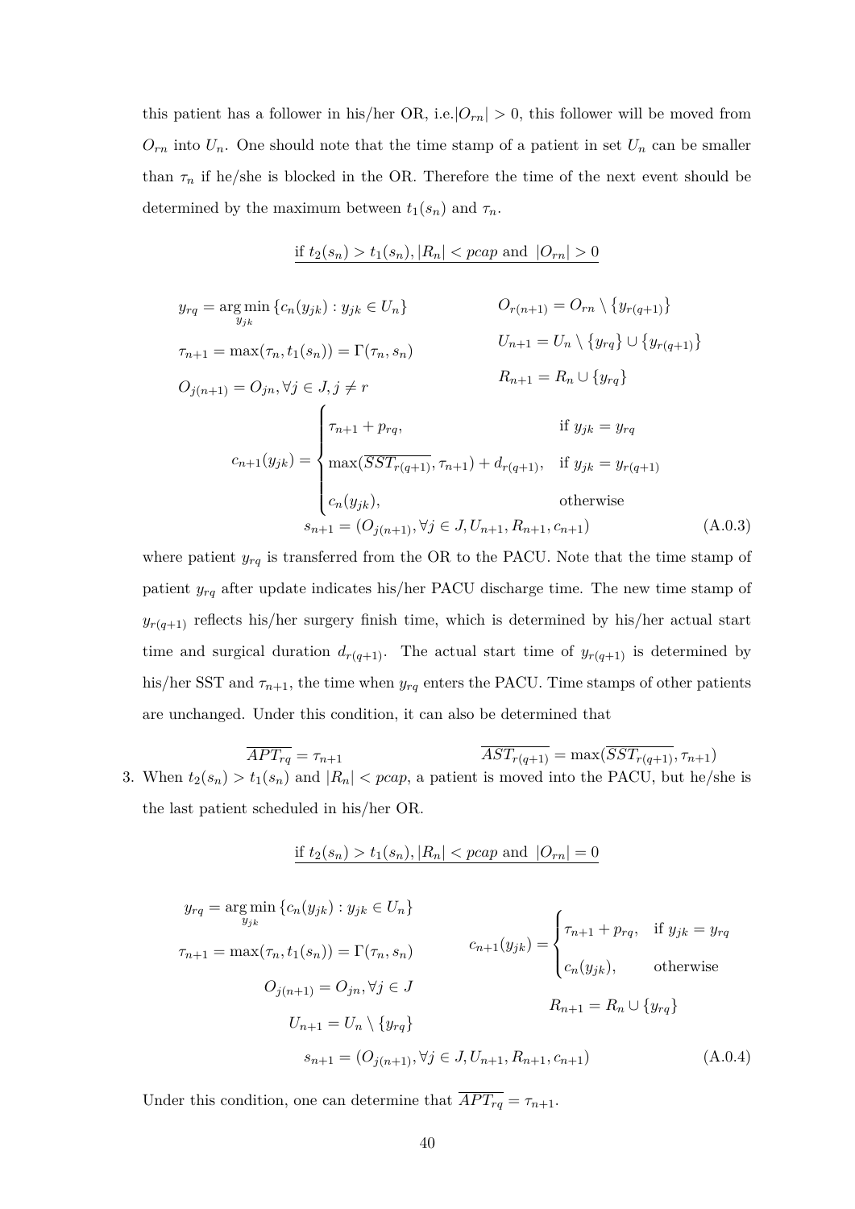this patient has a follower in his/her OR, i.e.$|O_{rn}| > 0$, this follower will be moved from $O_{rn}$ into $U_n$. One should note that the time stamp of a patient in set $U_n$ can be smaller than $\tau_n$ if he/she is blocked in the OR. Therefore the time of the next event should be determined by the maximum between $t_1(s_n)$ and $\tau_n$.

$$\underline{\text{if } t_2(s_n) > t_1(s_n), |R_n| < pcap \text{ and } |O_{rn}| > 0}$$

$$y_{rq} = \arg\min_{y_{jk}} \{c_n(y_{jk}) : y_{jk} \in U_n\} \qquad O_{r(n+1)} = O_{rn} \setminus \{y_{r(q+1)}\}$$

$$\tau_{n+1} = \max(\tau_n, t_1(s_n)) = \Gamma(\tau_n, s_n) \qquad U_{n+1} = U_n \setminus \{y_{rq}\} \cup \{y_{r(q+1)}\}$$

$$O_{j(n+1)} = O_{jn}, \forall j \in J, j \neq r \qquad R_{n+1} = R_n \cup \{y_{rq}\}$$

$$c_{n+1}(y_{jk}) = \begin{cases} \tau_{n+1} + p_{rq}, & \text{if } y_{jk} = y_{rq} \\ \max(\overline{SST_{r(q+1)}}, \tau_{n+1}) + d_{r(q+1)}, & \text{if } y_{jk} = y_{r(q+1)} \\ c_n(y_{jk}), & \text{otherwise} \end{cases}$$

$$s_{n+1} = (O_{j(n+1)}, \forall j \in J, U_{n+1}, R_{n+1}, c_{n+1}) \tag{A.0.3}$$

where patient $y_{rq}$ is transferred from the OR to the PACU. Note that the time stamp of patient $y_{rq}$ after update indicates his/her PACU discharge time. The new time stamp of $y_{r(q+1)}$ reflects his/her surgery finish time, which is determined by his/her actual start time and surgical duration $d_{r(q+1)}$. The actual start time of $y_{r(q+1)}$ is determined by his/her SST and $\tau_{n+1}$, the time when $y_{rq}$ enters the PACU. Time stamps of other patients are unchanged. Under this condition, it can also be determined that

$$\overline{APT_{rq}} = \tau_{n+1} \qquad \overline{AST_{r(q+1)}} = \max(\overline{SST_{r(q+1)}}, \tau_{n+1})$$

3. When $t_2(s_n) > t_1(s_n)$ and $|R_n| < pcap$, a patient is moved into the PACU, but he/she is the last patient scheduled in his/her OR.

$$\underline{\text{if } t_2(s_n) > t_1(s_n), |R_n| < pcap \text{ and } |O_{rn}| = 0}$$

$$y_{rq} = \arg\min_{y_{jk}} \{c_n(y_{jk}) : y_{jk} \in U_n\}$$

$$\tau_{n+1} = \max(\tau_n, t_1(s_n)) = \Gamma(\tau_n, s_n) \qquad c_{n+1}(y_{jk}) = \begin{cases} \tau_{n+1} + p_{rq}, & \text{if } y_{jk} = y_{rq} \\ c_n(y_{jk}), & \text{otherwise} \end{cases}$$

$$O_{j(n+1)} = O_{jn}, \forall j \in J \qquad R_{n+1} = R_n \cup \{y_{rq}\}$$

$$U_{n+1} = U_n \setminus \{y_{rq}\}$$

$$s_{n+1} = (O_{j(n+1)}, \forall j \in J, U_{n+1}, R_{n+1}, c_{n+1}) \tag{A.0.4}$$

Under this condition, one can determine that $\overline{APT_{rq}} = \tau_{n+1}$.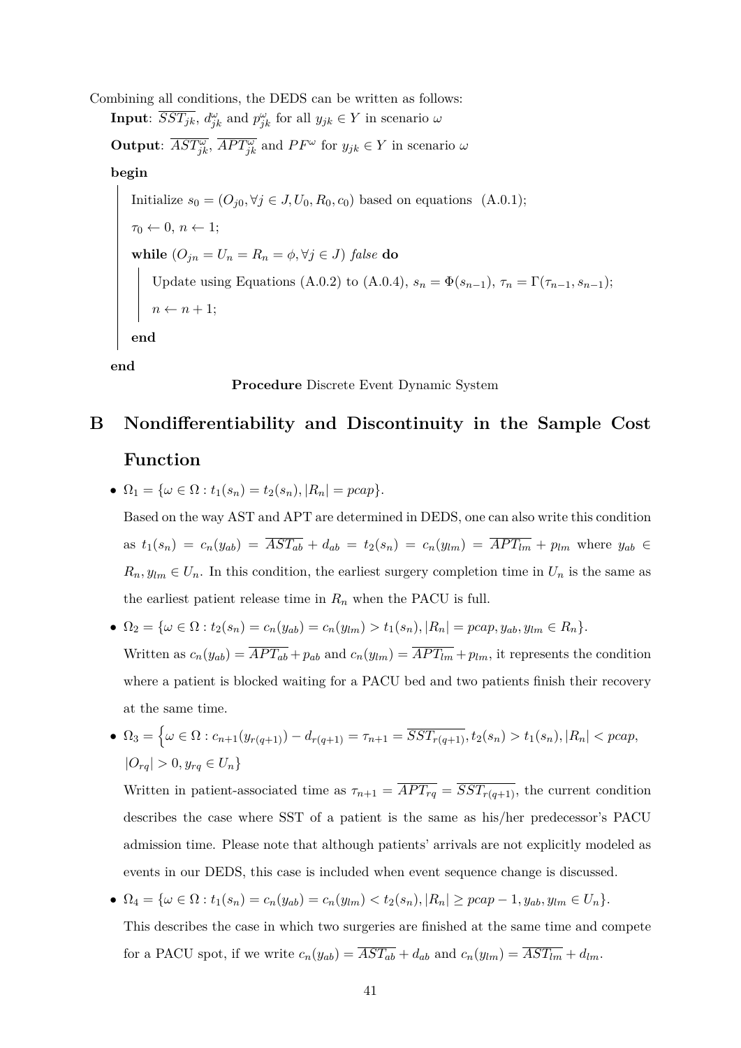Combining all conditions, the DEDS can be written as follows:

**Input**: $\overline{SST}_{jk}$, $d_{jk}^{\omega}$ and $p_{jk}^{\omega}$ for all $y_{jk} \in Y$ in scenario $\omega$

**Output**: $\overline{AST}_{jk}^{\omega}$, $\overline{APT}_{jk}^{\omega}$ and $PF^{\omega}$ for $y_{jk} \in Y$ in scenario $\omega$

**begin**

> Initialize $s_0 = (O_{j0}, \forall j \in J, U_0, R_0, c_0)$ based on equations (A.0.1);
>
> $\tau_0 \leftarrow 0$, $n \leftarrow 1$;
>
> **while** $(O_{jn} = U_n = R_n = \phi, \forall j \in J)$ *false* **do**
>
> > Update using Equations (A.0.2) to (A.0.4), $s_n = \Phi(s_{n-1})$, $\tau_n = \Gamma(\tau_{n-1}, s_{n-1})$;
> >
> > $n \leftarrow n + 1$;
>
> **end**

**end**

**Procedure** Discrete Event Dynamic System

# B Nondifferentiability and Discontinuity in the Sample Cost Function

- $\Omega_1 = \{\omega \in \Omega : t_1(s_n) = t_2(s_n), |R_n| = pcap\}$.

  Based on the way AST and APT are determined in DEDS, one can also write this condition as $t_1(s_n) = c_n(y_{ab}) = \overline{AST}_{ab} + d_{ab} = t_2(s_n) = c_n(y_{lm}) = \overline{APT}_{lm} + p_{lm}$ where $y_{ab} \in R_n, y_{lm} \in U_n$. In this condition, the earliest surgery completion time in $U_n$ is the same as the earliest patient release time in $R_n$ when the PACU is full.

- $\Omega_2 = \{\omega \in \Omega : t_2(s_n) = c_n(y_{ab}) = c_n(y_{lm}) > t_1(s_n), |R_n| = pcap, y_{ab}, y_{lm} \in R_n\}$.

  Written as $c_n(y_{ab}) = \overline{APT}_{ab} + p_{ab}$ and $c_n(y_{lm}) = \overline{APT}_{lm} + p_{lm}$, it represents the condition where a patient is blocked waiting for a PACU bed and two patients finish their recovery at the same time.

- $\Omega_3 = \Big\{\omega \in \Omega : c_{n+1}(y_{r(q+1)}) - d_{r(q+1)} = \tau_{n+1} = \overline{SST_{r(q+1)}}, t_2(s_n) > t_1(s_n), |R_n| < pcap,$ $|O_{rq}| > 0, y_{rq} \in U_n\}$

  Written in patient-associated time as $\tau_{n+1} = \overline{APT_{rq}} = \overline{SST_{r(q+1)}}$, the current condition describes the case where SST of a patient is the same as his/her predecessor's PACU admission time. Please note that although patients' arrivals are not explicitly modeled as events in our DEDS, this case is included when event sequence change is discussed.

- $\Omega_4 = \{\omega \in \Omega : t_1(s_n) = c_n(y_{ab}) = c_n(y_{lm}) < t_2(s_n), |R_n| \geq pcap - 1, y_{ab}, y_{lm} \in U_n\}$.

  This describes the case in which two surgeries are finished at the same time and compete for a PACU spot, if we write $c_n(y_{ab}) = \overline{AST}_{ab} + d_{ab}$ and $c_n(y_{lm}) = \overline{AST}_{lm} + d_{lm}$.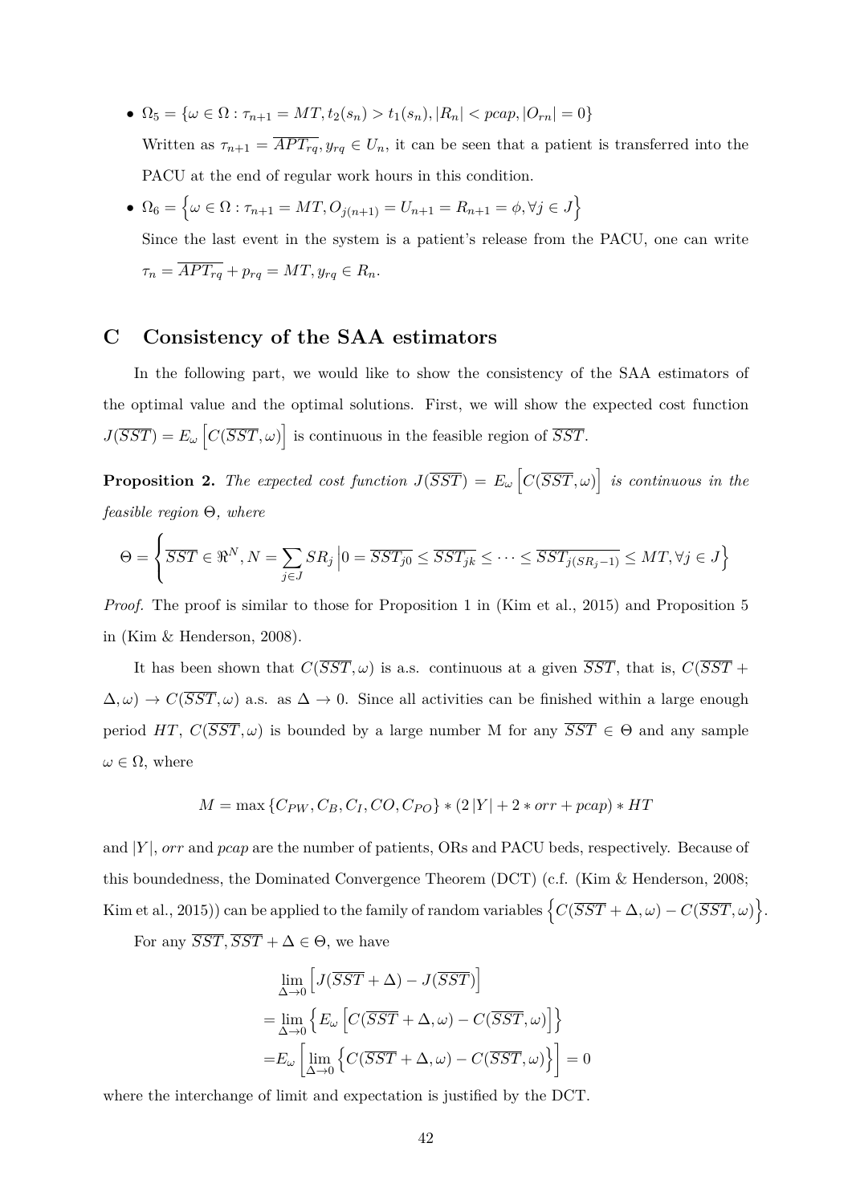- $\Omega_5 = \{\omega \in \Omega : \tau_{n+1} = MT, t_2(s_n) > t_1(s_n), |R_n| < pcap, |O_{rn}| = 0\}$

  Written as $\tau_{n+1} = \overline{APT_{rq}}, y_{rq} \in U_n$, it can be seen that a patient is transferred into the PACU at the end of regular work hours in this condition.

- $\Omega_6 = \left\{\omega \in \Omega : \tau_{n+1} = MT, O_{j(n+1)} = U_{n+1} = R_{n+1} = \phi, \forall j \in J\right\}$

  Since the last event in the system is a patient's release from the PACU, one can write $\tau_n = \overline{APT_{rq}} + p_{rq} = MT, y_{rq} \in R_n$.

## C Consistency of the SAA estimators

In the following part, we would like to show the consistency of the SAA estimators of the optimal value and the optimal solutions. First, we will show the expected cost function $J(\overline{SST}) = E_\omega\left[C(\overline{SST}, \omega)\right]$ is continuous in the feasible region of $\overline{SST}$.

**Proposition 2.** *The expected cost function $J(\overline{SST}) = E_\omega\left[C(\overline{SST}, \omega)\right]$ is continuous in the feasible region $\Theta$, where*

$$\Theta = \left\{\overline{SST} \in \Re^N, N = \sum_{j \in J} SR_j \,\middle|\, 0 = \overline{SST_{j0}} \leq \overline{SST_{jk}} \leq \cdots \leq \overline{SST_{j(SR_j-1)}} \leq MT, \forall j \in J\right\}$$

*Proof.* The proof is similar to those for Proposition 1 in (Kim et al., 2015) and Proposition 5 in (Kim & Henderson, 2008).

It has been shown that $C(\overline{SST}, \omega)$ is a.s. continuous at a given $\overline{SST}$, that is, $C(\overline{SST} + \Delta, \omega) \to C(\overline{SST}, \omega)$ a.s. as $\Delta \to 0$. Since all activities can be finished within a large enough period $HT$, $C(\overline{SST}, \omega)$ is bounded by a large number M for any $\overline{SST} \in \Theta$ and any sample $\omega \in \Omega$, where

$$M = \max\{C_{PW}, C_B, C_I, CO, C_{PO}\} * (2\,|Y| + 2 * orr + pcap) * HT$$

and $|Y|$, $orr$ and $pcap$ are the number of patients, ORs and PACU beds, respectively. Because of this boundedness, the Dominated Convergence Theorem (DCT) (c.f. (Kim & Henderson, 2008; Kim et al., 2015)) can be applied to the family of random variables $\left\{C(\overline{SST} + \Delta, \omega) - C(\overline{SST}, \omega)\right\}$.

For any $\overline{SST}, \overline{SST} + \Delta \in \Theta$, we have

$$\begin{aligned}
&\lim_{\Delta \to 0}\left[J(\overline{SST} + \Delta) - J(\overline{SST})\right] \\
=&\lim_{\Delta \to 0}\left\{E_\omega\left[C(\overline{SST} + \Delta, \omega) - C(\overline{SST}, \omega)\right]\right\} \\
=&E_\omega\left[\lim_{\Delta \to 0}\left\{C(\overline{SST} + \Delta, \omega) - C(\overline{SST}, \omega)\right\}\right] = 0
\end{aligned}$$

where the interchange of limit and expectation is justified by the DCT.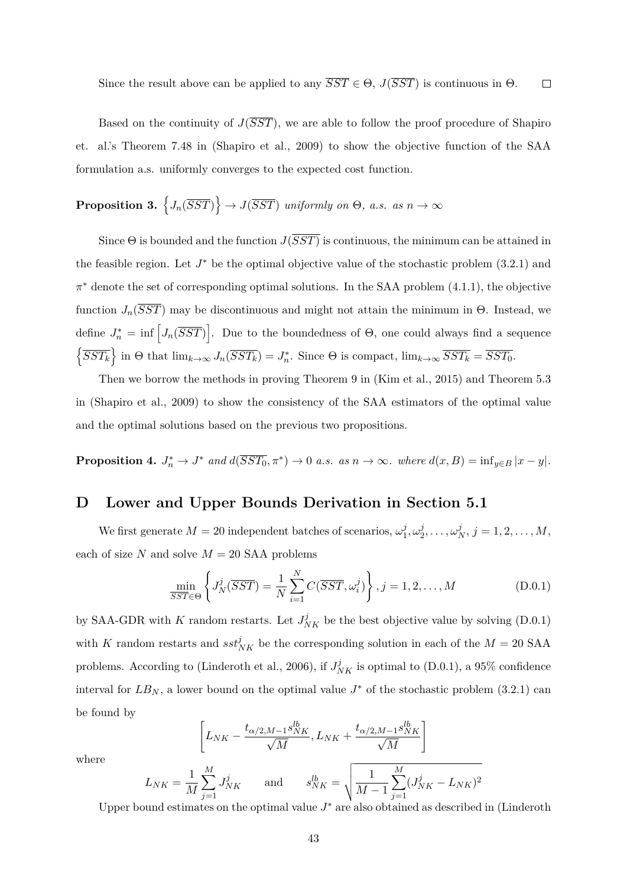Since the result above can be applied to any $\overline{SST} \in \Theta$, $J(\overline{SST})$ is continuous in $\Theta$. $\square$

Based on the continuity of $J(\overline{SST})$, we are able to follow the proof procedure of Shapiro et. al.'s Theorem 7.48 in (Shapiro et al., 2009) to show the objective function of the SAA formulation a.s. uniformly converges to the expected cost function.

**Proposition 3.** $\left\{J_n(\overline{SST})\right\} \to J(\overline{SST})$ *uniformly on* $\Theta$*, a.s. as* $n \to \infty$

Since $\Theta$ is bounded and the function $J(\overline{SST})$ is continuous, the minimum can be attained in the feasible region. Let $J^*$ be the optimal objective value of the stochastic problem (3.2.1) and $\pi^*$ denote the set of corresponding optimal solutions. In the SAA problem (4.1.1), the objective function $J_n(\overline{SST})$ may be discontinuous and might not attain the minimum in $\Theta$. Instead, we define $J_n^* = \inf\left[J_n(\overline{SST})\right]$. Due to the boundedness of $\Theta$, one could always find a sequence $\left\{\overline{SST_k}\right\}$ in $\Theta$ that $\lim_{k\to\infty} J_n(\overline{SST_k}) = J_n^*$. Since $\Theta$ is compact, $\lim_{k\to\infty} \overline{SST_k} = \overline{SST_0}$.

Then we borrow the methods in proving Theorem 9 in (Kim et al., 2015) and Theorem 5.3 in (Shapiro et al., 2009) to show the consistency of the SAA estimators of the optimal value and the optimal solutions based on the previous two propositions.

**Proposition 4.** $J_n^* \to J^*$ *and* $d(\overline{SST_0}, \pi^*) \to 0$ *a.s. as* $n \to \infty$*. where* $d(x, B) = \inf_{y \in B} |x - y|$.

## D Lower and Upper Bounds Derivation in Section 5.1

We first generate $M = 20$ independent batches of scenarios, $\omega_1^j, \omega_2^j, \ldots, \omega_N^j$, $j = 1, 2, \ldots, M$, each of size $N$ and solve $M = 20$ SAA problems

$$\min_{\overline{SST} \in \Theta} \left\{ J_N^j(\overline{SST}) = \frac{1}{N} \sum_{i=1}^{N} C(\overline{SST}, \omega_i^j) \right\}, j = 1, 2, \ldots, M \tag{D.0.1}$$

by SAA-GDR with $K$ random restarts. Let $J_{NK}^j$ be the best objective value by solving (D.0.1) with $K$ random restarts and $sst_{NK}^j$ be the corresponding solution in each of the $M = 20$ SAA problems. According to (Linderoth et al., 2006), if $J_{NK}^j$ is optimal to (D.0.1), a 95% confidence interval for $LB_N$, a lower bound on the optimal value $J^*$ of the stochastic problem (3.2.1) can be found by

$$\left[ L_{NK} - \frac{t_{\alpha/2, M-1} s_{NK}^{lb}}{\sqrt{M}}, L_{NK} + \frac{t_{\alpha/2, M-1} s_{NK}^{lb}}{\sqrt{M}} \right]$$

where

$$L_{NK} = \frac{1}{M} \sum_{j=1}^{M} J_{NK}^j \qquad \text{and} \qquad s_{NK}^{lb} = \sqrt{\frac{1}{M-1} \sum_{j=1}^{M} (J_{NK}^j - L_{NK})^2}$$

Upper bound estimates on the optimal value $J^*$ are also obtained as described in (Linderoth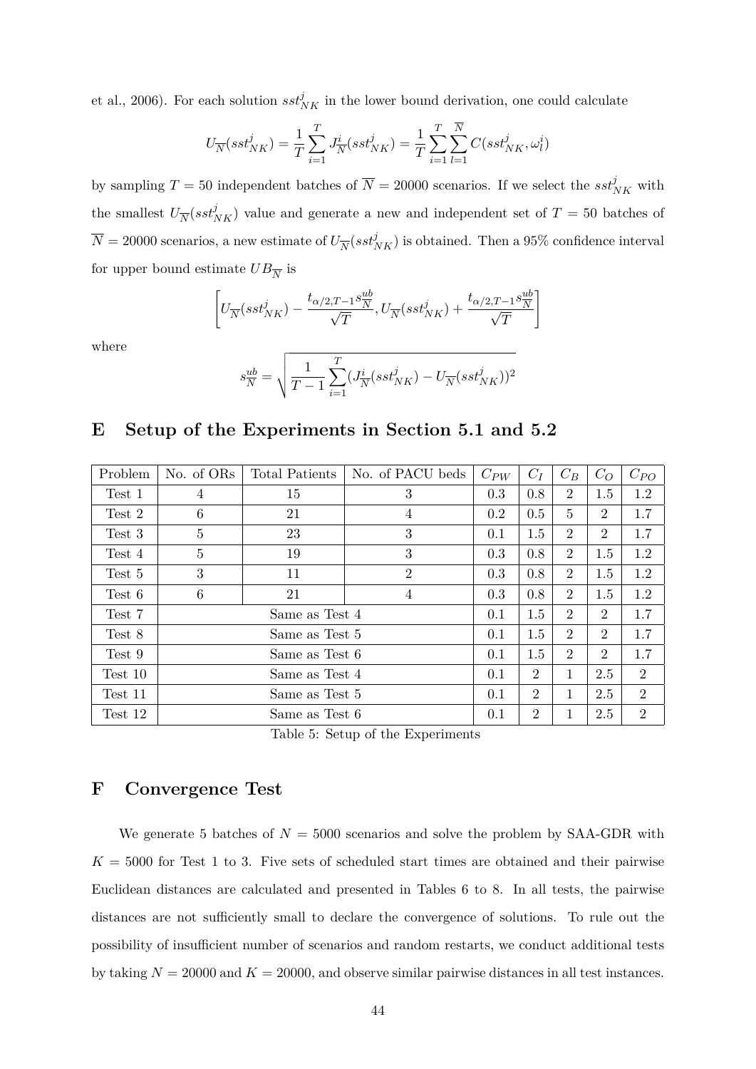et al., 2006). For each solution $sst^j_{NK}$ in the lower bound derivation, one could calculate

$$U_{\overline{N}}(sst^j_{NK}) = \frac{1}{T}\sum_{i=1}^{T} J^i_{\overline{N}}(sst^j_{NK}) = \frac{1}{T}\sum_{i=1}^{T}\sum_{l=1}^{\overline{N}} C(sst^j_{NK}, \omega^i_l)$$

by sampling $T = 50$ independent batches of $\overline{N} = 20000$ scenarios. If we select the $sst^j_{NK}$ with the smallest $U_{\overline{N}}(sst^j_{NK})$ value and generate a new and independent set of $T = 50$ batches of $\overline{N} = 20000$ scenarios, a new estimate of $U_{\overline{N}}(sst^j_{NK})$ is obtained. Then a 95% confidence interval for upper bound estimate $UB_{\overline{N}}$ is

$$\left[U_{\overline{N}}(sst^j_{NK}) - \frac{t_{\alpha/2,T-1}s^{ub}_{\overline{N}}}{\sqrt{T}}, U_{\overline{N}}(sst^j_{NK}) + \frac{t_{\alpha/2,T-1}s^{ub}_{\overline{N}}}{\sqrt{T}}\right]$$

where

$$s^{ub}_{\overline{N}} = \sqrt{\frac{1}{T-1}\sum_{i=1}^{T}(J^i_{\overline{N}}(sst^j_{NK}) - U_{\overline{N}}(sst^j_{NK}))^2}$$

## E Setup of the Experiments in Section 5.1 and 5.2

| Problem | No. of ORs | Total Patients | No. of PACU beds | $C_{PW}$ | $C_I$ | $C_B$ | $C_O$ | $C_{PO}$ |
|---|---|---|---|---|---|---|---|---|
| Test 1 | 4 | 15 | 3 | 0.3 | 0.8 | 2 | 1.5 | 1.2 |
| Test 2 | 6 | 21 | 4 | 0.2 | 0.5 | 5 | 2 | 1.7 |
| Test 3 | 5 | 23 | 3 | 0.1 | 1.5 | 2 | 2 | 1.7 |
| Test 4 | 5 | 19 | 3 | 0.3 | 0.8 | 2 | 1.5 | 1.2 |
| Test 5 | 3 | 11 | 2 | 0.3 | 0.8 | 2 | 1.5 | 1.2 |
| Test 6 | 6 | 21 | 4 | 0.3 | 0.8 | 2 | 1.5 | 1.2 |
| Test 7 | Same as Test 4 | | | 0.1 | 1.5 | 2 | 2 | 1.7 |
| Test 8 | Same as Test 5 | | | 0.1 | 1.5 | 2 | 2 | 1.7 |
| Test 9 | Same as Test 6 | | | 0.1 | 1.5 | 2 | 2 | 1.7 |
| Test 10 | Same as Test 4 | | | 0.1 | 2 | 1 | 2.5 | 2 |
| Test 11 | Same as Test 5 | | | 0.1 | 2 | 1 | 2.5 | 2 |
| Test 12 | Same as Test 6 | | | 0.1 | 2 | 1 | 2.5 | 2 |

Table 5: Setup of the Experiments

## F Convergence Test

We generate 5 batches of $N = 5000$ scenarios and solve the problem by SAA-GDR with $K = 5000$ for Test 1 to 3. Five sets of scheduled start times are obtained and their pairwise Euclidean distances are calculated and presented in Tables 6 to 8. In all tests, the pairwise distances are not sufficiently small to declare the convergence of solutions. To rule out the possibility of insufficient number of scenarios and random restarts, we conduct additional tests by taking $N = 20000$ and $K = 20000$, and observe similar pairwise distances in all test instances.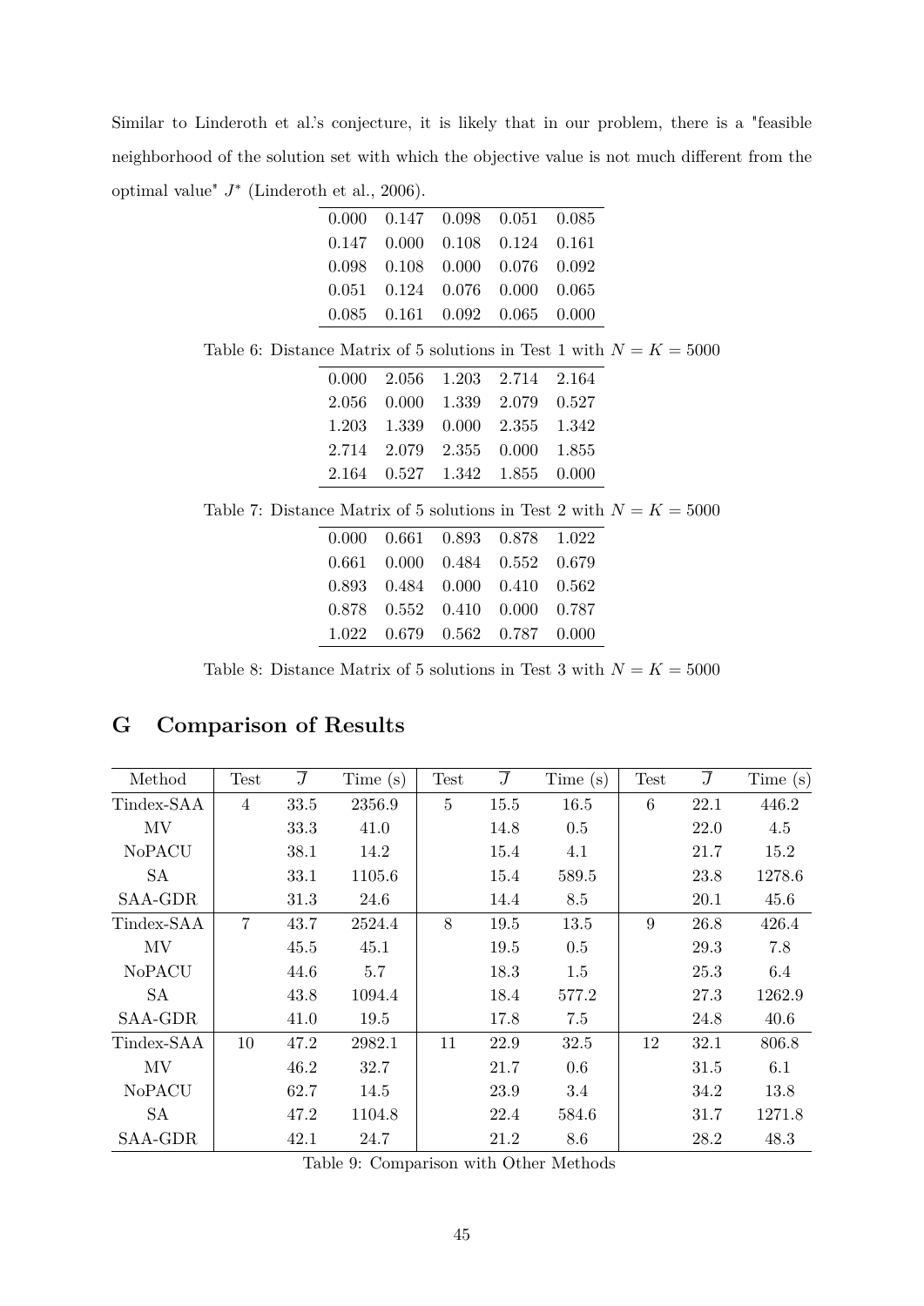Similar to Linderoth et al.'s conjecture, it is likely that in our problem, there is a "feasible neighborhood of the solution set with which the objective value is not much different from the optimal value" $J^*$ (Linderoth et al., 2006).

| | | | | |
|---|---|---|---|---|
| 0.000 | 0.147 | 0.098 | 0.051 | 0.085 |
| 0.147 | 0.000 | 0.108 | 0.124 | 0.161 |
| 0.098 | 0.108 | 0.000 | 0.076 | 0.092 |
| 0.051 | 0.124 | 0.076 | 0.000 | 0.065 |
| 0.085 | 0.161 | 0.092 | 0.065 | 0.000 |

Table 6: Distance Matrix of 5 solutions in Test 1 with $N = K = 5000$

| | | | | |
|---|---|---|---|---|
| 0.000 | 2.056 | 1.203 | 2.714 | 2.164 |
| 2.056 | 0.000 | 1.339 | 2.079 | 0.527 |
| 1.203 | 1.339 | 0.000 | 2.355 | 1.342 |
| 2.714 | 2.079 | 2.355 | 0.000 | 1.855 |
| 2.164 | 0.527 | 1.342 | 1.855 | 0.000 |

Table 7: Distance Matrix of 5 solutions in Test 2 with $N = K = 5000$

| | | | | |
|---|---|---|---|---|
| 0.000 | 0.661 | 0.893 | 0.878 | 1.022 |
| 0.661 | 0.000 | 0.484 | 0.552 | 0.679 |
| 0.893 | 0.484 | 0.000 | 0.410 | 0.562 |
| 0.878 | 0.552 | 0.410 | 0.000 | 0.787 |
| 1.022 | 0.679 | 0.562 | 0.787 | 0.000 |

Table 8: Distance Matrix of 5 solutions in Test 3 with $N = K = 5000$

# G Comparison of Results

| Method | Test | $\overline{J}$ | Time (s) | Test | $\overline{J}$ | Time (s) | Test | $\overline{J}$ | Time (s) |
|---|---|---|---|---|---|---|---|---|---|
| Tindex-SAA | 4 | 33.5 | 2356.9 | 5 | 15.5 | 16.5 | 6 | 22.1 | 446.2 |
| MV | | 33.3 | 41.0 | | 14.8 | 0.5 | | 22.0 | 4.5 |
| NoPACU | | 38.1 | 14.2 | | 15.4 | 4.1 | | 21.7 | 15.2 |
| SA | | 33.1 | 1105.6 | | 15.4 | 589.5 | | 23.8 | 1278.6 |
| SAA-GDR | | 31.3 | 24.6 | | 14.4 | 8.5 | | 20.1 | 45.6 |
| Tindex-SAA | 7 | 43.7 | 2524.4 | 8 | 19.5 | 13.5 | 9 | 26.8 | 426.4 |
| MV | | 45.5 | 45.1 | | 19.5 | 0.5 | | 29.3 | 7.8 |
| NoPACU | | 44.6 | 5.7 | | 18.3 | 1.5 | | 25.3 | 6.4 |
| SA | | 43.8 | 1094.4 | | 18.4 | 577.2 | | 27.3 | 1262.9 |
| SAA-GDR | | 41.0 | 19.5 | | 17.8 | 7.5 | | 24.8 | 40.6 |
| Tindex-SAA | 10 | 47.2 | 2982.1 | 11 | 22.9 | 32.5 | 12 | 32.1 | 806.8 |
| MV | | 46.2 | 32.7 | | 21.7 | 0.6 | | 31.5 | 6.1 |
| NoPACU | | 62.7 | 14.5 | | 23.9 | 3.4 | | 34.2 | 13.8 |
| SA | | 47.2 | 1104.8 | | 22.4 | 584.6 | | 31.7 | 1271.8 |
| SAA-GDR | | 42.1 | 24.7 | | 21.2 | 8.6 | | 28.2 | 48.3 |

Table 9: Comparison with Other Methods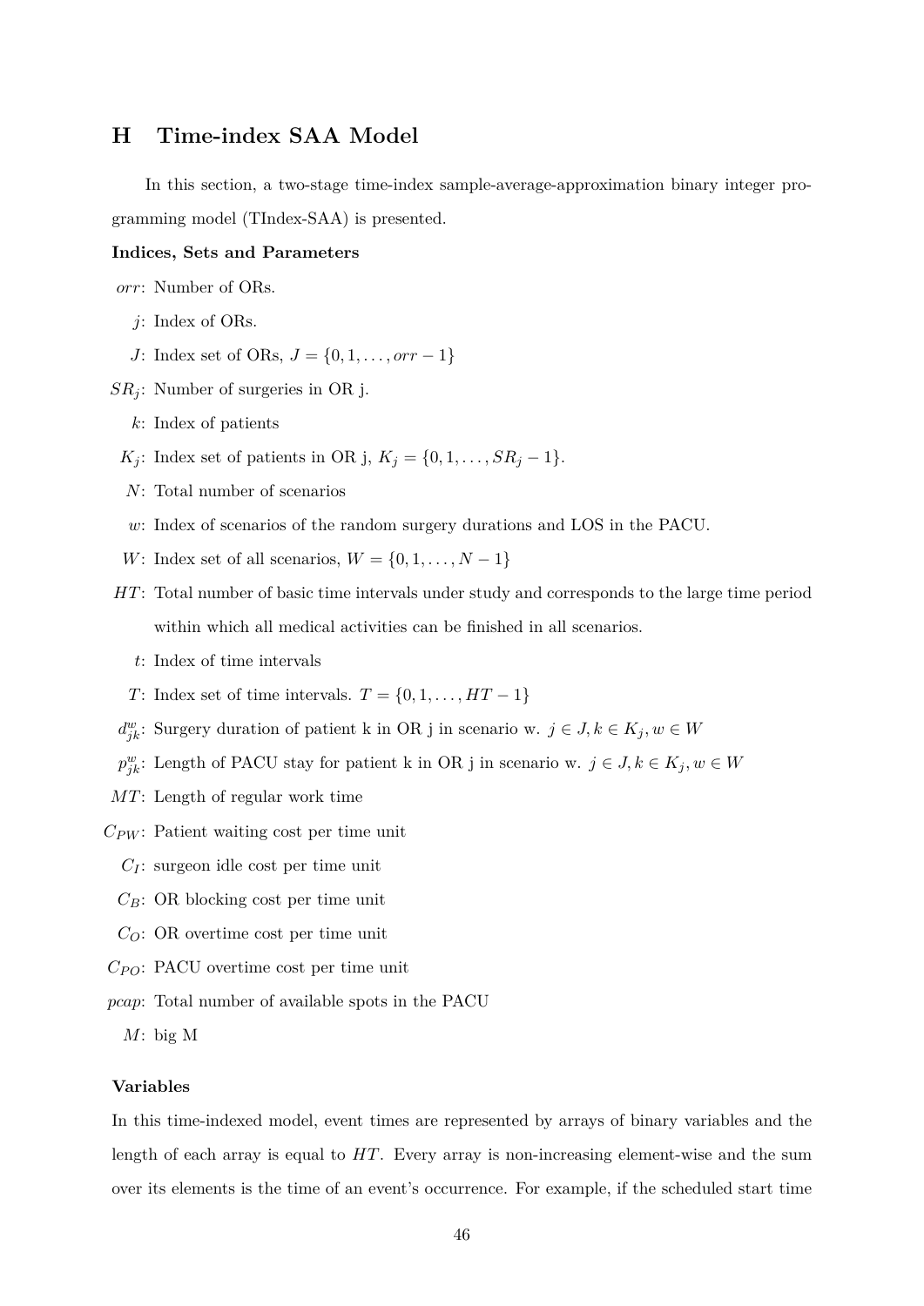## H Time-index SAA Model

In this section, a two-stage time-index sample-average-approximation binary integer programming model (TIndex-SAA) is presented.

**Indices, Sets and Parameters**

- $orr$: Number of ORs.
- $j$: Index of ORs.
- $J$: Index set of ORs, $J = \{0, 1, \ldots, orr - 1\}$
- $SR_j$: Number of surgeries in OR j.
- $k$: Index of patients
- $K_j$: Index set of patients in OR j, $K_j = \{0, 1, \ldots, SR_j - 1\}$.
- $N$: Total number of scenarios
- $w$: Index of scenarios of the random surgery durations and LOS in the PACU.
- $W$: Index set of all scenarios, $W = \{0, 1, \ldots, N - 1\}$
- $HT$: Total number of basic time intervals under study and corresponds to the large time period within which all medical activities can be finished in all scenarios.
- $t$: Index of time intervals
- $T$: Index set of time intervals. $T = \{0, 1, \ldots, HT - 1\}$
- $d^w_{jk}$: Surgery duration of patient k in OR j in scenario w. $j \in J, k \in K_j, w \in W$
- $p^w_{jk}$: Length of PACU stay for patient k in OR j in scenario w. $j \in J, k \in K_j, w \in W$
- $MT$: Length of regular work time
- $C_{PW}$: Patient waiting cost per time unit
- $C_I$: surgeon idle cost per time unit
- $C_B$: OR blocking cost per time unit
- $C_O$: OR overtime cost per time unit
- $C_{PO}$: PACU overtime cost per time unit
- $pcap$: Total number of available spots in the PACU
- $M$: big M

**Variables**

In this time-indexed model, event times are represented by arrays of binary variables and the length of each array is equal to $HT$. Every array is non-increasing element-wise and the sum over its elements is the time of an event's occurrence. For example, if the scheduled start time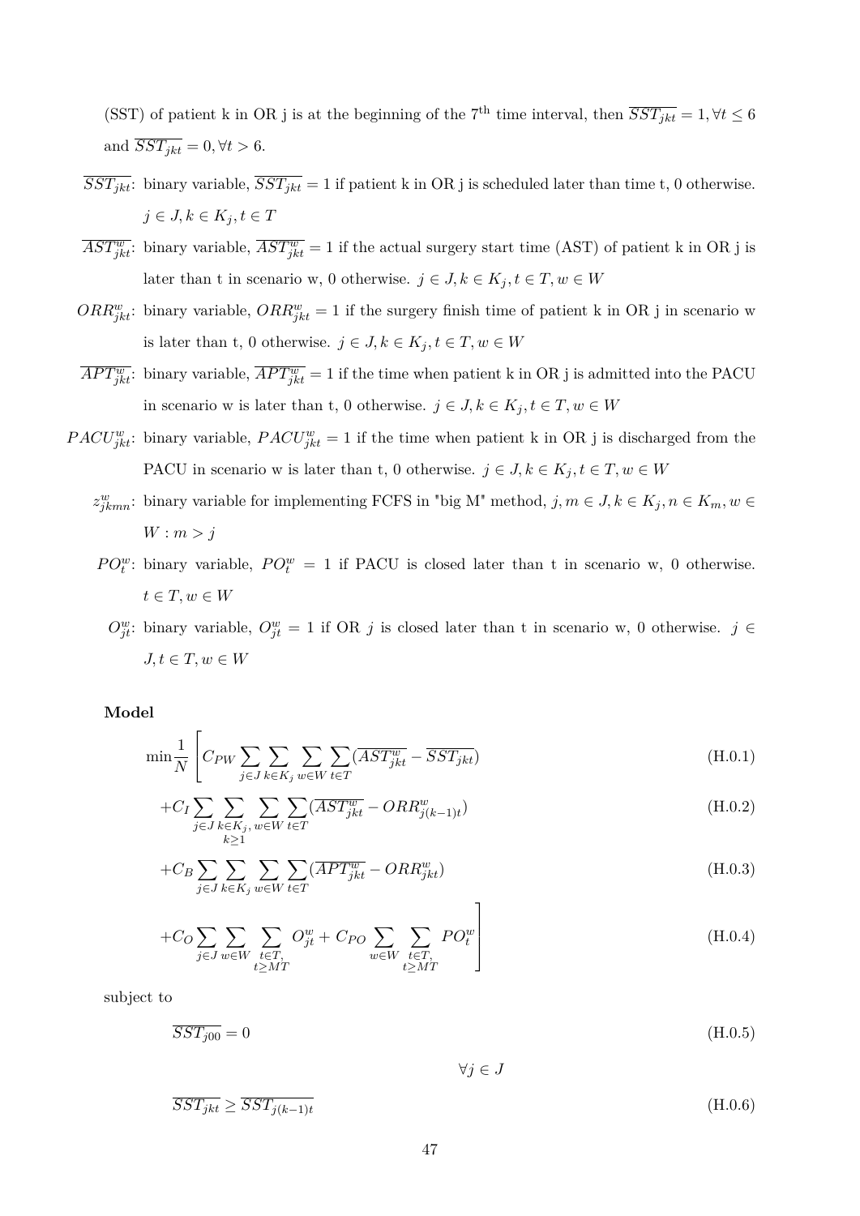(SST) of patient k in OR j is at the beginning of the 7[th] time interval, then $\overline{SST_{jkt}} = 1, \forall t \leq 6$ and $\overline{SST_{jkt}} = 0, \forall t > 6$.

$\overline{SST_{jkt}}$: binary variable, $\overline{SST_{jkt}} = 1$ if patient k in OR j is scheduled later than time t, 0 otherwise. $j \in J, k \in K_j, t \in T$

$\overline{AST^w_{jkt}}$: binary variable, $\overline{AST^w_{jkt}} = 1$ if the actual surgery start time (AST) of patient k in OR j is later than t in scenario w, 0 otherwise. $j \in J, k \in K_j, t \in T, w \in W$

$ORR^w_{jkt}$: binary variable, $ORR^w_{jkt} = 1$ if the surgery finish time of patient k in OR j in scenario w is later than t, 0 otherwise. $j \in J, k \in K_j, t \in T, w \in W$

$\overline{APT^w_{jkt}}$: binary variable, $\overline{APT^w_{jkt}} = 1$ if the time when patient k in OR j is admitted into the PACU in scenario w is later than t, 0 otherwise. $j \in J, k \in K_j, t \in T, w \in W$

$PACU^w_{jkt}$: binary variable, $PACU^w_{jkt} = 1$ if the time when patient k in OR j is discharged from the PACU in scenario w is later than t, 0 otherwise. $j \in J, k \in K_j, t \in T, w \in W$

$z^w_{jkmn}$: binary variable for implementing FCFS in "big M" method, $j, m \in J, k \in K_j, n \in K_m, w \in W : m > j$

$PO^w_t$: binary variable, $PO^w_t = 1$ if PACU is closed later than t in scenario w, 0 otherwise. $t \in T, w \in W$

$O^w_{jt}$: binary variable, $O^w_{jt} = 1$ if OR $j$ is closed later than t in scenario w, 0 otherwise. $j \in J, t \in T, w \in W$

**Model**

$$\min \frac{1}{N} \Bigg[ C_{PW} \sum_{j \in J} \sum_{k \in K_j} \sum_{w \in W} \sum_{t \in T} (\overline{AST^w_{jkt}} - \overline{SST_{jkt}}) \tag{H.0.1}$$

$$+ C_I \sum_{j \in J} \sum_{\substack{k \in K_j, \\ k \geq 1}} \sum_{w \in W} \sum_{t \in T} (\overline{AST^w_{jkt}} - ORR^w_{j(k-1)t}) \tag{H.0.2}$$

$$+ C_B \sum_{j \in J} \sum_{k \in K_j} \sum_{w \in W} \sum_{t \in T} (\overline{APT^w_{jkt}} - ORR^w_{jkt}) \tag{H.0.3}$$

$$+ C_O \sum_{j \in J} \sum_{w \in W} \sum_{\substack{t \in T, \\ t \geq MT}} O^w_{jt} + C_{PO} \sum_{w \in W} \sum_{\substack{t \in T, \\ t \geq MT}} PO^w_t \Bigg] \tag{H.0.4}$$

subject to

$$\overline{SST_{j00}} = 0 \tag{H.0.5}$$

$$\forall j \in J$$

$$\overline{SST_{jkt}} \geq \overline{SST_{j(k-1)t}} \tag{H.0.6}$$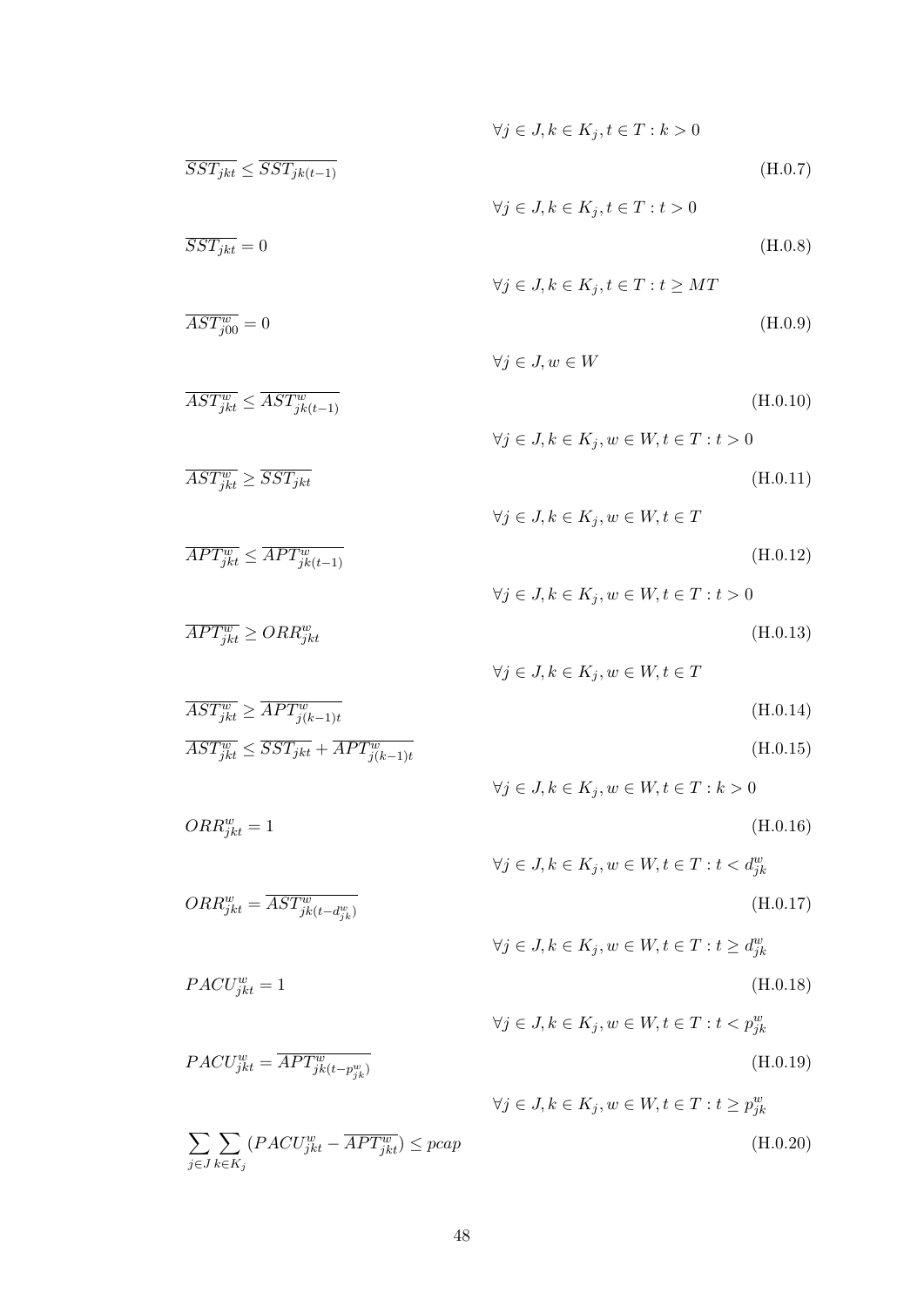$$\forall j \in J, k \in K_j, t \in T : k > 0$$

$$\overline{SST_{jkt}} \leq \overline{SST_{jk(t-1)}} \tag{H.0.7}$$

$$\forall j \in J, k \in K_j, t \in T : t > 0$$

$$\overline{SST_{jkt}} = 0 \tag{H.0.8}$$

$$\forall j \in J, k \in K_j, t \in T : t \geq MT$$

$$\overline{AST^w_{j00}} = 0 \tag{H.0.9}$$

$$\forall j \in J, w \in W$$

$$\overline{AST^w_{jkt}} \leq \overline{AST^w_{jk(t-1)}} \tag{H.0.10}$$

$$\forall j \in J, k \in K_j, w \in W, t \in T : t > 0$$

$$\overline{AST^w_{jkt}} \geq \overline{SST_{jkt}} \tag{H.0.11}$$

$$\forall j \in J, k \in K_j, w \in W, t \in T$$

$$\overline{APT^w_{jkt}} \leq \overline{APT^w_{jk(t-1)}} \tag{H.0.12}$$

$$\forall j \in J, k \in K_j, w \in W, t \in T : t > 0$$

$$\overline{APT^w_{jkt}} \geq ORR^w_{jkt} \tag{H.0.13}$$

$$\forall j \in J, k \in K_j, w \in W, t \in T$$

$$\overline{AST^w_{jkt}} \geq \overline{APT^w_{j(k-1)t}} \tag{H.0.14}$$

$$\overline{AST^w_{jkt}} \leq \overline{SST_{jkt}} + \overline{APT^w_{j(k-1)t}} \tag{H.0.15}$$

$$\forall j \in J, k \in K_j, w \in W, t \in T : k > 0$$

$$ORR^w_{jkt} = 1 \tag{H.0.16}$$

$$\forall j \in J, k \in K_j, w \in W, t \in T : t < d^w_{jk}$$

$$ORR^w_{jkt} = \overline{AST^w_{jk(t-d^w_{jk})}} \tag{H.0.17}$$

$$\forall j \in J, k \in K_j, w \in W, t \in T : t \geq d^w_{jk}$$

$$PACU^w_{jkt} = 1 \tag{H.0.18}$$

$$\forall j \in J, k \in K_j, w \in W, t \in T : t < p^w_{jk}$$

$$PACU^w_{jkt} = \overline{APT^w_{jk(t-p^w_{jk})}} \tag{H.0.19}$$

$$\forall j \in J, k \in K_j, w \in W, t \in T : t \geq p^w_{jk}$$

$$\sum_{j \in J} \sum_{k \in K_j} (PACU^w_{jkt} - \overline{APT^w_{jkt}}) \leq pcap \tag{H.0.20}$$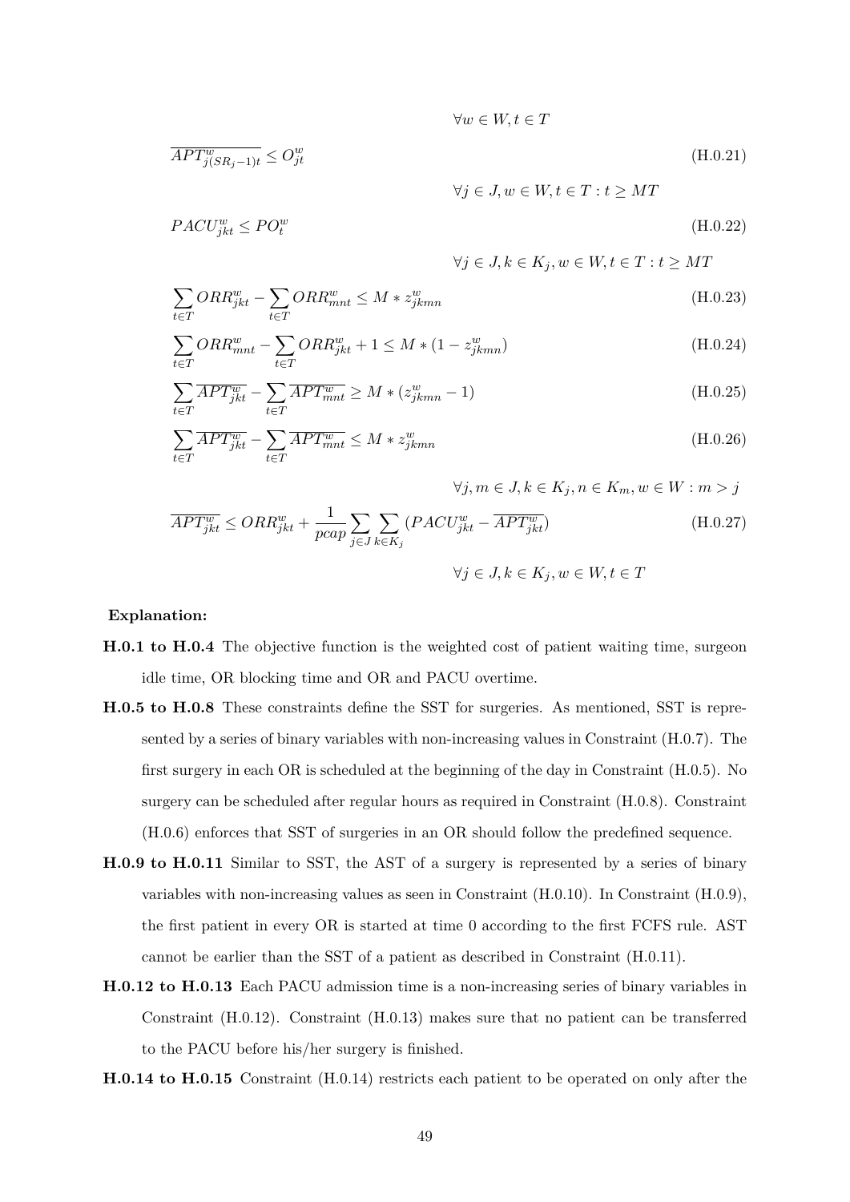$$\forall w \in W, t \in T$$

$$\overline{APT^{w}_{j(SR_j-1)t}} \leq O^{w}_{jt} \tag{H.0.21}$$

$$\forall j \in J, w \in W, t \in T : t \geq MT$$

$$PACU^{w}_{jkt} \leq PO^{w}_{t} \tag{H.0.22}$$

$$\forall j \in J, k \in K_j, w \in W, t \in T : t \geq MT$$

$$\sum_{t \in T} ORR^{w}_{jkt} - \sum_{t \in T} ORR^{w}_{mnt} \leq M * z^{w}_{jkmn} \tag{H.0.23}$$

$$\sum_{t \in T} ORR^{w}_{mnt} - \sum_{t \in T} ORR^{w}_{jkt} + 1 \leq M * (1 - z^{w}_{jkmn}) \tag{H.0.24}$$

$$\sum_{t \in T} \overline{APT^{w}_{jkt}} - \sum_{t \in T} \overline{APT^{w}_{mnt}} \geq M * (z^{w}_{jkmn} - 1) \tag{H.0.25}$$

$$\sum_{t \in T} \overline{APT^{w}_{jkt}} - \sum_{t \in T} \overline{APT^{w}_{mnt}} \leq M * z^{w}_{jkmn} \tag{H.0.26}$$

$$\forall j, m \in J, k \in K_j, n \in K_m, w \in W : m > j$$

$$\overline{APT^{w}_{jkt}} \leq ORR^{w}_{jkt} + \frac{1}{pcap} \sum_{j \in J} \sum_{k \in K_j} (PACU^{w}_{jkt} - \overline{APT^{w}_{jkt}}) \tag{H.0.27}$$

$$\forall j \in J, k \in K_j, w \in W, t \in T$$

**Explanation:**

**H.0.1 to H.0.4** The objective function is the weighted cost of patient waiting time, surgeon idle time, OR blocking time and OR and PACU overtime.

**H.0.5 to H.0.8** These constraints define the SST for surgeries. As mentioned, SST is represented by a series of binary variables with non-increasing values in Constraint (H.0.7). The first surgery in each OR is scheduled at the beginning of the day in Constraint (H.0.5). No surgery can be scheduled after regular hours as required in Constraint (H.0.8). Constraint (H.0.6) enforces that SST of surgeries in an OR should follow the predefined sequence.

**H.0.9 to H.0.11** Similar to SST, the AST of a surgery is represented by a series of binary variables with non-increasing values as seen in Constraint (H.0.10). In Constraint (H.0.9), the first patient in every OR is started at time 0 according to the first FCFS rule. AST cannot be earlier than the SST of a patient as described in Constraint (H.0.11).

**H.0.12 to H.0.13** Each PACU admission time is a non-increasing series of binary variables in Constraint (H.0.12). Constraint (H.0.13) makes sure that no patient can be transferred to the PACU before his/her surgery is finished.

**H.0.14 to H.0.15** Constraint (H.0.14) restricts each patient to be operated on only after the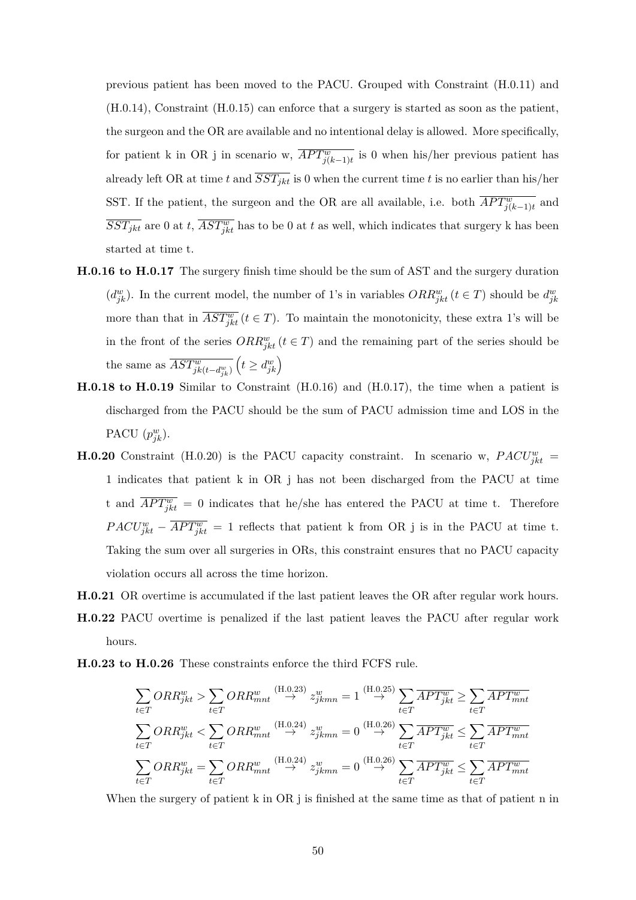previous patient has been moved to the PACU. Grouped with Constraint (H.0.11) and (H.0.14), Constraint (H.0.15) can enforce that a surgery is started as soon as the patient, the surgeon and the OR are available and no intentional delay is allowed. More specifically, for patient k in OR j in scenario w, $\overline{APT^w_{j(k-1)t}}$ is 0 when his/her previous patient has already left OR at time $t$ and $\overline{SST_{jkt}}$ is 0 when the current time $t$ is no earlier than his/her SST. If the patient, the surgeon and the OR are all available, i.e. both $\overline{APT^w_{j(k-1)t}}$ and $\overline{SST_{jkt}}$ are 0 at $t$, $\overline{AST^w_{jkt}}$ has to be 0 at $t$ as well, which indicates that surgery k has been started at time t.

**H.0.16 to H.0.17** The surgery finish time should be the sum of AST and the surgery duration ($d^w_{jk}$). In the current model, the number of 1's in variables $ORR^w_{jkt}\,(t \in T)$ should be $d^w_{jk}$ more than that in $\overline{AST^w_{jkt}}\,(t \in T)$. To maintain the monotonicity, these extra 1's will be in the front of the series $ORR^w_{jkt}\,(t \in T)$ and the remaining part of the series should be the same as $\overline{AST^w_{jk(t-d^w_{jk})}}\left(t \geq d^w_{jk}\right)$

**H.0.18 to H.0.19** Similar to Constraint (H.0.16) and (H.0.17), the time when a patient is discharged from the PACU should be the sum of PACU admission time and LOS in the PACU ($p^w_{jk}$).

**H.0.20** Constraint (H.0.20) is the PACU capacity constraint. In scenario w, $PACU^w_{jkt} = 1$ indicates that patient k in OR j has not been discharged from the PACU at time t and $\overline{APT^w_{jkt}} = 0$ indicates that he/she has entered the PACU at time t. Therefore $PACU^w_{jkt} - \overline{APT^w_{jkt}} = 1$ reflects that patient k from OR j is in the PACU at time t. Taking the sum over all surgeries in ORs, this constraint ensures that no PACU capacity violation occurs all across the time horizon.

**H.0.21** OR overtime is accumulated if the last patient leaves the OR after regular work hours.

**H.0.22** PACU overtime is penalized if the last patient leaves the PACU after regular work hours.

**H.0.23 to H.0.26** These constraints enforce the third FCFS rule.

$$\sum_{t \in T} ORR^w_{jkt} > \sum_{t \in T} ORR^w_{mnt} \overset{\text{(H.0.23)}}{\rightarrow} z^w_{jkmn} = 1 \overset{\text{(H.0.25)}}{\rightarrow} \sum_{t \in T} \overline{APT^w_{jkt}} \geq \sum_{t \in T} \overline{APT^w_{mnt}}$$

$$\sum_{t \in T} ORR^w_{jkt} < \sum_{t \in T} ORR^w_{mnt} \overset{\text{(H.0.24)}}{\rightarrow} z^w_{jkmn} = 0 \overset{\text{(H.0.26)}}{\rightarrow} \sum_{t \in T} \overline{APT^w_{jkt}} \leq \sum_{t \in T} \overline{APT^w_{mnt}}$$

$$\sum_{t \in T} ORR^w_{jkt} = \sum_{t \in T} ORR^w_{mnt} \overset{\text{(H.0.24)}}{\rightarrow} z^w_{jkmn} = 0 \overset{\text{(H.0.26)}}{\rightarrow} \sum_{t \in T} \overline{APT^w_{jkt}} \leq \sum_{t \in T} \overline{APT^w_{mnt}}$$

When the surgery of patient k in OR j is finished at the same time as that of patient n in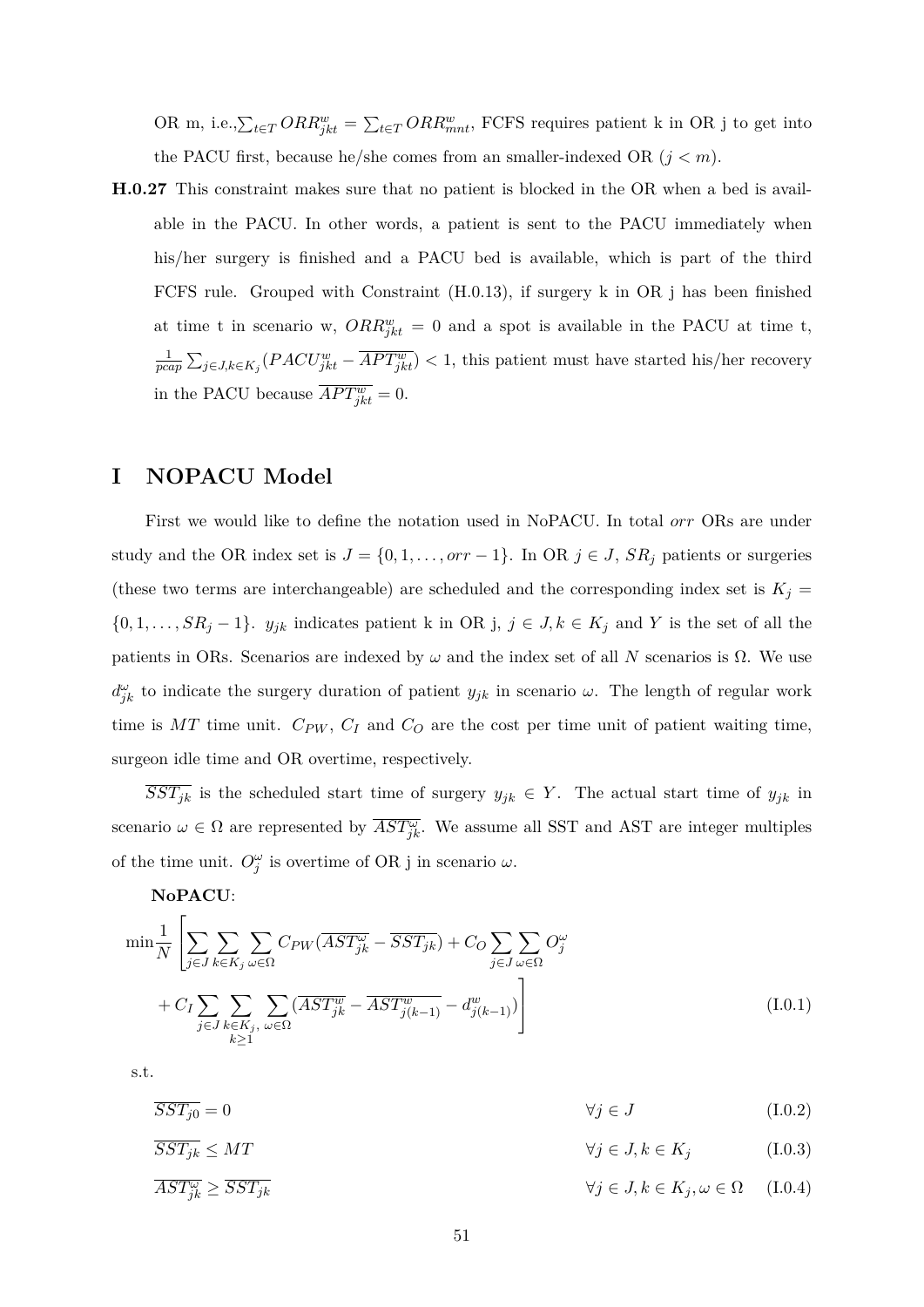OR m, i.e.,$\sum_{t \in T} ORR^w_{jkt} = \sum_{t \in T} ORR^w_{mnt}$, FCFS requires patient k in OR j to get into the PACU first, because he/she comes from an smaller-indexed OR ($j < m$).

**H.0.27** This constraint makes sure that no patient is blocked in the OR when a bed is available in the PACU. In other words, a patient is sent to the PACU immediately when his/her surgery is finished and a PACU bed is available, which is part of the third FCFS rule. Grouped with Constraint (H.0.13), if surgery k in OR j has been finished at time t in scenario w, $ORR^w_{jkt} = 0$ and a spot is available in the PACU at time t, $\frac{1}{pcap} \sum_{j \in J, k \in K_j} (PACU^w_{jkt} - \overline{APT^w_{jkt}}) < 1$, this patient must have started his/her recovery in the PACU because $\overline{APT^w_{jkt}} = 0$.

# I NOPACU Model

First we would like to define the notation used in NoPACU. In total *orr* ORs are under study and the OR index set is $J = \{0, 1, \ldots, orr - 1\}$. In OR $j \in J$, $SR_j$ patients or surgeries (these two terms are interchangeable) are scheduled and the corresponding index set is $K_j = \{0, 1, \ldots, SR_j - 1\}$. $y_{jk}$ indicates patient k in OR j, $j \in J, k \in K_j$ and $Y$ is the set of all the patients in ORs. Scenarios are indexed by $\omega$ and the index set of all $N$ scenarios is $\Omega$. We use $d^\omega_{jk}$ to indicate the surgery duration of patient $y_{jk}$ in scenario $\omega$. The length of regular work time is $MT$ time unit. $C_{PW}$, $C_I$ and $C_O$ are the cost per time unit of patient waiting time, surgeon idle time and OR overtime, respectively.

$\overline{SST_{jk}}$ is the scheduled start time of surgery $y_{jk} \in Y$. The actual start time of $y_{jk}$ in scenario $\omega \in \Omega$ are represented by $\overline{AST^\omega_{jk}}$. We assume all SST and AST are integer multiples of the time unit. $O^\omega_j$ is overtime of OR j in scenario $\omega$.

**NoPACU**:

$$
\min \frac{1}{N} \left[ \sum_{j \in J} \sum_{k \in K_j} \sum_{\omega \in \Omega} C_{PW} (\overline{AST^\omega_{jk}} - \overline{SST_{jk}}) + C_O \sum_{j \in J} \sum_{\omega \in \Omega} O^\omega_j + C_I \sum_{j \in J} \sum_{\substack{k \in K_j, \\ k \geq 1}} \sum_{\omega \in \Omega} (\overline{AST^w_{jk}} - \overline{AST^w_{j(k-1)}} - d^w_{j(k-1)}) \right] \tag{I.0.1}
$$

s.t.

$$
\overline{SST_{j0}} = 0 \qquad \forall j \in J \tag{I.0.2}
$$

$$
\overline{SST_{jk}} \leq MT \qquad \forall j \in J, k \in K_j \tag{I.0.3}
$$

$$
\overline{AST^\omega_{jk}} \geq \overline{SST_{jk}} \qquad \forall j \in J, k \in K_j, \omega \in \Omega \tag{I.0.4}
$$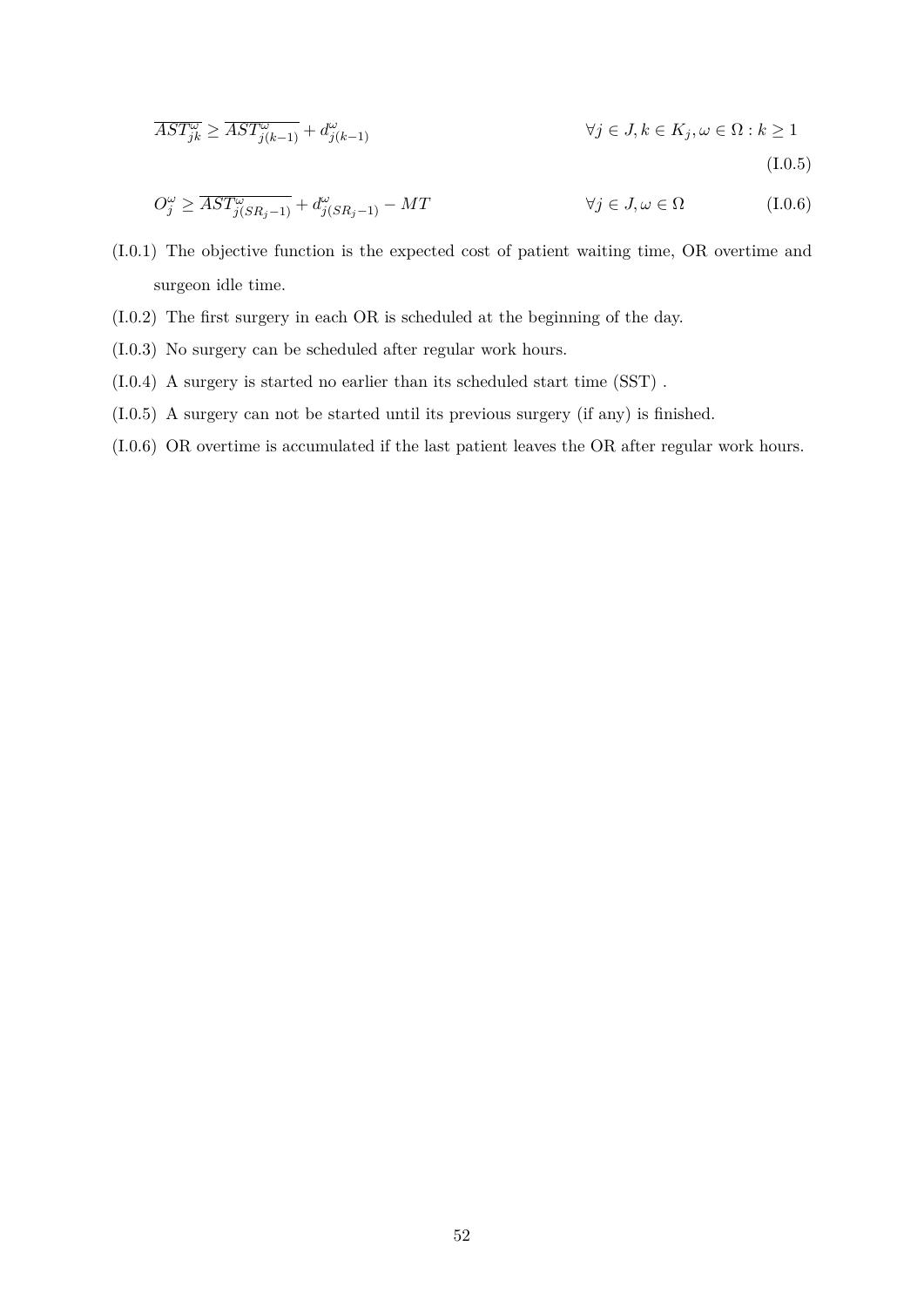$$\overline{AST_{jk}^{\omega}} \geq \overline{AST_{j(k-1)}^{\omega}} + d_{j(k-1)}^{\omega} \qquad \forall j \in J, k \in K_j, \omega \in \Omega : k \geq 1 \tag{I.0.5}$$

$$O_j^{\omega} \geq \overline{AST_{j(SR_j-1)}^{\omega}} + d_{j(SR_j-1)}^{\omega} - MT \qquad \forall j \in J, \omega \in \Omega \tag{I.0.6}$$

(I.0.1) The objective function is the expected cost of patient waiting time, OR overtime and surgeon idle time.

(I.0.2) The first surgery in each OR is scheduled at the beginning of the day.

(I.0.3) No surgery can be scheduled after regular work hours.

(I.0.4) A surgery is started no earlier than its scheduled start time (SST) .

(I.0.5) A surgery can not be started until its previous surgery (if any) is finished.

(I.0.6) OR overtime is accumulated if the last patient leaves the OR after regular work hours.